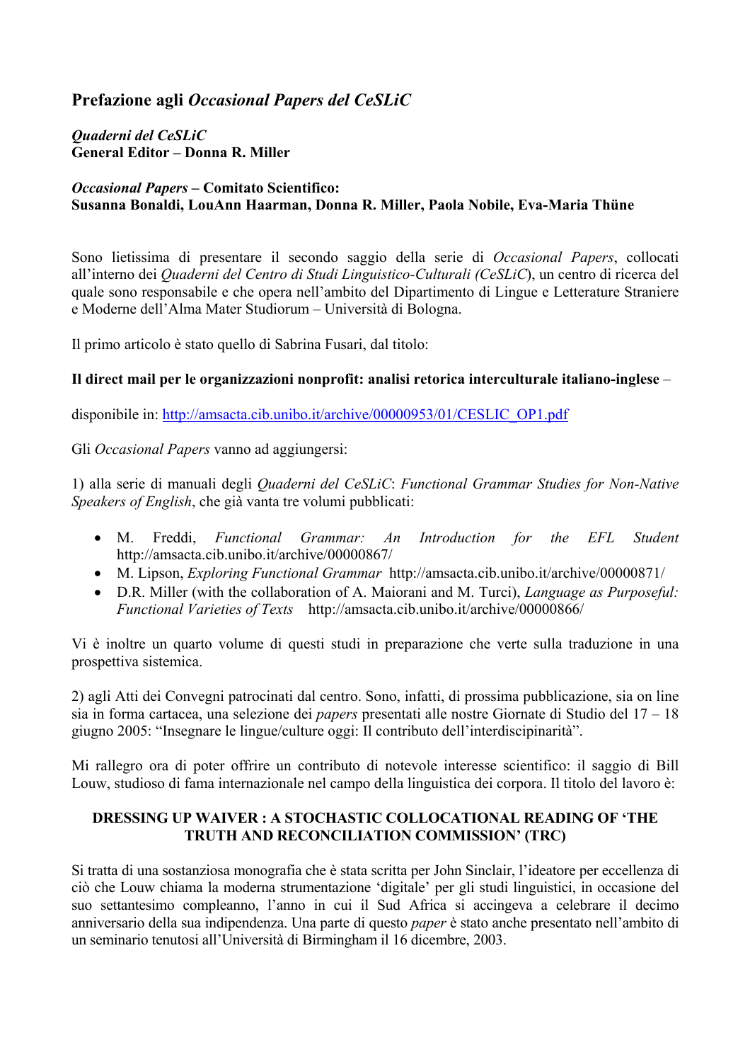# Prefazione agli *Occasional Papers del CeSLiC*

***Quaderni del CeSLiC***
**General Editor – Donna R. Miller**

***Occasional Papers* – Comitato Scientifico:**
**Susanna Bonaldi, LouAnn Haarman, Donna R. Miller, Paola Nobile, Eva-Maria Thüne**

Sono lietissima di presentare il secondo saggio della serie di *Occasional Papers*, collocati all'interno dei *Quaderni del Centro di Studi Linguistico-Culturali (CeSLiC)*, un centro di ricerca del quale sono responsabile e che opera nell'ambito del Dipartimento di Lingue e Letterature Straniere e Moderne dell'Alma Mater Studiorum – Università di Bologna.

Il primo articolo è stato quello di Sabrina Fusari, dal titolo:

**Il direct mail per le organizzazioni nonprofit: analisi retorica interculturale italiano-inglese** –

disponibile in: http://amsacta.cib.unibo.it/archive/00000953/01/CESLIC_OP1.pdf

Gli *Occasional Papers* vanno ad aggiungersi:

1) alla serie di manuali degli *Quaderni del CeSLiC*: *Functional Grammar Studies for Non-Native Speakers of English*, che già vanta tre volumi pubblicati:

- M. Freddi, *Functional Grammar: An Introduction for the EFL Student* http://amsacta.cib.unibo.it/archive/00000867/
- M. Lipson, *Exploring Functional Grammar* http://amsacta.cib.unibo.it/archive/00000871/
- D.R. Miller (with the collaboration of A. Maiorani and M. Turci), *Language as Purposeful: Functional Varieties of Texts* http://amsacta.cib.unibo.it/archive/00000866/

Vi è inoltre un quarto volume di questi studi in preparazione che verte sulla traduzione in una prospettiva sistemica.

2) agli Atti dei Convegni patrocinati dal centro. Sono, infatti, di prossima pubblicazione, sia on line sia in forma cartacea, una selezione dei *papers* presentati alle nostre Giornate di Studio del 17 – 18 giugno 2005: "Insegnare le lingue/culture oggi: Il contributo dell'interdisciplinarità".

Mi rallegro ora di poter offrire un contributo di notevole interesse scientifico: il saggio di Bill Louw, studioso di fama internazionale nel campo della linguistica dei corpora. Il titolo del lavoro è:

**DRESSING UP WAIVER : A STOCHASTIC COLLOCATIONAL READING OF 'THE TRUTH AND RECONCILIATION COMMISSION' (TRC)**

Si tratta di una sostanziosa monografia che è stata scritta per John Sinclair, l'ideatore per eccellenza di ciò che Louw chiama la moderna strumentazione 'digitale' per gli studi linguistici, in occasione del suo settantesimo compleanno, l'anno in cui il Sud Africa si accingeva a celebrare il decimo anniversario della sua indipendenza. Una parte di questo *paper* è stato anche presentato nell'ambito di un seminario tenutosi all'Università di Birmingham il 16 dicembre, 2003.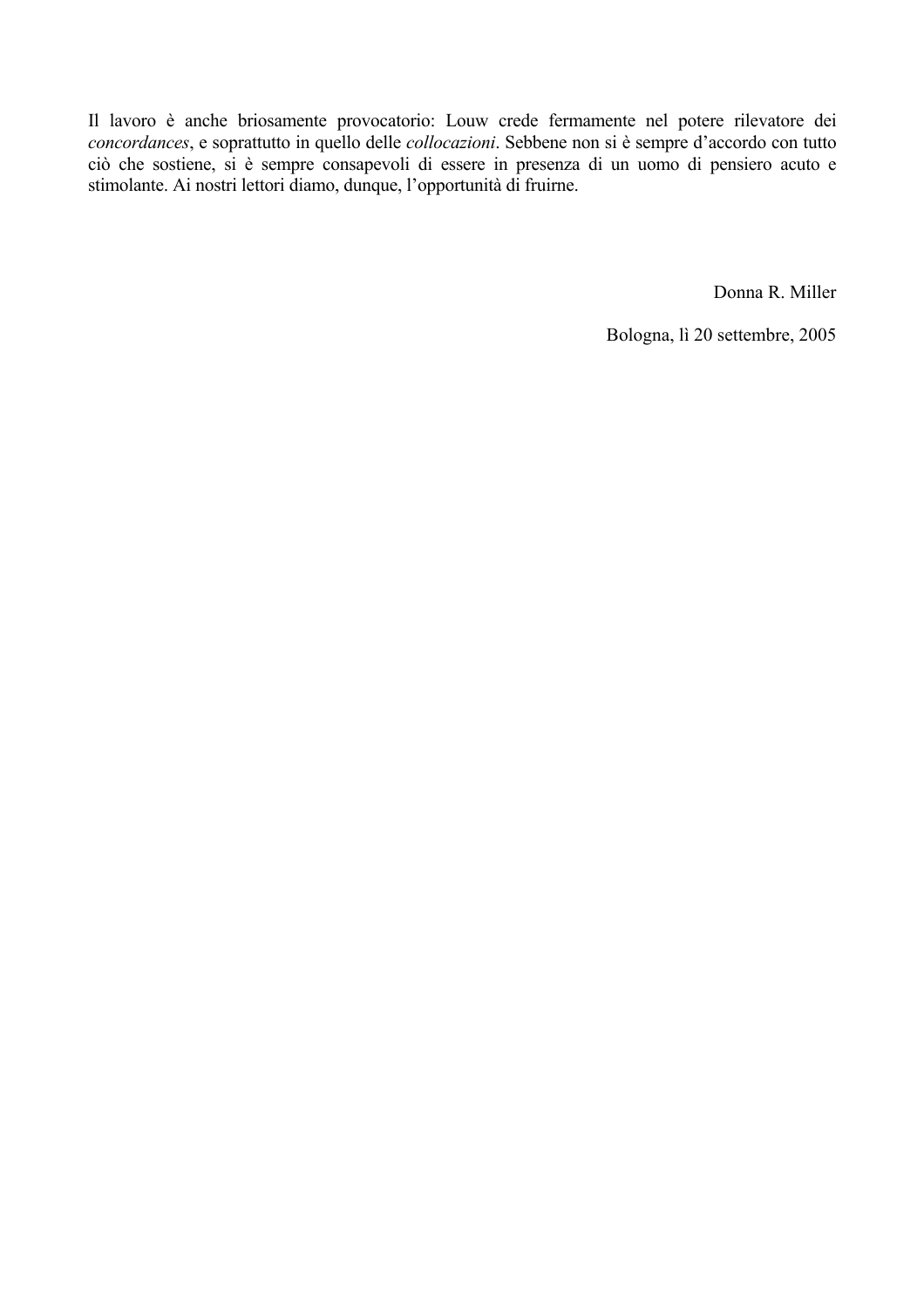Il lavoro è anche briosamente provocatorio: Louw crede fermamente nel potere rilevatore dei *concordances*, e soprattutto in quello delle *collocazioni*. Sebbene non si è sempre d'accordo con tutto ciò che sostiene, si è sempre consapevoli di essere in presenza di un uomo di pensiero acuto e stimolante. Ai nostri lettori diamo, dunque, l'opportunità di fruirne.

Donna R. Miller

Bologna, lì 20 settembre, 2005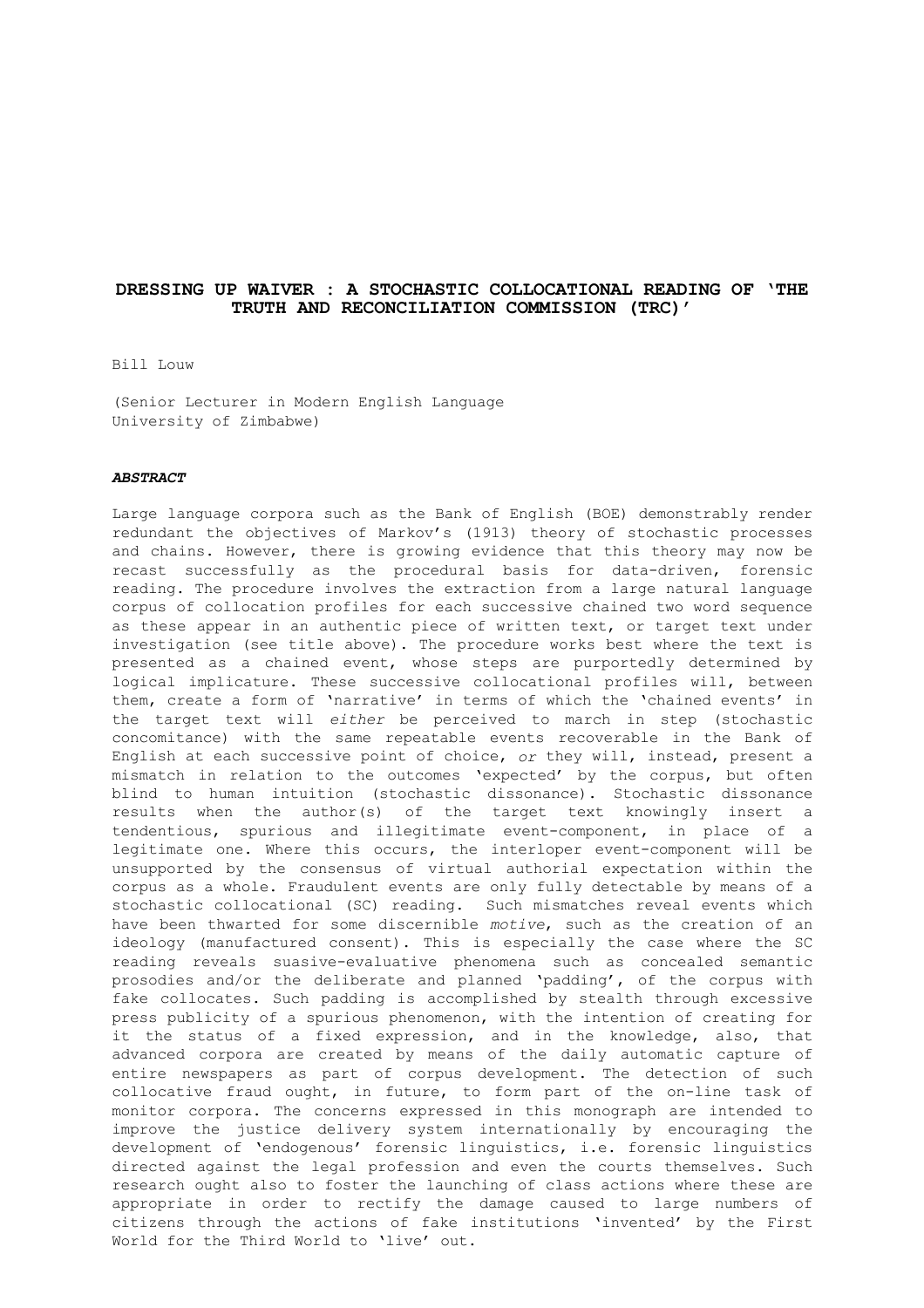**DRESSING UP WAIVER : A STOCHASTIC COLLOCATIONAL READING OF 'THE TRUTH AND RECONCILIATION COMMISSION (TRC)'**

Bill Louw

(Senior Lecturer in Modern English Language
University of Zimbabwe)

***ABSTRACT***

Large language corpora such as the Bank of English (BOE) demonstrably render redundant the objectives of Markov's (1913) theory of stochastic processes and chains. However, there is growing evidence that this theory may now be recast successfully as the procedural basis for data-driven, forensic reading. The procedure involves the extraction from a large natural language corpus of collocation profiles for each successive chained two word sequence as these appear in an authentic piece of written text, or target text under investigation (see title above). The procedure works best where the text is presented as a chained event, whose steps are purportedly determined by logical implicature. These successive collocational profiles will, between them, create a form of 'narrative' in terms of which the 'chained events' in the target text will *either* be perceived to march in step (stochastic concomitance) with the same repeatable events recoverable in the Bank of English at each successive point of choice, *or* they will, instead, present a mismatch in relation to the outcomes 'expected' by the corpus, but often blind to human intuition (stochastic dissonance). Stochastic dissonance results when the author(s) of the target text knowingly insert a tendentious, spurious and illegitimate event-component, in place of a legitimate one. Where this occurs, the interloper event-component will be unsupported by the consensus of virtual authorial expectation within the corpus as a whole. Fraudulent events are only fully detectable by means of a stochastic collocational (SC) reading. Such mismatches reveal events which have been thwarted for some discernible *motive*, such as the creation of an ideology (manufactured consent). This is especially the case where the SC reading reveals suasive-evaluative phenomena such as concealed semantic prosodies and/or the deliberate and planned 'padding', of the corpus with fake collocates. Such padding is accomplished by stealth through excessive press publicity of a spurious phenomenon, with the intention of creating for it the status of a fixed expression, and in the knowledge, also, that advanced corpora are created by means of the daily automatic capture of entire newspapers as part of corpus development. The detection of such collocative fraud ought, in future, to form part of the on-line task of monitor corpora. The concerns expressed in this monograph are intended to improve the justice delivery system internationally by encouraging the development of 'endogenous' forensic linguistics, i.e. forensic linguistics directed against the legal profession and even the courts themselves. Such research ought also to foster the launching of class actions where these are appropriate in order to rectify the damage caused to large numbers of citizens through the actions of fake institutions 'invented' by the First World for the Third World to 'live' out.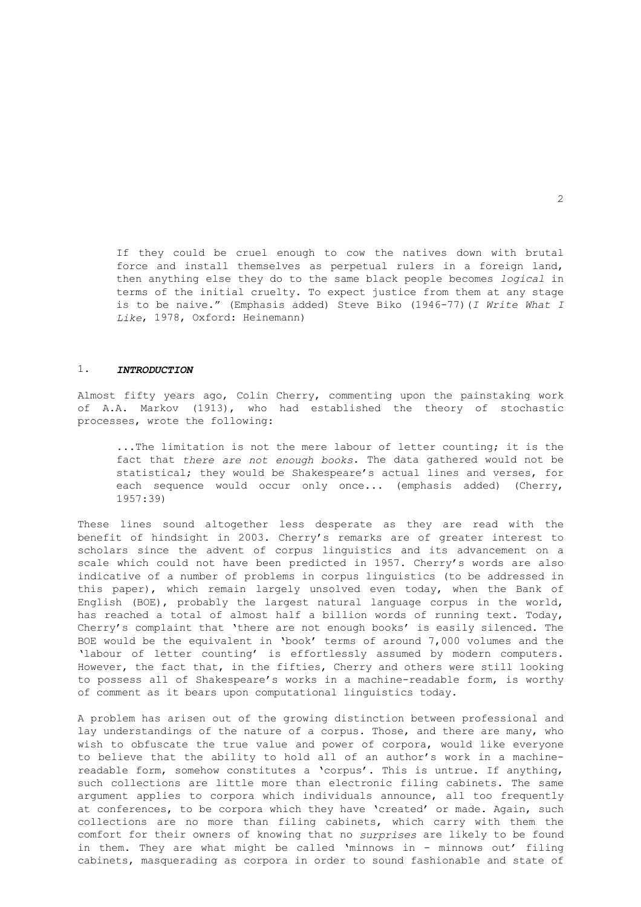If they could be cruel enough to cow the natives down with brutal force and install themselves as perpetual rulers in a foreign land, then anything else they do to the same black people becomes *logical* in terms of the initial cruelty. To expect justice from them at any stage is to be naive." (Emphasis added) Steve Biko (1946-77)(*I Write What I Like*, 1978, Oxford: Heinemann)

## 1. ***INTRODUCTION***

Almost fifty years ago, Colin Cherry, commenting upon the painstaking work of A.A. Markov (1913), who had established the theory of stochastic processes, wrote the following:

> ...The limitation is not the mere labour of letter counting; it is the fact that *there are not enough books*. The data gathered would not be statistical; they would be Shakespeare's actual lines and verses, for each sequence would occur only once... (emphasis added) (Cherry, 1957:39)

These lines sound altogether less desperate as they are read with the benefit of hindsight in 2003. Cherry's remarks are of greater interest to scholars since the advent of corpus linguistics and its advancement on a scale which could not have been predicted in 1957. Cherry's words are also indicative of a number of problems in corpus linguistics (to be addressed in this paper), which remain largely unsolved even today, when the Bank of English (BOE), probably the largest natural language corpus in the world, has reached a total of almost half a billion words of running text. Today, Cherry's complaint that 'there are not enough books' is easily silenced. The BOE would be the equivalent in 'book' terms of around 7,000 volumes and the 'labour of letter counting' is effortlessly assumed by modern computers. However, the fact that, in the fifties, Cherry and others were still looking to possess all of Shakespeare's works in a machine-readable form, is worthy of comment as it bears upon computational linguistics today.

A problem has arisen out of the growing distinction between professional and lay understandings of the nature of a corpus. Those, and there are many, who wish to obfuscate the true value and power of corpora, would like everyone to believe that the ability to hold all of an author's work in a machine-readable form, somehow constitutes a 'corpus'. This is untrue. If anything, such collections are little more than electronic filing cabinets. The same argument applies to corpora which individuals announce, all too frequently at conferences, to be corpora which they have 'created' or made. Again, such collections are no more than filing cabinets, which carry with them the comfort for their owners of knowing that no *surprises* are likely to be found in them. They are what might be called 'minnows in - minnows out' filing cabinets, masquerading as corpora in order to sound fashionable and state of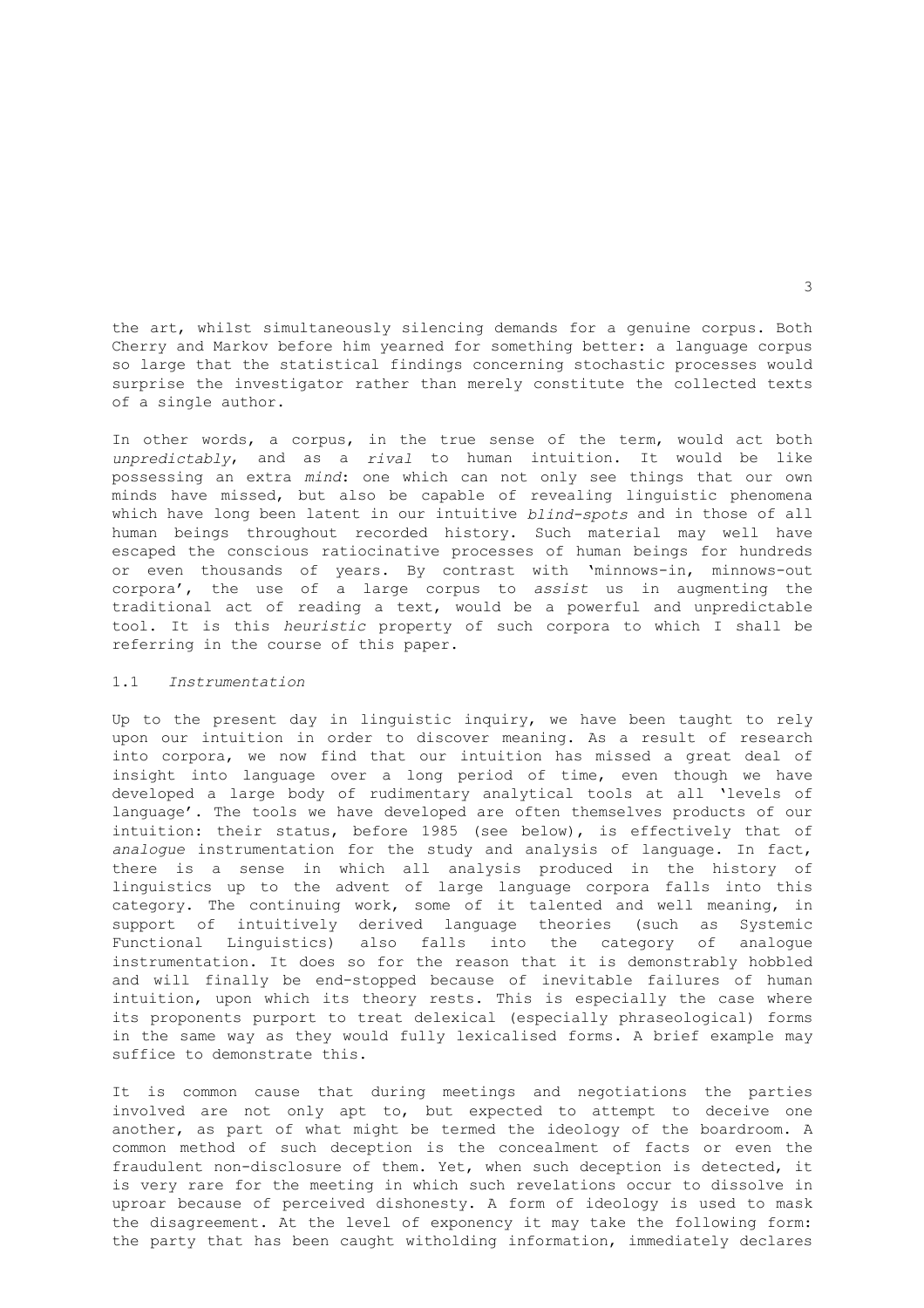the art, whilst simultaneously silencing demands for a genuine corpus. Both Cherry and Markov before him yearned for something better: a language corpus so large that the statistical findings concerning stochastic processes would surprise the investigator rather than merely constitute the collected texts of a single author.

In other words, a corpus, in the true sense of the term, would act both *unpredictably*, and as a *rival* to human intuition. It would be like possessing an extra *mind*: one which can not only see things that our own minds have missed, but also be capable of revealing linguistic phenomena which have long been latent in our intuitive *blind-spots* and in those of all human beings throughout recorded history. Such material may well have escaped the conscious ratiocinative processes of human beings for hundreds or even thousands of years. By contrast with 'minnows-in, minnows-out corpora', the use of a large corpus to *assist* us in augmenting the traditional act of reading a text, would be a powerful and unpredictable tool. It is this *heuristic* property of such corpora to which I shall be referring in the course of this paper.

## 1.1 *Instrumentation*

Up to the present day in linguistic inquiry, we have been taught to rely upon our intuition in order to discover meaning. As a result of research into corpora, we now find that our intuition has missed a great deal of insight into language over a long period of time, even though we have developed a large body of rudimentary analytical tools at all 'levels of language'. The tools we have developed are often themselves products of our intuition: their status, before 1985 (see below), is effectively that of *analogue* instrumentation for the study and analysis of language. In fact, there is a sense in which all analysis produced in the history of linguistics up to the advent of large language corpora falls into this category. The continuing work, some of it talented and well meaning, in support of intuitively derived language theories (such as Systemic Functional Linguistics) also falls into the category of analogue instrumentation. It does so for the reason that it is demonstrably hobbled and will finally be end-stopped because of inevitable failures of human intuition, upon which its theory rests. This is especially the case where its proponents purport to treat delexical (especially phraseological) forms in the same way as they would fully lexicalised forms. A brief example may suffice to demonstrate this.

It is common cause that during meetings and negotiations the parties involved are not only apt to, but expected to attempt to deceive one another, as part of what might be termed the ideology of the boardroom. A common method of such deception is the concealment of facts or even the fraudulent non-disclosure of them. Yet, when such deception is detected, it is very rare for the meeting in which such revelations occur to dissolve in uproar because of perceived dishonesty. A form of ideology is used to mask the disagreement. At the level of exponency it may take the following form: the party that has been caught witholding information, immediately declares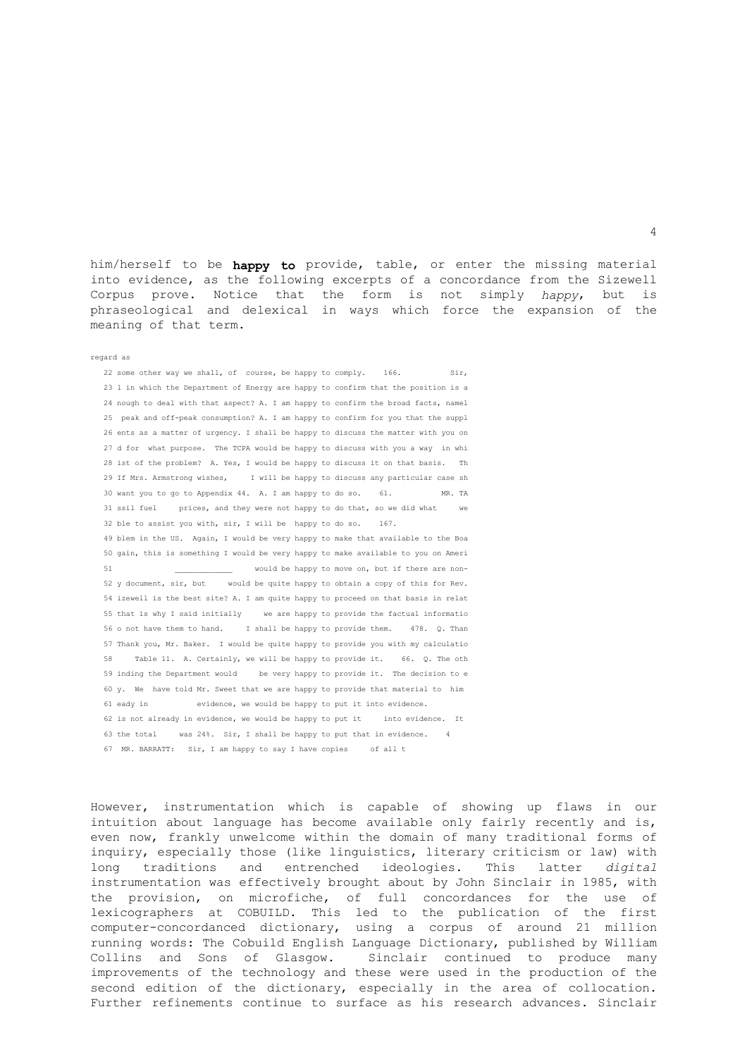him/herself to be **happy to** provide, table, or enter the missing material into evidence, as the following excerpts of a concordance from the Sizewell Corpus prove. Notice that the form is not simply *happy*, but is phraseological and delexical in ways which force the expansion of the meaning of that term.

```
regard as

  22 some other way we shall, of  course, be happy to comply.   166.          Sir,
  23 l in which the Department of Energy are happy to confirm that the position is a
  24 nough to deal with that aspect? A. I am happy to confirm the broad facts, namel
  25  peak and off-peak consumption? A. I am happy to confirm for you that the suppl
  26 ents as a matter of urgency. I shall be happy to discuss the matter with you on
  27 d for  what purpose.  The TCPA would be happy to discuss with you a way  in whi
  28 ist of the problem?  A. Yes, I would be happy to discuss it on that basis.   Th
  29 If Mrs. Armstrong wishes,     I will be happy to discuss any particular case sh
  30 want you to go to Appendix 44.  A. I am happy to do so.    61.          MR. TA
  31 ssil fuel     prices, and they were not happy to do that, so we did what     we
  32 ble to assist you with, sir, I will be  happy to do so.    167.
  49 blem in the US.  Again, I would be very happy to make that available to the Boa
  50 gain, this is something I would be very happy to make available to you on Ameri
  51              ____________     would be happy to move on, but if there are non-
  52 y document, sir, but     would be quite happy to obtain a copy of this for Rev.
  54 izewell is the best site? A. I am quite happy to proceed on that basis in relat
  55 that is why I said initially     we are happy to provide the factual informatio
  56 o not have them to hand.     I shall be happy to provide them.    478. Q. Than
  57 Thank you, Mr. Baker.  I would be quite happy to provide you with my calculatio
  58     Table 11.  A. Certainly, we will be happy to provide it.    66.  Q. The oth
  59 inding the Department would     be very happy to provide it.  The decision to e
  60 y.  We  have told Mr. Sweet that we are happy to provide that material to  him
  61 eady in           evidence, we would be happy to put it into evidence.
  62 is not already in evidence, we would be happy to put it     into evidence.  It
  63 the total     was 24%.  Sir, I shall be happy to put that in evidence.    4
  67  MR. BARRATT:   Sir, I am happy to say I have copies     of all t
```

However, instrumentation which is capable of showing up flaws in our intuition about language has become available only fairly recently and is, even now, frankly unwelcome within the domain of many traditional forms of inquiry, especially those (like linguistics, literary criticism or law) with long traditions and entrenched ideologies. This latter *digital* instrumentation was effectively brought about by John Sinclair in 1985, with the provision, on microfiche, of full concordances for the use of lexicographers at COBUILD. This led to the publication of the first computer-concordanced dictionary, using a corpus of around 21 million running words: The Cobuild English Language Dictionary, published by William Collins and Sons of Glasgow. Sinclair continued to produce many improvements of the technology and these were used in the production of the second edition of the dictionary, especially in the area of collocation. Further refinements continue to surface as his research advances. Sinclair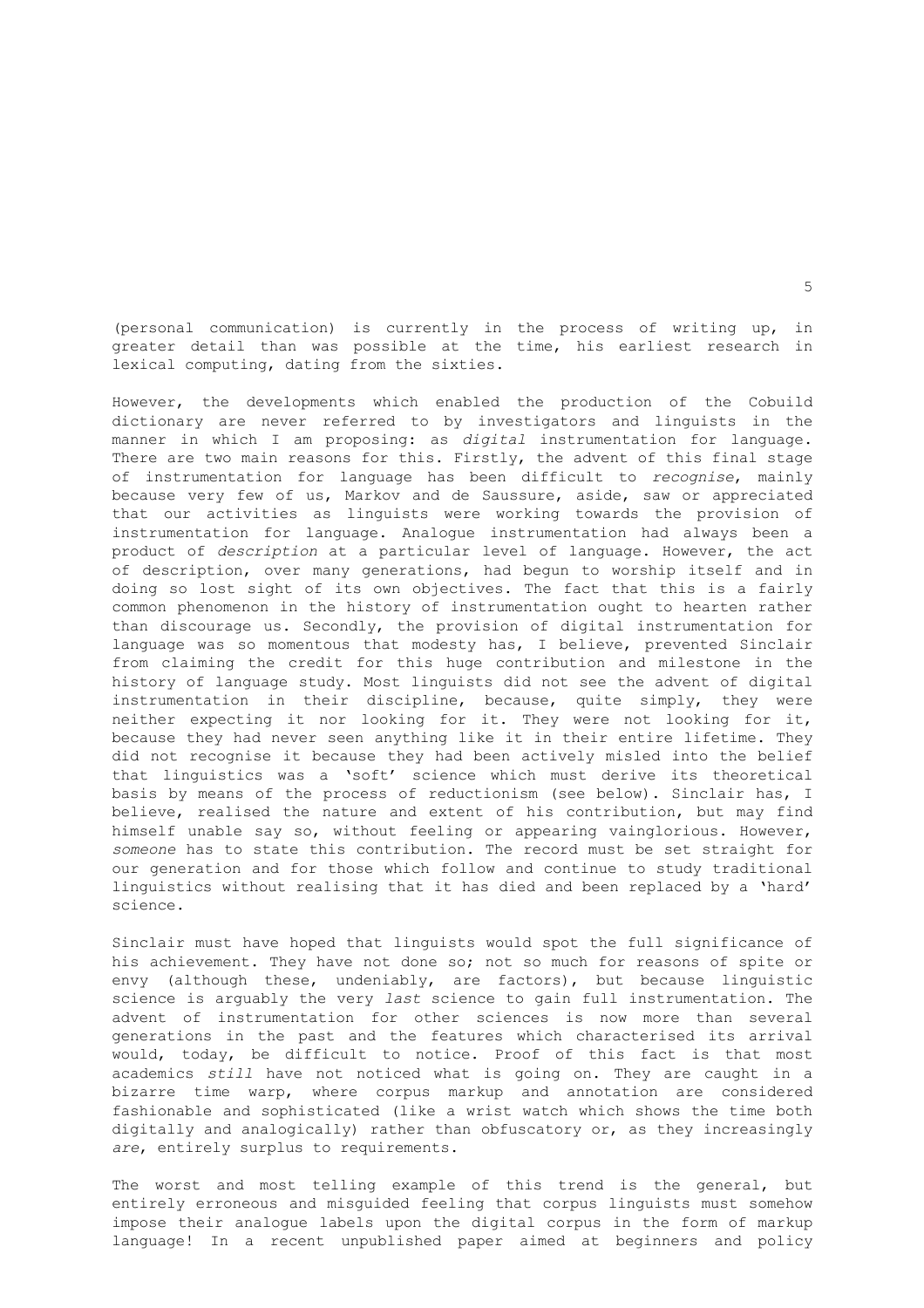(personal communication) is currently in the process of writing up, in greater detail than was possible at the time, his earliest research in lexical computing, dating from the sixties.

However, the developments which enabled the production of the Cobuild dictionary are never referred to by investigators and linguists in the manner in which I am proposing: as *digital* instrumentation for language. There are two main reasons for this. Firstly, the advent of this final stage of instrumentation for language has been difficult to *recognise*, mainly because very few of us, Markov and de Saussure, aside, saw or appreciated that our activities as linguists were working towards the provision of instrumentation for language. Analogue instrumentation had always been a product of *description* at a particular level of language. However, the act of description, over many generations, had begun to worship itself and in doing so lost sight of its own objectives. The fact that this is a fairly common phenomenon in the history of instrumentation ought to hearten rather than discourage us. Secondly, the provision of digital instrumentation for language was so momentous that modesty has, I believe, prevented Sinclair from claiming the credit for this huge contribution and milestone in the history of language study. Most linguists did not see the advent of digital instrumentation in their discipline, because, quite simply, they were neither expecting it nor looking for it. They were not looking for it, because they had never seen anything like it in their entire lifetime. They did not recognise it because they had been actively misled into the belief that linguistics was a 'soft' science which must derive its theoretical basis by means of the process of reductionism (see below). Sinclair has, I believe, realised the nature and extent of his contribution, but may find himself unable say so, without feeling or appearing vainglorious. However, *someone* has to state this contribution. The record must be set straight for our generation and for those which follow and continue to study traditional linguistics without realising that it has died and been replaced by a 'hard' science.

Sinclair must have hoped that linguists would spot the full significance of his achievement. They have not done so; not so much for reasons of spite or envy (although these, undeniably, are factors), but because linguistic science is arguably the very *last* science to gain full instrumentation. The advent of instrumentation for other sciences is now more than several generations in the past and the features which characterised its arrival would, today, be difficult to notice. Proof of this fact is that most academics *still* have not noticed what is going on. They are caught in a bizarre time warp, where corpus markup and annotation are considered fashionable and sophisticated (like a wrist watch which shows the time both digitally and analogically) rather than obfuscatory or, as they increasingly *are*, entirely surplus to requirements.

The worst and most telling example of this trend is the general, but entirely erroneous and misguided feeling that corpus linguists must somehow impose their analogue labels upon the digital corpus in the form of markup language! In a recent unpublished paper aimed at beginners and policy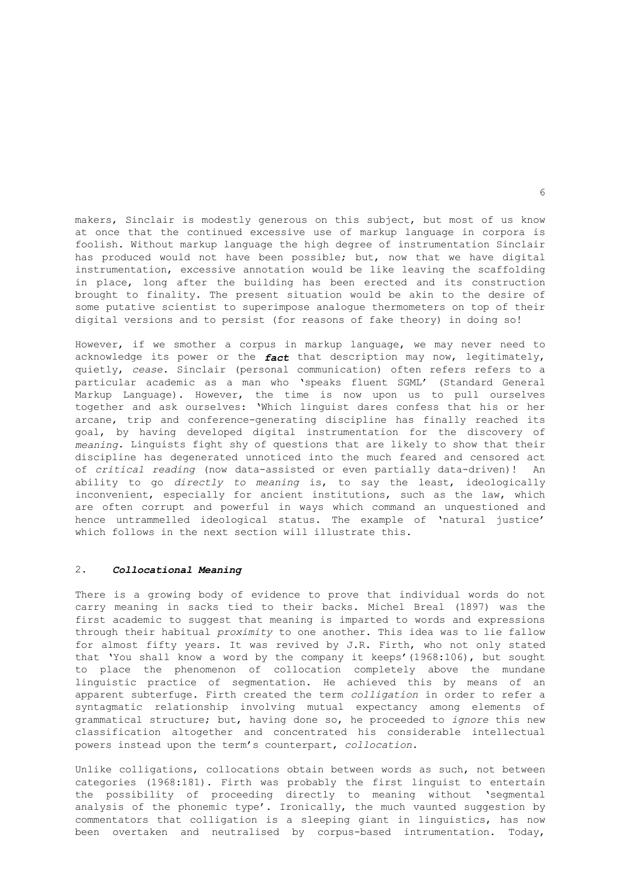makers, Sinclair is modestly generous on this subject, but most of us know at once that the continued excessive use of markup language in corpora is foolish. Without markup language the high degree of instrumentation Sinclair has produced would not have been possible; but, now that we have digital instrumentation, excessive annotation would be like leaving the scaffolding in place, long after the building has been erected and its construction brought to finality. The present situation would be akin to the desire of some putative scientist to superimpose analogue thermometers on top of their digital versions and to persist (for reasons of fake theory) in doing so!

However, if we smother a corpus in markup language, we may never need to acknowledge its power or the ***fact*** that description may now, legitimately, quietly, *cease*. Sinclair (personal communication) often refers refers to a particular academic as a man who 'speaks fluent SGML' (Standard General Markup Language). However, the time is now upon us to pull ourselves together and ask ourselves: 'Which linguist dares confess that his or her arcane, trip and conference-generating discipline has finally reached its goal, by having developed digital instrumentation for the discovery of *meaning*. Linguists fight shy of questions that are likely to show that their discipline has degenerated unnoticed into the much feared and censored act of *critical reading* (now data-assisted or even partially data-driven)! An ability to go *directly to meaning* is, to say the least, ideologically inconvenient, especially for ancient institutions, such as the law, which are often corrupt and powerful in ways which command an unquestioned and hence untrammelled ideological status. The example of 'natural justice' which follows in the next section will illustrate this.

## 2. ***Collocational Meaning***

There is a growing body of evidence to prove that individual words do not carry meaning in sacks tied to their backs. Michel Breal (1897) was the first academic to suggest that meaning is imparted to words and expressions through their habitual *proximity* to one another. This idea was to lie fallow for almost fifty years. It was revived by J.R. Firth, who not only stated that 'You shall know a word by the company it keeps'(1968:106), but sought to place the phenomenon of collocation completely above the mundane linguistic practice of segmentation. He achieved this by means of an apparent subterfuge. Firth created the term *colligation* in order to refer a syntagmatic relationship involving mutual expectancy among elements of grammatical structure; but, having done so, he proceeded to *ignore* this new classification altogether and concentrated his considerable intellectual powers instead upon the term's counterpart, *collocation*.

Unlike colligations, collocations obtain between words as such, not between categories (1968:181). Firth was probably the first linguist to entertain the possibility of proceeding directly to meaning without 'segmental analysis of the phonemic type'. Ironically, the much vaunted suggestion by commentators that colligation is a sleeping giant in linguistics, has now been overtaken and neutralised by corpus-based intrumentation. Today,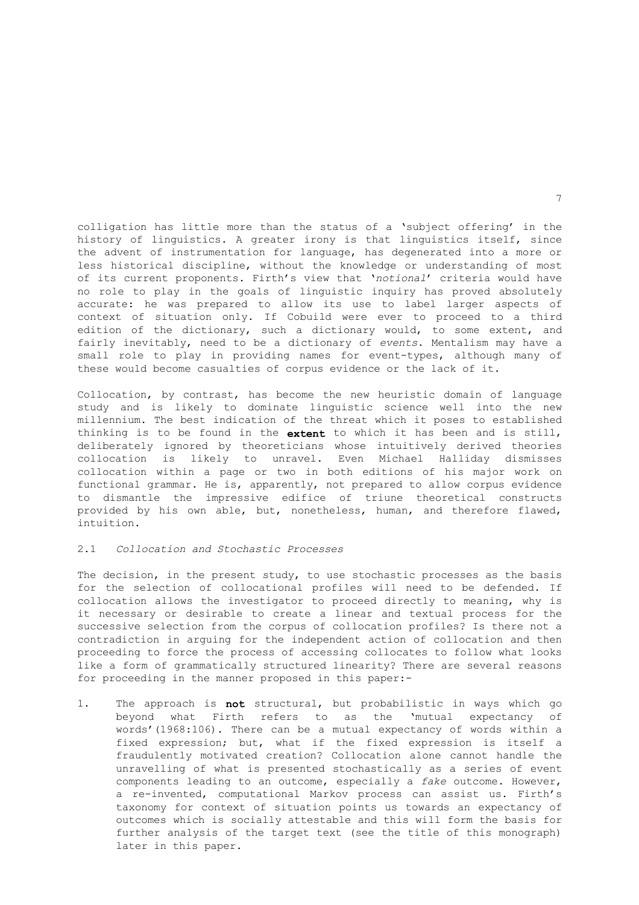colligation has little more than the status of a 'subject offering' in the history of linguistics. A greater irony is that linguistics itself, since the advent of instrumentation for language, has degenerated into a more or less historical discipline, without the knowledge or understanding of most of its current proponents. Firth's view that '*notional*' criteria would have no role to play in the goals of linguistic inquiry has proved absolutely accurate: he was prepared to allow its use to label larger aspects of context of situation only. If Cobuild were ever to proceed to a third edition of the dictionary, such a dictionary would, to some extent, and fairly inevitably, need to be a dictionary of *events*. Mentalism may have a small role to play in providing names for event-types, although many of these would become casualties of corpus evidence or the lack of it.

Collocation, by contrast, has become the new heuristic domain of language study and is likely to dominate linguistic science well into the new millennium. The best indication of the threat which it poses to established thinking is to be found in the **extent** to which it has been and is still, deliberately ignored by theoreticians whose intuitively derived theories collocation is likely to unravel. Even Michael Halliday dismisses collocation within a page or two in both editions of his major work on functional grammar. He is, apparently, not prepared to allow corpus evidence to dismantle the impressive edifice of triune theoretical constructs provided by his own able, but, nonetheless, human, and therefore flawed, intuition.

### 2.1 *Collocation and Stochastic Processes*

The decision, in the present study, to use stochastic processes as the basis for the selection of collocational profiles will need to be defended. If collocation allows the investigator to proceed directly to meaning, why is it necessary or desirable to create a linear and textual process for the successive selection from the corpus of collocation profiles? Is there not a contradiction in arguing for the independent action of collocation and then proceeding to force the process of accessing collocates to follow what looks like a form of grammatically structured linearity? There are several reasons for proceeding in the manner proposed in this paper:-

1. The approach is **not** structural, but probabilistic in ways which go beyond what Firth refers to as the 'mutual expectancy of words'(1968:106). There can be a mutual expectancy of words within a fixed expression; but, what if the fixed expression is itself a fraudulently motivated creation? Collocation alone cannot handle the unravelling of what is presented stochastically as a series of event components leading to an outcome, especially a *fake* outcome. However, a re-invented, computational Markov process can assist us. Firth's taxonomy for context of situation points us towards an expectancy of outcomes which is socially attestable and this will form the basis for further analysis of the target text (see the title of this monograph) later in this paper.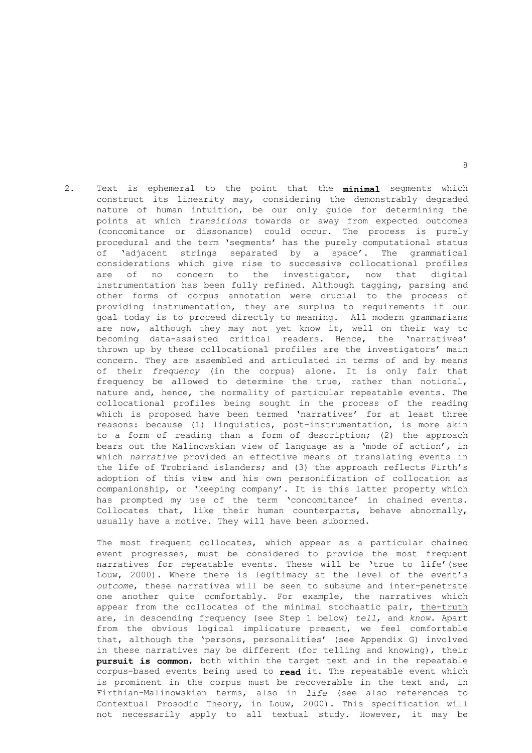2. Text is ephemeral to the point that the **minimal** segments which construct its linearity may, considering the demonstrably degraded nature of human intuition, be our only guide for determining the points at which *transitions* towards or away from expected outcomes (concomitance or dissonance) could occur. The process is purely procedural and the term 'segments' has the purely computational status of 'adjacent strings separated by a space'. The grammatical considerations which give rise to successive collocational profiles are of no concern to the investigator, now that digital instrumentation has been fully refined. Although tagging, parsing and other forms of corpus annotation were crucial to the process of providing instrumentation, they are surplus to requirements if our goal today is to proceed directly to meaning. All modern grammarians are now, although they may not yet know it, well on their way to becoming data-assisted critical readers. Hence, the 'narratives' thrown up by these collocational profiles are the investigators' main concern. They are assembled and articulated in terms of and by means of their *frequency* (in the corpus) alone. It is only fair that frequency be allowed to determine the true, rather than notional, nature and, hence, the normality of particular repeatable events. The collocational profiles being sought in the process of the reading which is proposed have been termed 'narratives' for at least three reasons: because (1) linguistics, post-instrumentation, is more akin to a form of reading than a form of description; (2) the approach bears out the Malinowskian view of language as a 'mode of action', in which *narrative* provided an effective means of translating events in the life of Trobriand islanders; and (3) the approach reflects Firth's adoption of this view and his own personification of collocation as companionship, or 'keeping company'. It is this latter property which has prompted my use of the term 'concomitance' in chained events. Collocates that, like their human counterparts, behave abnormally, usually have a motive. They will have been suborned.

   The most frequent collocates, which appear as a particular chained event progresses, must be considered to provide the most frequent narratives for repeatable events. These will be 'true to life'(see Louw, 2000). Where there is legitimacy at the level of the event's *outcome*, these narratives will be seen to subsume and inter-penetrate one another quite comfortably. For example, the narratives which appear from the collocates of the minimal stochastic pair, <u>the+truth</u> are, in descending frequency (see Step 1 below) *tell*, and *know*. Apart from the obvious logical implicature present, we feel comfortable that, although the 'persons, personalities' (see Appendix G) involved in these narratives may be different (for telling and knowing), their **pursuit is common**, both within the target text and in the repeatable corpus-based events being used to **read** it. The repeatable event which is prominent in the corpus must be recoverable in the text and, in Firthian-Malinowskian terms, also in *life* (see also references to Contextual Prosodic Theory, in Louw, 2000). This specification will not necessarily apply to all textual study. However, it may be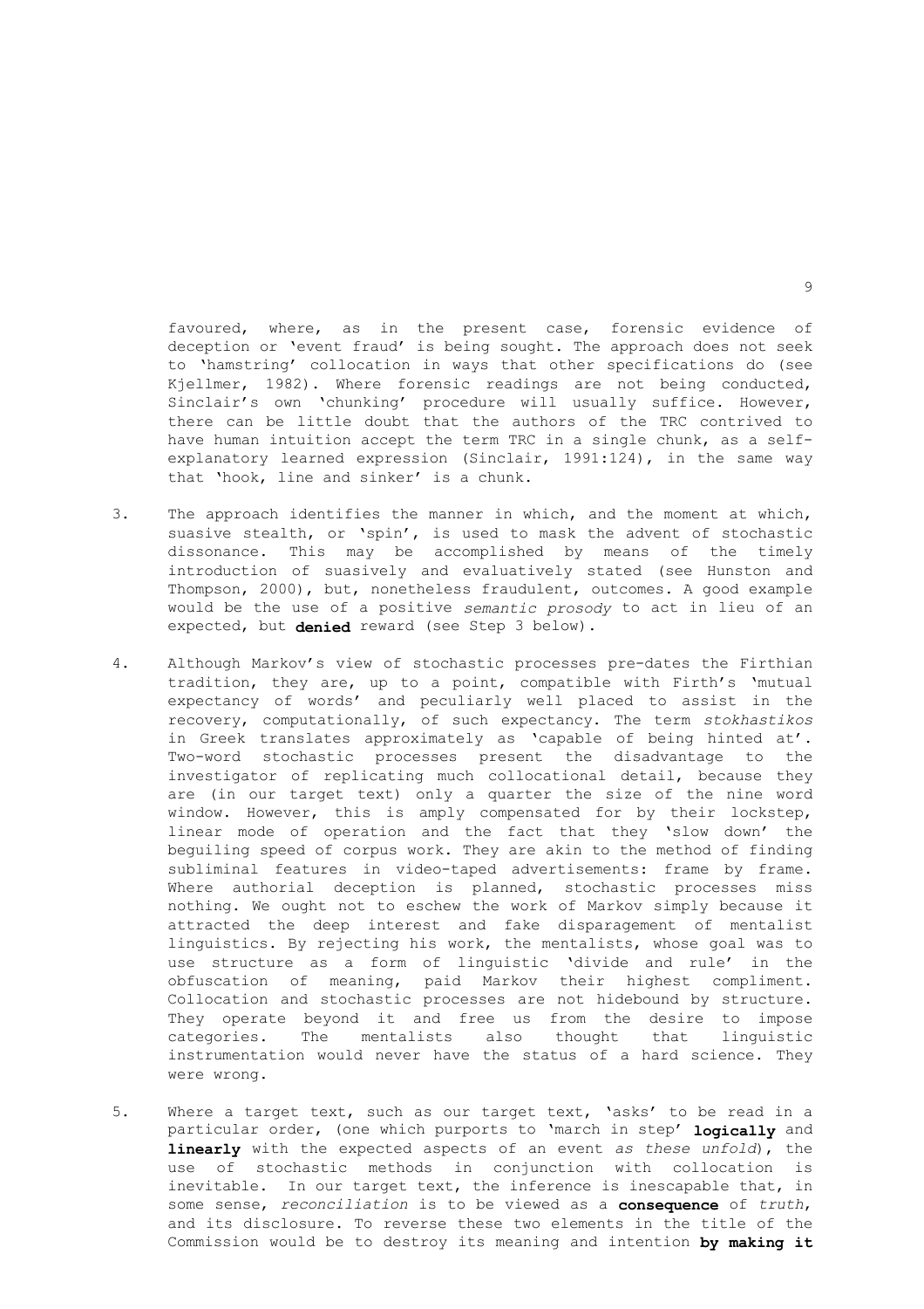favoured, where, as in the present case, forensic evidence of deception or 'event fraud' is being sought. The approach does not seek to 'hamstring' collocation in ways that other specifications do (see Kjellmer, 1982). Where forensic readings are not being conducted, Sinclair's own 'chunking' procedure will usually suffice. However, there can be little doubt that the authors of the TRC contrived to have human intuition accept the term TRC in a single chunk, as a self-explanatory learned expression (Sinclair, 1991:124), in the same way that 'hook, line and sinker' is a chunk.

3. The approach identifies the manner in which, and the moment at which, suasive stealth, or 'spin', is used to mask the advent of stochastic dissonance. This may be accomplished by means of the timely introduction of suasively and evaluatively stated (see Hunston and Thompson, 2000), but, nonetheless fraudulent, outcomes. A good example would be the use of a positive *semantic prosody* to act in lieu of an expected, but **denied** reward (see Step 3 below).

4. Although Markov's view of stochastic processes pre-dates the Firthian tradition, they are, up to a point, compatible with Firth's 'mutual expectancy of words' and peculiarly well placed to assist in the recovery, computationally, of such expectancy. The term *stokhastikos* in Greek translates approximately as 'capable of being hinted at'. Two-word stochastic processes present the disadvantage to the investigator of replicating much collocational detail, because they are (in our target text) only a quarter the size of the nine word window. However, this is amply compensated for by their lockstep, linear mode of operation and the fact that they 'slow down' the beguiling speed of corpus work. They are akin to the method of finding subliminal features in video-taped advertisements: frame by frame. Where authorial deception is planned, stochastic processes miss nothing. We ought not to eschew the work of Markov simply because it attracted the deep interest and fake disparagement of mentalist linguistics. By rejecting his work, the mentalists, whose goal was to use structure as a form of linguistic 'divide and rule' in the obfuscation of meaning, paid Markov their highest compliment. Collocation and stochastic processes are not hidebound by structure. They operate beyond it and free us from the desire to impose categories. The mentalists also thought that linguistic instrumentation would never have the status of a hard science. They were wrong.

5. Where a target text, such as our target text, 'asks' to be read in a particular order, (one which purports to 'march in step' **logically** and **linearly** with the expected aspects of an event *as these unfold*), the use of stochastic methods in conjunction with collocation is inevitable. In our target text, the inference is inescapable that, in some sense, *reconciliation* is to be viewed as a **consequence** of *truth*, and its disclosure. To reverse these two elements in the title of the Commission would be to destroy its meaning and intention **by making it**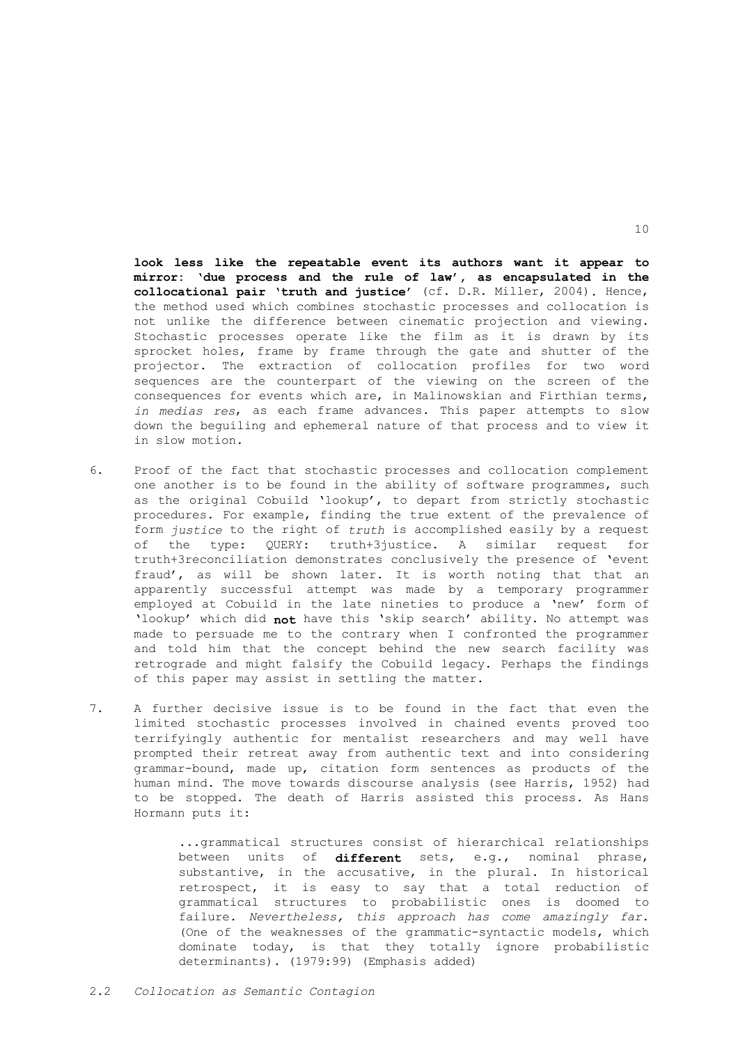**look less like the repeatable event its authors want it appear to mirror: 'due process and the rule of law', as encapsulated in the collocational pair 'truth and justice'** (cf. D.R. Miller, 2004). Hence, the method used which combines stochastic processes and collocation is not unlike the difference between cinematic projection and viewing. Stochastic processes operate like the film as it is drawn by its sprocket holes, frame by frame through the gate and shutter of the projector. The extraction of collocation profiles for two word sequences are the counterpart of the viewing on the screen of the consequences for events which are, in Malinowskian and Firthian terms, *in medias res*, as each frame advances. This paper attempts to slow down the beguiling and ephemeral nature of that process and to view it in slow motion.

6. Proof of the fact that stochastic processes and collocation complement one another is to be found in the ability of software programmes, such as the original Cobuild 'lookup', to depart from strictly stochastic procedures. For example, finding the true extent of the prevalence of form *justice* to the right of *truth* is accomplished easily by a request of the type: QUERY: truth+3justice. A similar request for truth+3reconciliation demonstrates conclusively the presence of 'event fraud', as will be shown later. It is worth noting that that an apparently successful attempt was made by a temporary programmer employed at Cobuild in the late nineties to produce a 'new' form of 'lookup' which did **not** have this 'skip search' ability. No attempt was made to persuade me to the contrary when I confronted the programmer and told him that the concept behind the new search facility was retrograde and might falsify the Cobuild legacy. Perhaps the findings of this paper may assist in settling the matter.

7. A further decisive issue is to be found in the fact that even the limited stochastic processes involved in chained events proved too terrifyingly authentic for mentalist researchers and may well have prompted their retreat away from authentic text and into considering grammar-bound, made up, citation form sentences as products of the human mind. The move towards discourse analysis (see Harris, 1952) had to be stopped. The death of Harris assisted this process. As Hans Hormann puts it:

> ...grammatical structures consist of hierarchical relationships between units of **different** sets, e.g., nominal phrase, substantive, in the accusative, in the plural. In historical retrospect, it is easy to say that a total reduction of grammatical structures to probabilistic ones is doomed to failure. *Nevertheless, this approach has come amazingly far.* (One of the weaknesses of the grammatic-syntactic models, which dominate today, is that they totally ignore probabilistic determinants). (1979:99) (Emphasis added)

## 2.2 *Collocation as Semantic Contagion*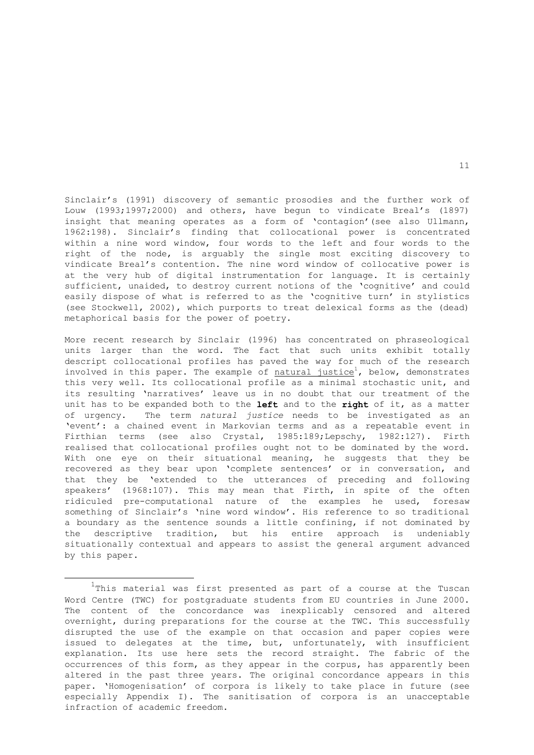Sinclair's (1991) discovery of semantic prosodies and the further work of Louw (1993;1997;2000) and others, have begun to vindicate Breal's (1897) insight that meaning operates as a form of 'contagion'(see also Ullmann, 1962:198). Sinclair's finding that collocational power is concentrated within a nine word window, four words to the left and four words to the right of the node, is arguably the single most exciting discovery to vindicate Breal's contention. The nine word window of collocative power is at the very hub of digital instrumentation for language. It is certainly sufficient, unaided, to destroy current notions of the 'cognitive' and could easily dispose of what is referred to as the 'cognitive turn' in stylistics (see Stockwell, 2002), which purports to treat delexical forms as the (dead) metaphorical basis for the power of poetry.

More recent research by Sinclair (1996) has concentrated on phraseological units larger than the word. The fact that such units exhibit totally descript collocational profiles has paved the way for much of the research involved in this paper. The example of natural justice[1], below, demonstrates this very well. Its collocational profile as a minimal stochastic unit, and its resulting 'narratives' leave us in no doubt that our treatment of the unit has to be expanded both to the **left** and to the **right** of it, as a matter of urgency. The term *natural justice* needs to be investigated as an 'event': a chained event in Markovian terms and as a repeatable event in Firthian terms (see also Crystal, 1985:189;Lepschy, 1982:127). Firth realised that collocational profiles ought not to be dominated by the word. With one eye on their situational meaning, he suggests that they be recovered as they bear upon 'complete sentences' or in conversation, and that they be 'extended to the utterances of preceding and following speakers' (1968:107). This may mean that Firth, in spite of the often ridiculed pre-computational nature of the examples he used, foresaw something of Sinclair's 'nine word window'. His reference to so traditional a boundary as the sentence sounds a little confining, if not dominated by the descriptive tradition, but his entire approach is undeniably situationally contextual and appears to assist the general argument advanced by this paper.

---

[1]This material was first presented as part of a course at the Tuscan Word Centre (TWC) for postgraduate students from EU countries in June 2000. The content of the concordance was inexplicably censored and altered overnight, during preparations for the course at the TWC. This successfully disrupted the use of the example on that occasion and paper copies were issued to delegates at the time, but, unfortunately, with insufficient explanation. Its use here sets the record straight. The fabric of the occurrences of this form, as they appear in the corpus, has apparently been altered in the past three years. The original concordance appears in this paper. 'Homogenisation' of corpora is likely to take place in future (see especially Appendix I). The sanitisation of corpora is an unacceptable infraction of academic freedom.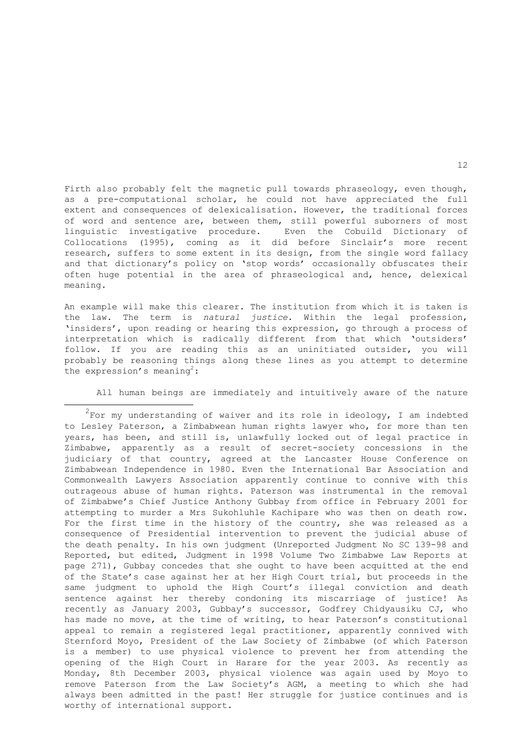Firth also probably felt the magnetic pull towards phraseology, even though, as a pre-computational scholar, he could not have appreciated the full extent and consequences of delexicalisation. However, the traditional forces of word and sentence are, between them, still powerful suborners of most linguistic investigative procedure. Even the Cobuild Dictionary of Collocations (1995), coming as it did before Sinclair's more recent research, suffers to some extent in its design, from the single word fallacy and that dictionary's policy on 'stop words' occasionally obfuscates their often huge potential in the area of phraseological and, hence, delexical meaning.

An example will make this clearer. The institution from which it is taken is the law. The term is *natural justice*. Within the legal profession, 'insiders', upon reading or hearing this expression, go through a process of interpretation which is radically different from that which 'outsiders' follow. If you are reading this as an uninitiated outsider, you will probably be reasoning things along these lines as you attempt to determine the expression's meaning[2]:

All human beings are immediately and intuitively aware of the nature

[2] For my understanding of waiver and its role in ideology, I am indebted to Lesley Paterson, a Zimbabwean human rights lawyer who, for more than ten years, has been, and still is, unlawfully locked out of legal practice in Zimbabwe, apparently as a result of secret-society concessions in the judiciary of that country, agreed at the Lancaster House Conference on Zimbabwean Independence in 1980. Even the International Bar Association and Commonwealth Lawyers Association apparently continue to connive with this outrageous abuse of human rights. Paterson was instrumental in the removal of Zimbabwe's Chief Justice Anthony Gubbay from office in February 2001 for attempting to murder a Mrs Sukohluhle Kachipare who was then on death row. For the first time in the history of the country, she was released as a consequence of Presidential intervention to prevent the judicial abuse of the death penalty. In his own judgment (Unreported Judgment No SC 139-98 and Reported, but edited, Judgment in 1998 Volume Two Zimbabwe Law Reports at page 271), Gubbay concedes that she ought to have been acquitted at the end of the State's case against her at her High Court trial, but proceeds in the same judgment to uphold the High Court's illegal conviction and death sentence against her thereby condoning its miscarriage of justice! As recently as January 2003, Gubbay's successor, Godfrey Chidyausiku CJ, who has made no move, at the time of writing, to hear Paterson's constitutional appeal to remain a registered legal practitioner, apparently connived with Sternford Moyo, President of the Law Society of Zimbabwe (of which Paterson is a member) to use physical violence to prevent her from attending the opening of the High Court in Harare for the year 2003. As recently as Monday, 8th December 2003, physical violence was again used by Moyo to remove Paterson from the Law Society's AGM, a meeting to which she had always been admitted in the past! Her struggle for justice continues and is worthy of international support.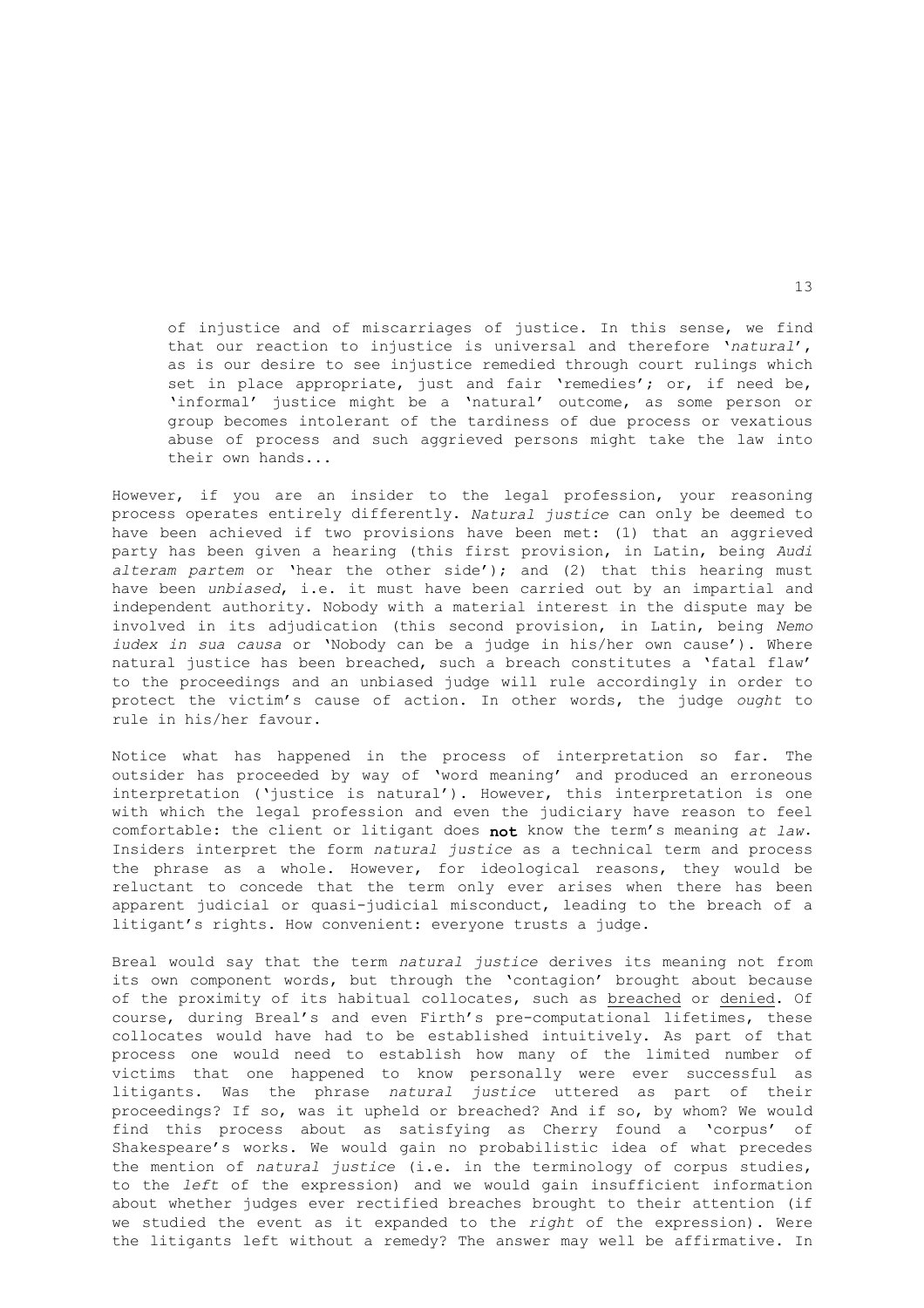> of injustice and of miscarriages of justice. In this sense, we find that our reaction to injustice is universal and therefore '*natural*', as is our desire to see injustice remedied through court rulings which set in place appropriate, just and fair 'remedies'; or, if need be, 'informal' justice might be a 'natural' outcome, as some person or group becomes intolerant of the tardiness of due process or vexatious abuse of process and such aggrieved persons might take the law into their own hands...

However, if you are an insider to the legal profession, your reasoning process operates entirely differently. *Natural justice* can only be deemed to have been achieved if two provisions have been met: (1) that an aggrieved party has been given a hearing (this first provision, in Latin, being *Audi alteram partem* or 'hear the other side'); and (2) that this hearing must have been *unbiased*, i.e. it must have been carried out by an impartial and independent authority. Nobody with a material interest in the dispute may be involved in its adjudication (this second provision, in Latin, being *Nemo iudex in sua causa* or 'Nobody can be a judge in his/her own cause'). Where natural justice has been breached, such a breach constitutes a 'fatal flaw' to the proceedings and an unbiased judge will rule accordingly in order to protect the victim's cause of action. In other words, the judge *ought* to rule in his/her favour.

Notice what has happened in the process of interpretation so far. The outsider has proceeded by way of 'word meaning' and produced an erroneous interpretation ('justice is natural'). However, this interpretation is one with which the legal profession and even the judiciary have reason to feel comfortable: the client or litigant does **not** know the term's meaning *at law*. Insiders interpret the form *natural justice* as a technical term and process the phrase as a whole. However, for ideological reasons, they would be reluctant to concede that the term only ever arises when there has been apparent judicial or quasi-judicial misconduct, leading to the breach of a litigant's rights. How convenient: everyone trusts a judge.

Breal would say that the term *natural justice* derives its meaning not from its own component words, but through the 'contagion' brought about because of the proximity of its habitual collocates, such as <u>breached</u> or <u>denied</u>. Of course, during Breal's and even Firth's pre-computational lifetimes, these collocates would have had to be established intuitively. As part of that process one would need to establish how many of the limited number of victims that one happened to know personally were ever successful as litigants. Was the phrase *natural justice* uttered as part of their proceedings? If so, was it upheld or breached? And if so, by whom? We would find this process about as satisfying as Cherry found a 'corpus' of Shakespeare's works. We would gain no probabilistic idea of what precedes the mention of *natural justice* (i.e. in the terminology of corpus studies, to the *left* of the expression) and we would gain insufficient information about whether judges ever rectified breaches brought to their attention (if we studied the event as it expanded to the *right* of the expression). Were the litigants left without a remedy? The answer may well be affirmative. In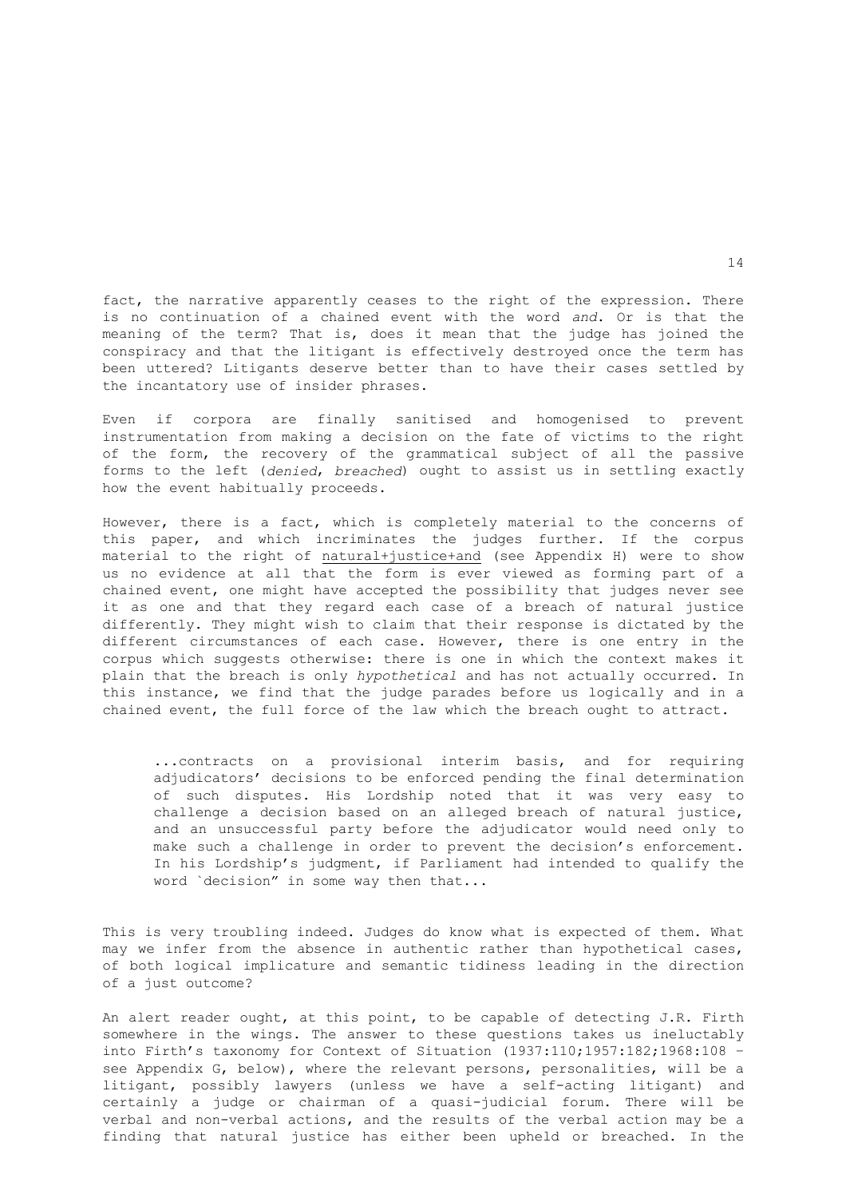fact, the narrative apparently ceases to the right of the expression. There is no continuation of a chained event with the word *and*. Or is that the meaning of the term? That is, does it mean that the judge has joined the conspiracy and that the litigant is effectively destroyed once the term has been uttered? Litigants deserve better than to have their cases settled by the incantatory use of insider phrases.

Even if corpora are finally sanitised and homogenised to prevent instrumentation from making a decision on the fate of victims to the right of the form, the recovery of the grammatical subject of all the passive forms to the left (*denied*, *breached*) ought to assist us in settling exactly how the event habitually proceeds.

However, there is a fact, which is completely material to the concerns of this paper, and which incriminates the judges further. If the corpus material to the right of <u>natural+justice+and</u> (see Appendix H) were to show us no evidence at all that the form is ever viewed as forming part of a chained event, one might have accepted the possibility that judges never see it as one and that they regard each case of a breach of natural justice differently. They might wish to claim that their response is dictated by the different circumstances of each case. However, there is one entry in the corpus which suggests otherwise: there is one in which the context makes it plain that the breach is only *hypothetical* and has not actually occurred. In this instance, we find that the judge parades before us logically and in a chained event, the full force of the law which the breach ought to attract.

> ...contracts on a provisional interim basis, and for requiring adjudicators' decisions to be enforced pending the final determination of such disputes. His Lordship noted that it was very easy to challenge a decision based on an alleged breach of natural justice, and an unsuccessful party before the adjudicator would need only to make such a challenge in order to prevent the decision's enforcement. In his Lordship's judgment, if Parliament had intended to qualify the word `decision" in some way then that...

This is very troubling indeed. Judges do know what is expected of them. What may we infer from the absence in authentic rather than hypothetical cases, of both logical implicature and semantic tidiness leading in the direction of a just outcome?

An alert reader ought, at this point, to be capable of detecting J.R. Firth somewhere in the wings. The answer to these questions takes us ineluctably into Firth's taxonomy for Context of Situation (1937:110;1957:182;1968:108 - see Appendix G, below), where the relevant persons, personalities, will be a litigant, possibly lawyers (unless we have a self-acting litigant) and certainly a judge or chairman of a quasi-judicial forum. There will be verbal and non-verbal actions, and the results of the verbal action may be a finding that natural justice has either been upheld or breached. In the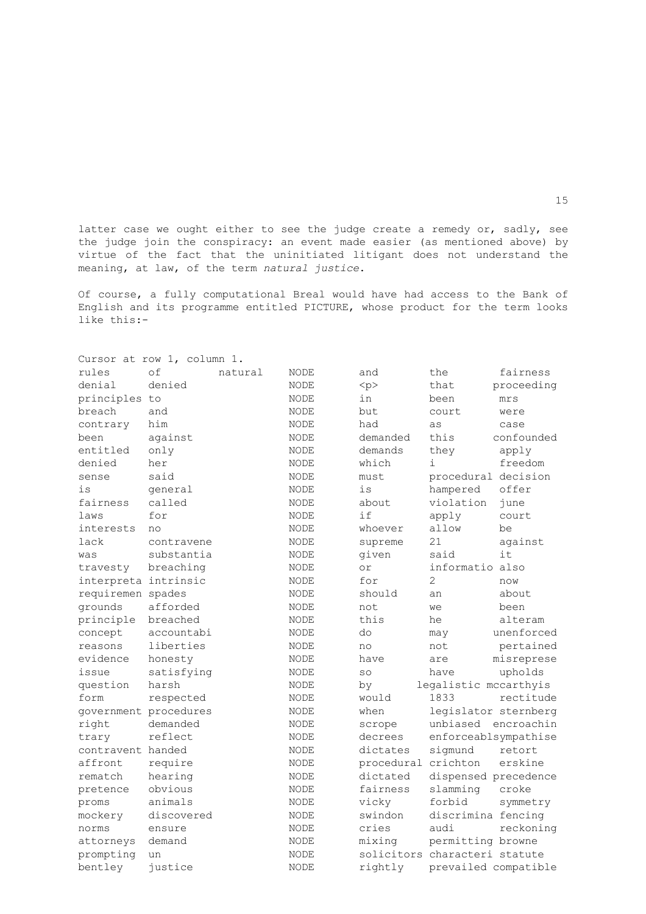latter case we ought either to see the judge create a remedy or, sadly, see the judge join the conspiracy: an event made easier (as mentioned above) by virtue of the fact that the uninitiated litigant does not understand the meaning, at law, of the term *natural justice*.

Of course, a fully computational Breal would have had access to the Bank of English and its programme entitled PICTURE, whose product for the term looks like this:-

```
Cursor at row 1, column 1.
rules       of         natural    NODE       and        the        fairness
denial      denied                NODE       <p>        that       proceeding
principles to                     NODE       in         been       mrs
breach      and                   NODE       but        court      were
contrary    him                   NODE       had        as         case
been        against               NODE       demanded   this       confounded
entitled    only                  NODE       demands    they       apply
denied      her                   NODE       which      i          freedom
sense       said                  NODE       must       procedural decision
is          general               NODE       is         hampered   offer
fairness    called                NODE       about      violation  june
laws        for                   NODE       if         apply      court
interests   no                    NODE       whoever    allow      be
lack        contravene            NODE       supreme    21         against
was         substantia            NODE       given      said       it
travesty    breaching             NODE       or         informatio also
interpreta intrinsic              NODE       for        2          now
requiremen spades                 NODE       should     an         about
grounds     afforded              NODE       not        we         been
principle   breached              NODE       this       he         alteram
concept     accountabi            NODE       do         may        unenforced
reasons     liberties             NODE       no         not        pertained
evidence    honesty               NODE       have       are        misreprese
issue       satisfying            NODE       so         have       upholds
question    harsh                 NODE       by       legalistic mccarthyis
form        respected             NODE       would      1833       rectitude
government procedures             NODE       when       legislator sternberg
right       demanded              NODE       scrope     unbiased   encroachin
trary       reflect               NODE       decrees    enforceablsympathise
contravent handed                 NODE       dictates   sigmund    retort
affront     require               NODE       procedural crichton   erskine
rematch     hearing               NODE       dictated   dispensed precedence
pretence    obvious               NODE       fairness   slamming   croke
proms       animals               NODE       vicky      forbid     symmetry
mockery     discovered            NODE       swindon    discrimina fencing
norms       ensure                NODE       cries      audi       reckoning
attorneys   demand                NODE       mixing     permitting browne
prompting   un                    NODE       solicitors characteri statute
bentley     justice               NODE       rightly    prevailed compatible
```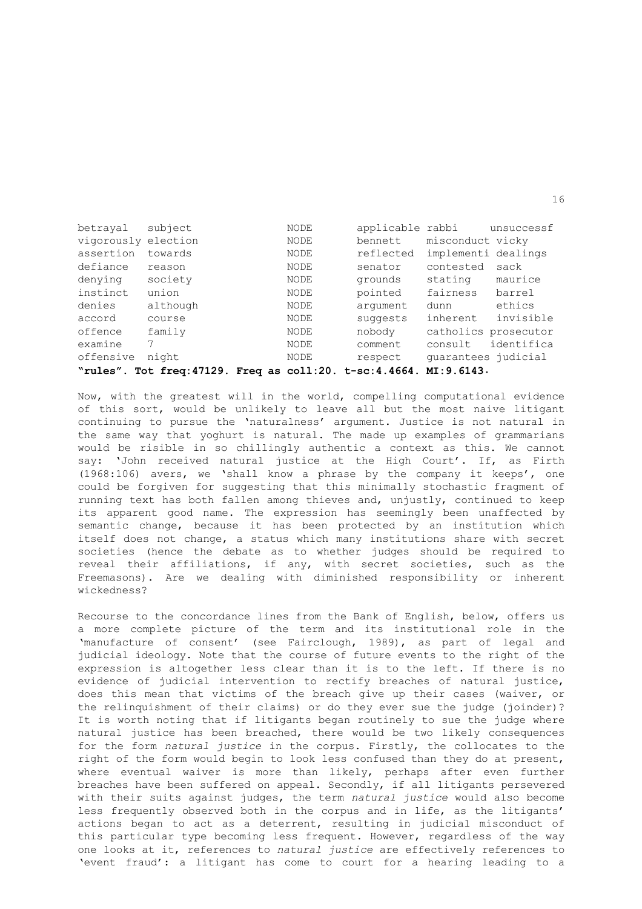| | | | | | |
|---|---|---|---|---|---|
| betrayal | subject | NODE | applicable | rabbi | unsuccessf |
| vigorously | election | NODE | bennett | misconduct | vicky |
| assertion | towards | NODE | reflected | implementi | dealings |
| defiance | reason | NODE | senator | contested | sack |
| denying | society | NODE | grounds | stating | maurice |
| instinct | union | NODE | pointed | fairness | barrel |
| denies | although | NODE | argument | dunn | ethics |
| accord | course | NODE | suggests | inherent | invisible |
| offence | family | NODE | nobody | catholics | prosecutor |
| examine | 7 | NODE | comment | consult | identifica |
| offensive | night | NODE | respect | guarantees | judicial |

**"rules". Tot freq:47129. Freq as coll:20. t-sc:4.4664. MI:9.6143.**

Now, with the greatest will in the world, compelling computational evidence of this sort, would be unlikely to leave all but the most naive litigant continuing to pursue the 'naturalness' argument. Justice is not natural in the same way that yoghurt is natural. The made up examples of grammarians would be risible in so chillingly authentic a context as this. We cannot say: 'John received natural justice at the High Court'. If, as Firth (1968:106) avers, we 'shall know a phrase by the company it keeps', one could be forgiven for suggesting that this minimally stochastic fragment of running text has both fallen among thieves and, unjustly, continued to keep its apparent good name. The expression has seemingly been unaffected by semantic change, because it has been protected by an institution which itself does not change, a status which many institutions share with secret societies (hence the debate as to whether judges should be required to reveal their affiliations, if any, with secret societies, such as the Freemasons). Are we dealing with diminished responsibility or inherent wickedness?

Recourse to the concordance lines from the Bank of English, below, offers us a more complete picture of the term and its institutional role in the 'manufacture of consent' (see Fairclough, 1989), as part of legal and judicial ideology. Note that the course of future events to the right of the expression is altogether less clear than it is to the left. If there is no evidence of judicial intervention to rectify breaches of natural justice, does this mean that victims of the breach give up their cases (waiver, or the relinquishment of their claims) or do they ever sue the judge (joinder)? It is worth noting that if litigants began routinely to sue the judge where natural justice has been breached, there would be two likely consequences for the form *natural justice* in the corpus. Firstly, the collocates to the right of the form would begin to look less confused than they do at present, where eventual waiver is more than likely, perhaps after even further breaches have been suffered on appeal. Secondly, if all litigants persevered with their suits against judges, the term *natural justice* would also become less frequently observed both in the corpus and in life, as the litigants' actions began to act as a deterrent, resulting in judicial misconduct of this particular type becoming less frequent. However, regardless of the way one looks at it, references to *natural justice* are effectively references to 'event fraud': a litigant has come to court for a hearing leading to a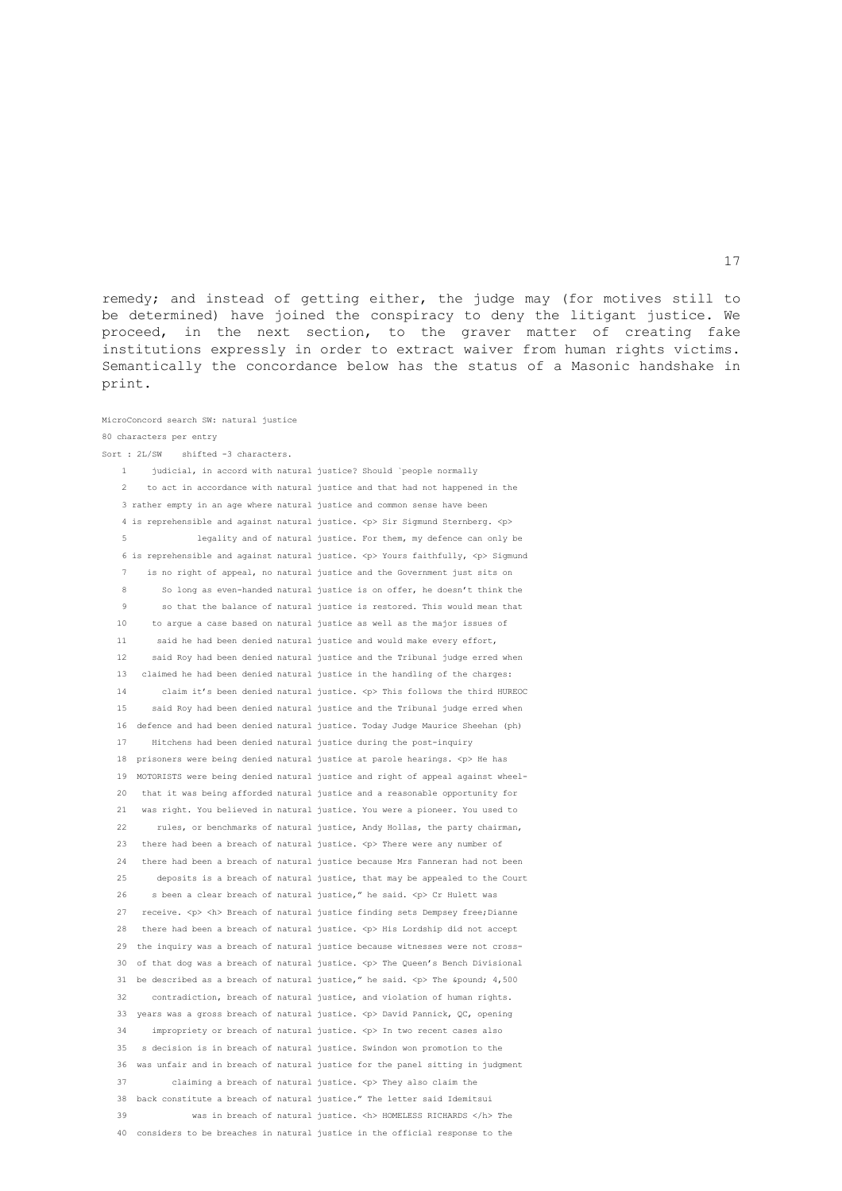remedy; and instead of getting either, the judge may (for motives still to be determined) have joined the conspiracy to deny the litigant justice. We proceed, in the next section, to the graver matter of creating fake institutions expressly in order to extract waiver from human rights victims. Semantically the concordance below has the status of a Masonic handshake in print.

```
MicroConcord search SW: natural justice
80 characters per entry
Sort : 2L/SW    shifted -3 characters.
    1     judicial, in accord with natural justice? Should `people normally
    2    to act in accordance with natural justice and that had not happened in the
    3  rather empty in an age where natural justice and common sense have been
    4  is reprehensible and against natural justice. <p> Sir Sigmund Sternberg. <p>
    5              legality and of natural justice. For them, my defence can only be
    6  is reprehensible and against natural justice. <p> Yours faithfully, <p> Sigmund
    7    is no right of appeal, no natural justice and the Government just sits on
    8       So long as even-handed natural justice is on offer, he doesn't think the
    9       so that the balance of natural justice is restored. This would mean that
   10     to argue a case based on natural justice as well as the major issues of
   11      said he had been denied natural justice and would make every effort,
   12     said Roy had been denied natural justice and the Tribunal judge erred when
   13   claimed he had been denied natural justice in the handling of the charges:
   14       claim it's been denied natural justice. <p> This follows the third HUREOC
   15     said Roy had been denied natural justice and the Tribunal judge erred when
   16  defence and had been denied natural justice. Today Judge Maurice Sheehan (ph)
   17     Hitchens had been denied natural justice during the post-inquiry
   18  prisoners were being denied natural justice at parole hearings. <p> He has
   19  MOTORISTS were being denied natural justice and right of appeal against wheel-
   20   that it was being afforded natural justice and a reasonable opportunity for
   21   was right. You believed in natural justice. You were a pioneer. You used to
   22      rules, or benchmarks of natural justice, Andy Hollas, the party chairman,
   23   there had been a breach of natural justice. <p> There were any number of
   24   there had been a breach of natural justice because Mrs Fanneran had not been
   25      deposits is a breach of natural justice, that may be appealed to the Court
   26    s been a clear breach of natural justice," he said. <p> Cr Hulett was
   27   receive. <p> <h> Breach of natural justice finding sets Dempsey free;Dianne
   28   there had been a breach of natural justice. <p> His Lordship did not accept
   29  the inquiry was a breach of natural justice because witnesses were not cross-
   30  of that dog was a breach of natural justice. <p> The Queen's Bench Divisional
   31  be described as a breach of natural justice," he said. <p> The &pound; 4,500
   32    contradiction, breach of natural justice, and violation of human rights.
   33  years was a gross breach of natural justice. <p> David Pannick, QC, opening
   34    impropriety or breach of natural justice. <p> In two recent cases also
   35   s decision is in breach of natural justice. Swindon won promotion to the
   36  was unfair and in breach of natural justice for the panel sitting in judgment
   37        claiming a breach of natural justice. <p> They also claim the
   38  back constitute a breach of natural justice." The letter said Idemitsui
   39            was in breach of natural justice. <h> HOMELESS RICHARDS </h> The
   40  considers to be breaches in natural justice in the official response to the
```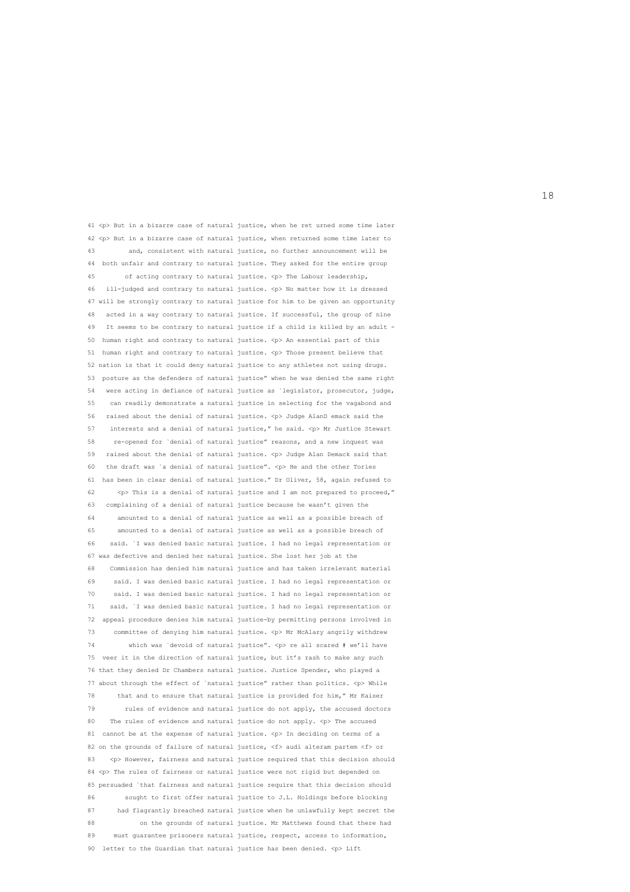```
41 <p> But in a bizarre case of natural justice, when he ret urned some time later
42 <p> But in a bizarre case of natural justice, when returned some time later to
43        and, consistent with natural justice, no further announcement will be
44  both unfair and contrary to natural justice. They asked for the entire group
45       of acting contrary to natural justice. <p> The Labour leadership,
46   ill-judged and contrary to natural justice. <p> No matter how it is dressed
47 will be strongly contrary to natural justice for him to be given an opportunity
48   acted in a way contrary to natural justice. If successful, the group of nine
49   It seems to be contrary to natural justice if a child is killed by an adult -
50  human right and contrary to natural justice. <p> An essential part of this
51  human right and contrary to natural justice. <p> Those present believe that
52 nation is that it could deny natural justice to any athletes not using drugs.
53  posture as the defenders of natural justice" when he was denied the same right
54   were acting in defiance of natural justice as `legislator, prosecutor, judge,
55    can readily demonstrate a natural justice in selecting for the vagabond and
56   raised about the denial of natural justice. <p> Judge AlanD emack said the
57    interests and a denial of natural justice," he said. <p> Mr Justice Stewart
58     re-opened for `denial of natural justice" reasons, and a new inquest was
59   raised about the denial of natural justice. <p> Judge Alan Demack said that
60   the draft was `a denial of natural justice". <p> He and the other Tories
61  has been in clear denial of natural justice." Dr Oliver, 58, again refused to
62      <p> This is a denial of natural justice and I am not prepared to proceed,"
63   complaining of a denial of natural justice because he wasn't given the
64      amounted to a denial of natural justice as well as a possible breach of
65      amounted to a denial of natural justice as well as a possible breach of
66    said. `I was denied basic natural justice. I had no legal representation or
67 was defective and denied her natural justice. She lost her job at the
68    Commission has denied him natural justice and has taken irrelevant material
69     said. I was denied basic natural justice. I had no legal representation or
70     said. I was denied basic natural justice. I had no legal representation or
71    said. `I was denied basic natural justice. I had no legal representation or
72  appeal procedure denies him natural justice-by permitting persons involved in
73     committee of denying him natural justice. <p> Mr McAlary angrily withdrew
74         which was `devoid of natural justice". <p> re all scared # we'll have
75  veer it in the direction of natural justice, but it's rash to make any such
76 that they denied Dr Chambers natural justice. Justice Spender, who played a
77 about through the effect of `natural justice" rather than politics. <p> While
78      that and to ensure that natural justice is provided for him," Mr Kaiser
79        rules of evidence and natural justice do not apply, the accused doctors
80    The rules of evidence and natural justice do not apply. <p> The accused
81  cannot be at the expense of natural justice. <p> In deciding on terms of a
82 on the grounds of failure of natural justice, <f> audi alteram partem <f> or
83    <p> However, fairness and natural justice required that this decision should
84 <p> The rules of fairness or natural justice were not rigid but depended on
85 persuaded `that fairness and natural justice require that this decision should
86        sought to first offer natural justice to J.L. Holdings before blocking
87      had flagrantly breached natural justice when he unlawfully kept secret the
88           on the grounds of natural justice. Mr Matthews found that there had
89     must guarantee prisoners natural justice, respect, access to information,
90  letter to the Guardian that natural justice has been denied. <p> Lift
```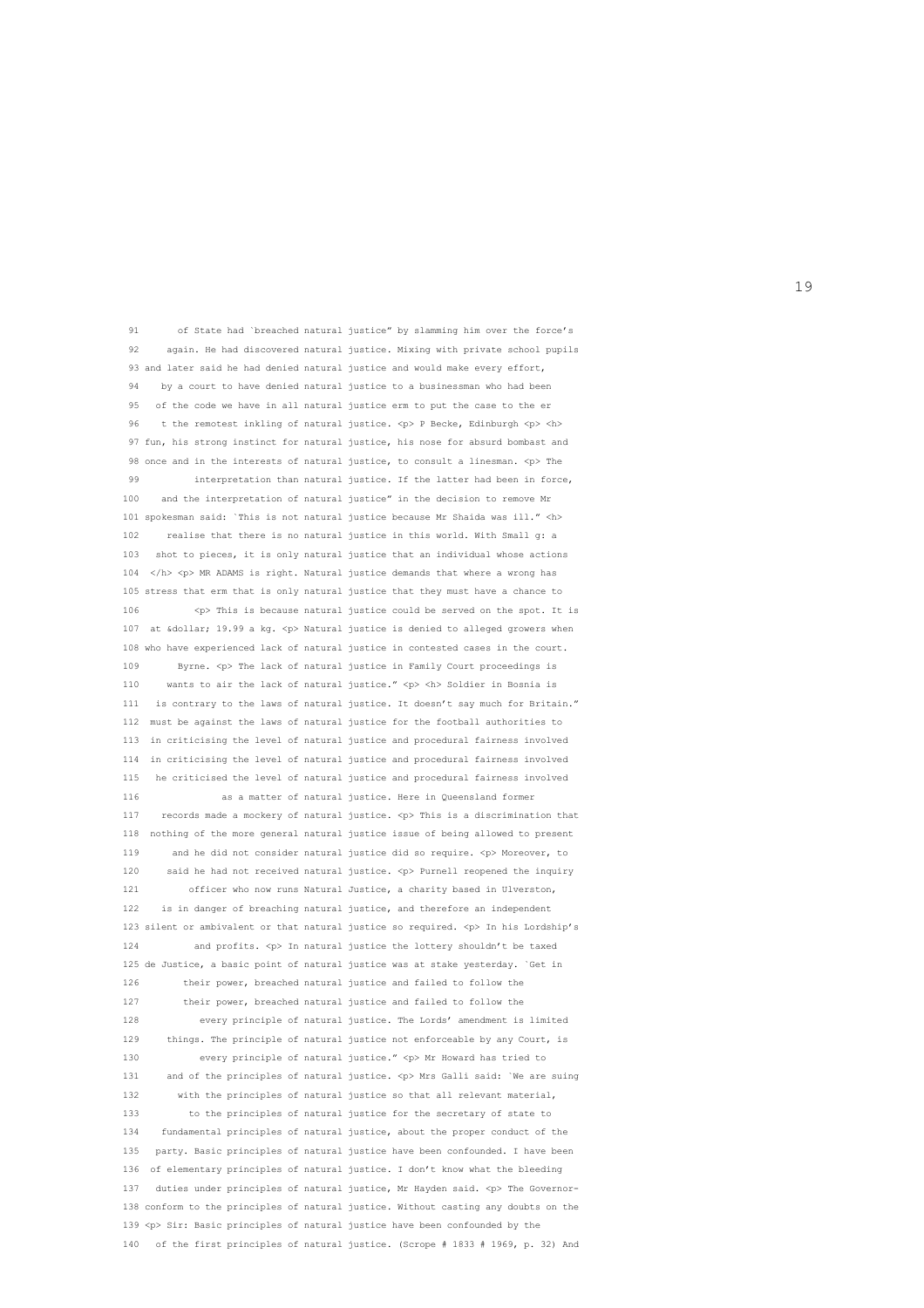```
 91      of State had `breached natural justice" by slamming him over the force's
 92     again. He had discovered natural justice. Mixing with private school pupils
 93 and later said he had denied natural justice and would make every effort,
 94    by a court to have denied natural justice to a businessman who had been
 95   of the code we have in all natural justice erm to put the case to the er
 96    t the remotest inkling of natural justice. <p> P Becke, Edinburgh <p> <h>
 97 fun, his strong instinct for natural justice, his nose for absurd bombast and
 98 once and in the interests of natural justice, to consult a linesman. <p> The
 99         interpretation than natural justice. If the latter had been in force,
100    and the interpretation of natural justice" in the decision to remove Mr
101 spokesman said: `This is not natural justice because Mr Shaida was ill." <h>
102     realise that there is no natural justice in this world. With Small g: a
103   shot to pieces, it is only natural justice that an individual whose actions
104  </h> <p> MR ADAMS is right. Natural justice demands that where a wrong has
105 stress that erm that is only natural justice that they must have a chance to
106          <p> This is because natural justice could be served on the spot. It is
107  at &dollar; 19.99 a kg. <p> Natural justice is denied to alleged growers when
108 who have experienced lack of natural justice in contested cases in the court.
109       Byrne. <p> The lack of natural justice in Family Court proceedings is
110     wants to air the lack of natural justice." <p> <h> Soldier in Bosnia is
111   is contrary to the laws of natural justice. It doesn't say much for Britain."
112  must be against the laws of natural justice for the football authorities to
113  in criticising the level of natural justice and procedural fairness involved
114  in criticising the level of natural justice and procedural fairness involved
115   he criticised the level of natural justice and procedural fairness involved
116              as a matter of natural justice. Here in Queensland former
117    records made a mockery of natural justice. <p> This is a discrimination that
118  nothing of the more general natural justice issue of being allowed to present
119      and he did not consider natural justice did so require. <p> Moreover, to
120     said he had not received natural justice. <p> Purnell reopened the inquiry
121        officer who now runs Natural Justice, a charity based in Ulverston,
122    is in danger of breaching natural justice, and therefore an independent
123 silent or ambivalent or that natural justice so required. <p> In his Lordship's
124          and profits. <p> In natural justice the lottery shouldn't be taxed
125 de Justice, a basic point of natural justice was at stake yesterday. `Get in
126       their power, breached natural justice and failed to follow the
127       their power, breached natural justice and failed to follow the
128          every principle of natural justice. The Lords' amendment is limited
129    things. The principle of natural justice not enforceable by any Court, is
130          every principle of natural justice." <p> Mr Howard has tried to
131     and of the principles of natural justice. <p> Mrs Galli said: `We are suing
132      with the principles of natural justice so that all relevant material,
133        to the principles of natural justice for the secretary of state to
134   fundamental principles of natural justice, about the proper conduct of the
135   party. Basic principles of natural justice have been confounded. I have been
136  of elementary principles of natural justice. I don't know what the bleeding
137   duties under principles of natural justice, Mr Hayden said. <p> The Governor-
138 conform to the principles of natural justice. Without casting any doubts on the
139 <p> Sir: Basic principles of natural justice have been confounded by the
140   of the first principles of natural justice. (Scrope # 1833 # 1969, p. 32) And
```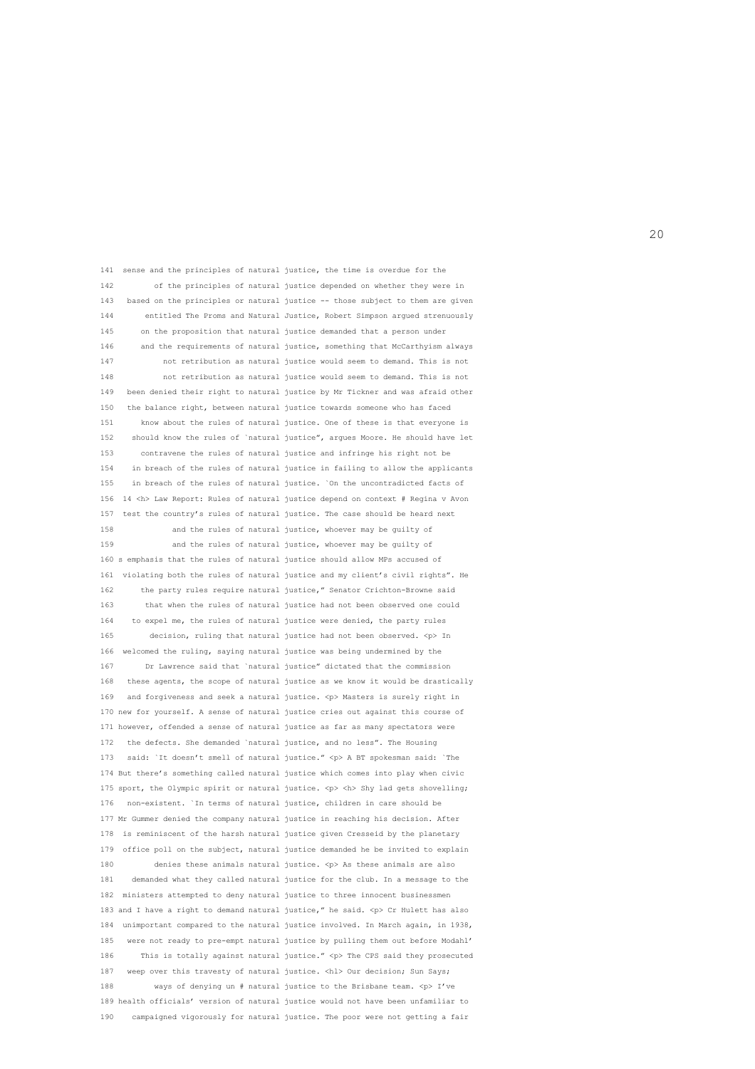```
141  sense and the principles of natural justice, the time is overdue for the
142         of the principles of natural justice depended on whether they were in
143   based on the principles or natural justice -- those subject to them are given
144       entitled The Proms and Natural Justice, Robert Simpson argued strenuously
145      on the proposition that natural justice demanded that a person under
146      and the requirements of natural justice, something that McCarthyism always
147           not retribution as natural justice would seem to demand. This is not
148           not retribution as natural justice would seem to demand. This is not
149   been denied their right to natural justice by Mr Tickner and was afraid other
150   the balance right, between natural justice towards someone who has faced
151      know about the rules of natural justice. One of these is that everyone is
152    should know the rules of `natural justice", argues Moore. He should have let
153      contravene the rules of natural justice and infringe his right not be
154    in breach of the rules of natural justice in failing to allow the applicants
155    in breach of the rules of natural justice. `On the uncontradicted facts of
156  14 <h> Law Report: Rules of natural justice depend on context # Regina v Avon
157  test the country's rules of natural justice. The case should be heard next
158             and the rules of natural justice, whoever may be guilty of
159             and the rules of natural justice, whoever may be guilty of
160 s emphasis that the rules of natural justice should allow MPs accused of
161  violating both the rules of natural justice and my client's civil rights". He
162      the party rules require natural justice," Senator Crichton-Browne said
163       that when the rules of natural justice had not been observed one could
164    to expel me, the rules of natural justice were denied, the party rules
165        decision, ruling that natural justice had not been observed. <p> In
166  welcomed the ruling, saying natural justice was being undermined by the
167       Dr Lawrence said that `natural justice" dictated that the commission
168   these agents, the scope of natural justice as we know it would be drastically
169   and forgiveness and seek a natural justice. <p> Masters is surely right in
170 new for yourself. A sense of natural justice cries out against this course of
171 however, offended a sense of natural justice as far as many spectators were
172   the defects. She demanded `natural justice, and no less". The Housing
173   said: `It doesn't smell of natural justice." <p> A BT spokesman said: `The
174 But there's something called natural justice which comes into play when civic
175  sport, the Olympic spirit or natural justice. <p> <h> Shy lad gets shovelling;
176   non-existent. `In terms of natural justice, children in care should be
177 Mr Gummer denied the company natural justice in reaching his decision. After
178  is reminiscent of the harsh natural justice given Cresseid by the planetary
179  office poll on the subject, natural justice demanded he be invited to explain
180         denies these animals natural justice. <p> As these animals are also
181    demanded what they called natural justice for the club. In a message to the
182  ministers attempted to deny natural justice to three innocent businessmen
183 and I have a right to demand natural justice," he said. <p> Cr Hulett has also
184  unimportant compared to the natural justice involved. In March again, in 1938,
185   were not ready to pre-empt natural justice by pulling them out before Modahl'
186      This is totally against natural justice." <p> The CPS said they prosecuted
187   weep over this travesty of natural justice. <hl> Our decision; Sun Says;
188         ways of denying un # natural justice to the Brisbane team. <p> I've
189 health officials' version of natural justice would not have been unfamiliar to
190    campaigned vigorously for natural justice. The poor were not getting a fair
```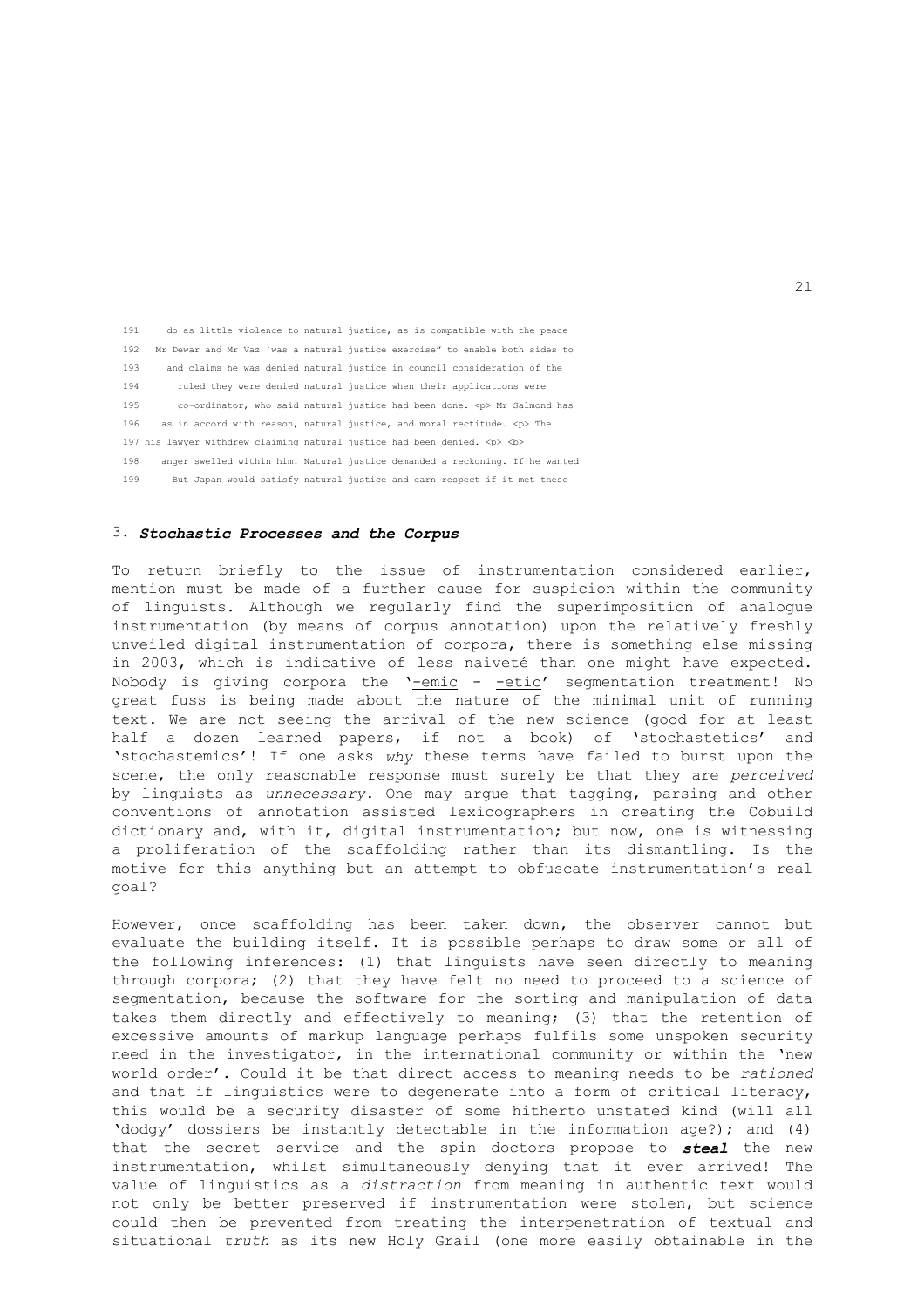```
191    do as little violence to natural justice, as is compatible with the peace
192  Mr Dewar and Mr Vaz `was a natural justice exercise" to enable both sides to
193    and claims he was denied natural justice in council consideration of the
194      ruled they were denied natural justice when their applications were
195      co-ordinator, who said natural justice had been done. <p> Mr Salmond has
196   as in accord with reason, natural justice, and moral rectitude. <p> The
197 his lawyer withdrew claiming natural justice had been denied. <p> <b>
198   anger swelled within him. Natural justice demanded a reckoning. If he wanted
199     But Japan would satisfy natural justice and earn respect if it met these
```

## 3. ***Stochastic Processes and the Corpus***

To return briefly to the issue of instrumentation considered earlier, mention must be made of a further cause for suspicion within the community of linguists. Although we regularly find the superimposition of analogue instrumentation (by means of corpus annotation) upon the relatively freshly unveiled digital instrumentation of corpora, there is something else missing in 2003, which is indicative of less naiveté than one might have expected. Nobody is giving corpora the '<u>-emic</u> - <u>-etic</u>' segmentation treatment! No great fuss is being made about the nature of the minimal unit of running text. We are not seeing the arrival of the new science (good for at least half a dozen learned papers, if not a book) of 'stochastetics' and 'stochastemics'! If one asks *why* these terms have failed to burst upon the scene, the only reasonable response must surely be that they are *perceived* by linguists as *unnecessary*. One may argue that tagging, parsing and other conventions of annotation assisted lexicographers in creating the Cobuild dictionary and, with it, digital instrumentation; but now, one is witnessing a proliferation of the scaffolding rather than its dismantling. Is the motive for this anything but an attempt to obfuscate instrumentation's real goal?

However, once scaffolding has been taken down, the observer cannot but evaluate the building itself. It is possible perhaps to draw some or all of the following inferences: (1) that linguists have seen directly to meaning through corpora; (2) that they have felt no need to proceed to a science of segmentation, because the software for the sorting and manipulation of data takes them directly and effectively to meaning; (3) that the retention of excessive amounts of markup language perhaps fulfils some unspoken security need in the investigator, in the international community or within the 'new world order'. Could it be that direct access to meaning needs to be *rationed* and that if linguistics were to degenerate into a form of critical literacy, this would be a security disaster of some hitherto unstated kind (will all 'dodgy' dossiers be instantly detectable in the information age?); and (4) that the secret service and the spin doctors propose to ***steal*** the new instrumentation, whilst simultaneously denying that it ever arrived! The value of linguistics as a *distraction* from meaning in authentic text would not only be better preserved if instrumentation were stolen, but science could then be prevented from treating the interpenetration of textual and situational *truth* as its new Holy Grail (one more easily obtainable in the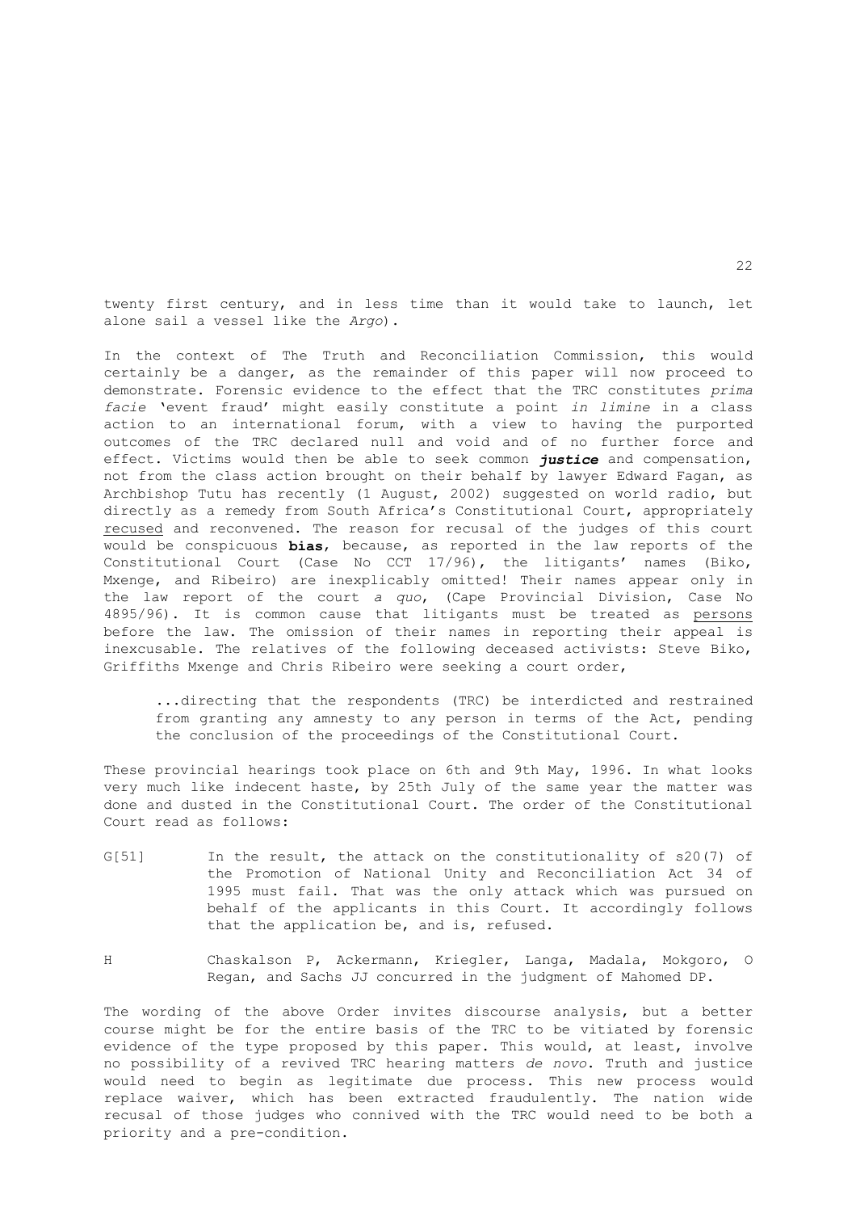twenty first century, and in less time than it would take to launch, let alone sail a vessel like the *Argo*).

In the context of The Truth and Reconciliation Commission, this would certainly be a danger, as the remainder of this paper will now proceed to demonstrate. Forensic evidence to the effect that the TRC constitutes *prima facie* 'event fraud' might easily constitute a point *in limine* in a class action to an international forum, with a view to having the purported outcomes of the TRC declared null and void and of no further force and effect. Victims would then be able to seek common ***justice*** and compensation, not from the class action brought on their behalf by lawyer Edward Fagan, as Archbishop Tutu has recently (1 August, 2002) suggested on world radio, but directly as a remedy from South Africa's Constitutional Court, appropriately <u>recused</u> and reconvened. The reason for recusal of the judges of this court would be conspicuous **bias**, because, as reported in the law reports of the Constitutional Court (Case No CCT 17/96), the litigants' names (Biko, Mxenge, and Ribeiro) are inexplicably omitted! Their names appear only in the law report of the court *a quo*, (Cape Provincial Division, Case No 4895/96). It is common cause that litigants must be treated as <u>persons</u> before the law. The omission of their names in reporting their appeal is inexcusable. The relatives of the following deceased activists: Steve Biko, Griffiths Mxenge and Chris Ribeiro were seeking a court order,

> ...directing that the respondents (TRC) be interdicted and restrained from granting any amnesty to any person in terms of the Act, pending the conclusion of the proceedings of the Constitutional Court.

These provincial hearings took place on 6th and 9th May, 1996. In what looks very much like indecent haste, by 25th July of the same year the matter was done and dusted in the Constitutional Court. The order of the Constitutional Court read as follows:

G[51] In the result, the attack on the constitutionality of s20(7) of the Promotion of National Unity and Reconciliation Act 34 of 1995 must fail. That was the only attack which was pursued on behalf of the applicants in this Court. It accordingly follows that the application be, and is, refused.

H Chaskalson P, Ackermann, Kriegler, Langa, Madala, Mokgoro, O Regan, and Sachs JJ concurred in the judgment of Mahomed DP.

The wording of the above Order invites discourse analysis, but a better course might be for the entire basis of the TRC to be vitiated by forensic evidence of the type proposed by this paper. This would, at least, involve no possibility of a revived TRC hearing matters *de novo*. Truth and justice would need to begin as legitimate due process. This new process would replace waiver, which has been extracted fraudulently. The nation wide recusal of those judges who connived with the TRC would need to be both a priority and a pre-condition.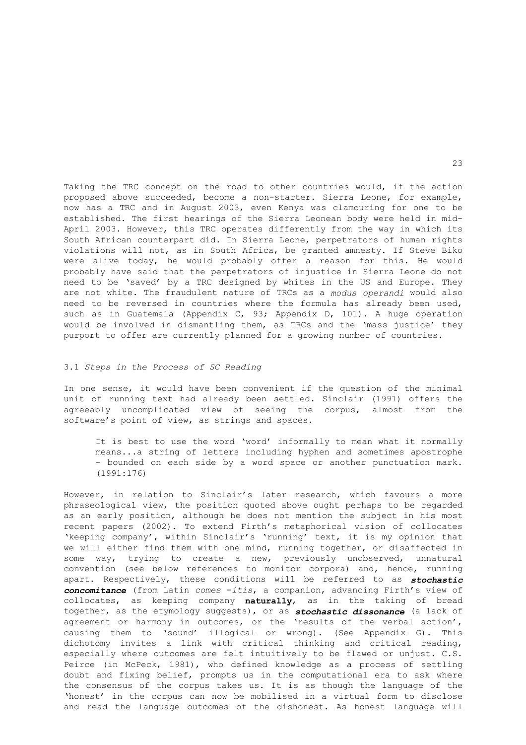Taking the TRC concept on the road to other countries would, if the action proposed above succeeded, become a non-starter. Sierra Leone, for example, now has a TRC and in August 2003, even Kenya was clamouring for one to be established. The first hearings of the Sierra Leonean body were held in mid-April 2003. However, this TRC operates differently from the way in which its South African counterpart did. In Sierra Leone, perpetrators of human rights violations will not, as in South Africa, be granted amnesty. If Steve Biko were alive today, he would probably offer a reason for this. He would probably have said that the perpetrators of injustice in Sierra Leone do not need to be 'saved' by a TRC designed by whites in the US and Europe. They are not white. The fraudulent nature of TRCs as a *modus operandi* would also need to be reversed in countries where the formula has already been used, such as in Guatemala (Appendix C, 93; Appendix D, 101). A huge operation would be involved in dismantling them, as TRCs and the 'mass justice' they purport to offer are currently planned for a growing number of countries.

### 3.1 *Steps in the Process of SC Reading*

In one sense, it would have been convenient if the question of the minimal unit of running text had already been settled. Sinclair (1991) offers the agreeably uncomplicated view of seeing the corpus, almost from the software's point of view, as strings and spaces.

> It is best to use the word 'word' informally to mean what it normally means...a string of letters including hyphen and sometimes apostrophe - bounded on each side by a word space or another punctuation mark. (1991:176)

However, in relation to Sinclair's later research, which favours a more phraseological view, the position quoted above ought perhaps to be regarded as an early position, although he does not mention the subject in his most recent papers (2002). To extend Firth's metaphorical vision of collocates 'keeping company', within Sinclair's 'running' text, it is my opinion that we will either find them with one mind, running together, or disaffected in some way, trying to create a new, previously unobserved, unnatural convention (see below references to monitor corpora) and, hence, running apart. Respectively, these conditions will be referred to as ***stochastic concomitance*** (from Latin *comes -itis*, a companion, advancing Firth's view of collocates, as keeping company **naturally**, as in the taking of bread together, as the etymology suggests), or as ***stochastic dissonance*** (a lack of agreement or harmony in outcomes, or the 'results of the verbal action', causing them to 'sound' illogical or wrong). (See Appendix G). This dichotomy invites a link with critical thinking and critical reading, especially where outcomes are felt intuitively to be flawed or unjust. C.S. Peirce (in McPeck, 1981), who defined knowledge as a process of settling doubt and fixing belief, prompts us in the computational era to ask where the consensus of the corpus takes us. It is as though the language of the 'honest' in the corpus can now be mobilised in a virtual form to disclose and read the language outcomes of the dishonest. As honest language will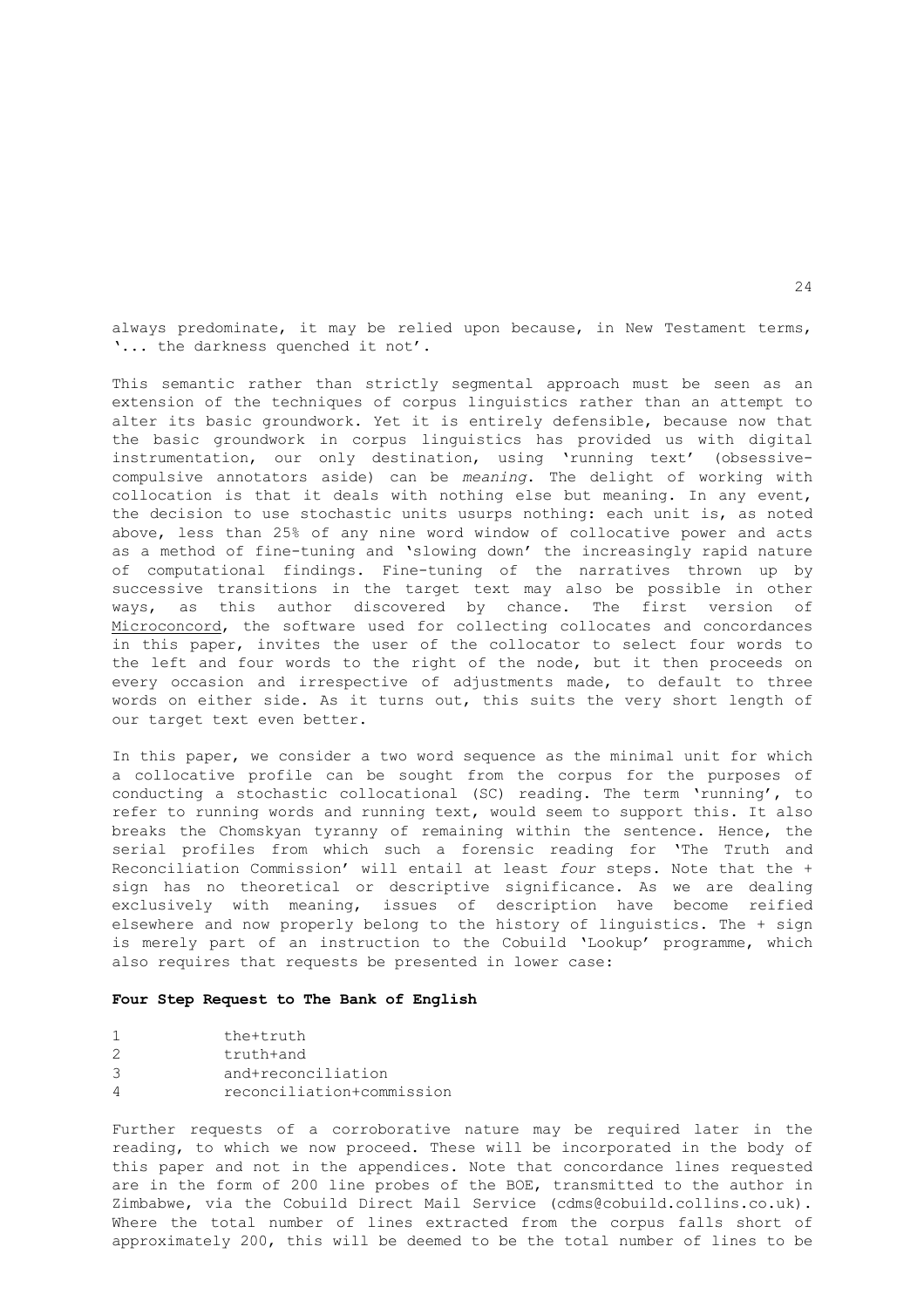always predominate, it may be relied upon because, in New Testament terms, '... the darkness quenched it not'.

This semantic rather than strictly segmental approach must be seen as an extension of the techniques of corpus linguistics rather than an attempt to alter its basic groundwork. Yet it is entirely defensible, because now that the basic groundwork in corpus linguistics has provided us with digital instrumentation, our only destination, using 'running text' (obsessive-compulsive annotators aside) can be *meaning*. The delight of working with collocation is that it deals with nothing else but meaning. In any event, the decision to use stochastic units usurps nothing: each unit is, as noted above, less than 25% of any nine word window of collocative power and acts as a method of fine-tuning and 'slowing down' the increasingly rapid nature of computational findings. Fine-tuning of the narratives thrown up by successive transitions in the target text may also be possible in other ways, as this author discovered by chance. The first version of Microconcord, the software used for collecting collocates and concordances in this paper, invites the user of the collocator to select four words to the left and four words to the right of the node, but it then proceeds on every occasion and irrespective of adjustments made, to default to three words on either side. As it turns out, this suits the very short length of our target text even better.

In this paper, we consider a two word sequence as the minimal unit for which a collocative profile can be sought from the corpus for the purposes of conducting a stochastic collocational (SC) reading. The term 'running', to refer to running words and running text, would seem to support this. It also breaks the Chomskyan tyranny of remaining within the sentence. Hence, the serial profiles from which such a forensic reading for 'The Truth and Reconciliation Commission' will entail at least *four* steps. Note that the + sign has no theoretical or descriptive significance. As we are dealing exclusively with meaning, issues of description have become reified elsewhere and now properly belong to the history of linguistics. The + sign is merely part of an instruction to the Cobuild 'Lookup' programme, which also requires that requests be presented in lower case:

**Four Step Request to The Bank of English**

1 the+truth
2 truth+and
3 and+reconciliation
4 reconciliation+commission

Further requests of a corroborative nature may be required later in the reading, to which we now proceed. These will be incorporated in the body of this paper and not in the appendices. Note that concordance lines requested are in the form of 200 line probes of the BOE, transmitted to the author in Zimbabwe, via the Cobuild Direct Mail Service (cdms@cobuild.collins.co.uk). Where the total number of lines extracted from the corpus falls short of approximately 200, this will be deemed to be the total number of lines to be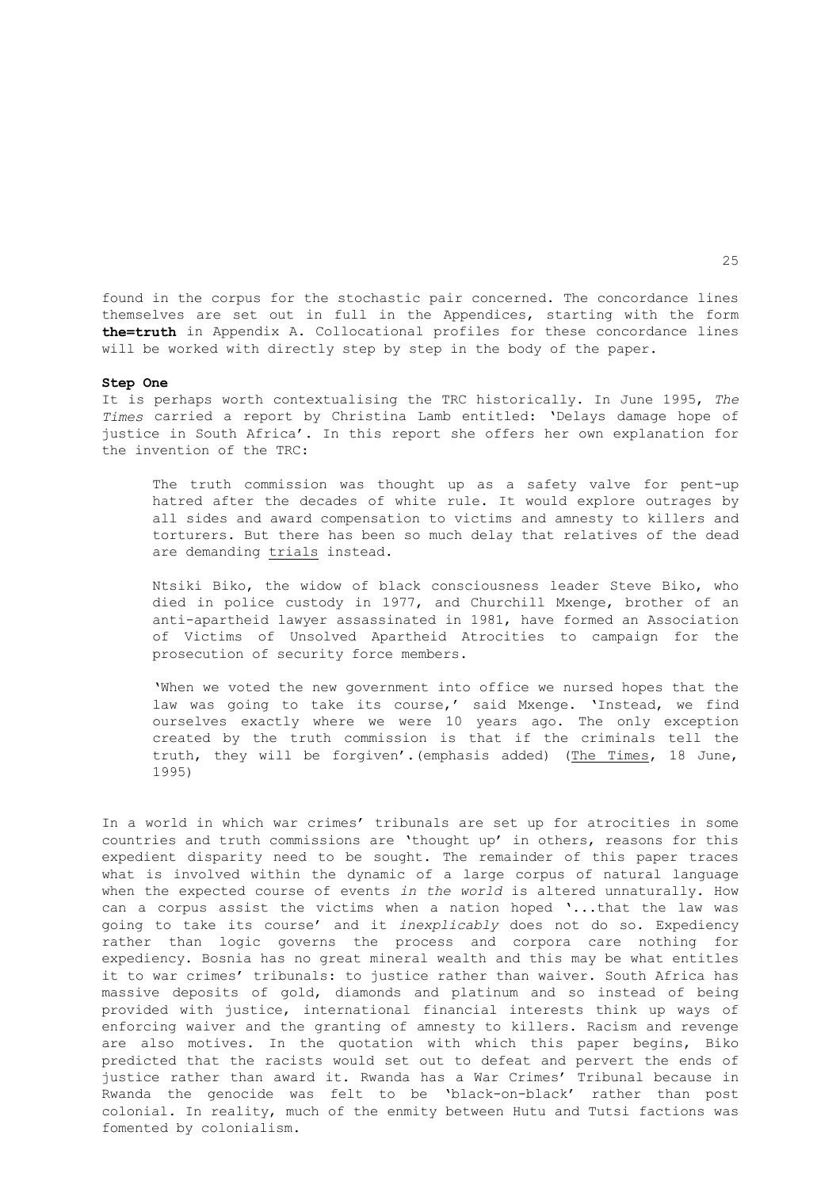found in the corpus for the stochastic pair concerned. The concordance lines themselves are set out in full in the Appendices, starting with the form **the=truth** in Appendix A. Collocational profiles for these concordance lines will be worked with directly step by step in the body of the paper.

**Step One**

It is perhaps worth contextualising the TRC historically. In June 1995, *The Times* carried a report by Christina Lamb entitled: 'Delays damage hope of justice in South Africa'. In this report she offers her own explanation for the invention of the TRC:

> The truth commission was thought up as a safety valve for pent-up hatred after the decades of white rule. It would explore outrages by all sides and award compensation to victims and amnesty to killers and torturers. But there has been so much delay that relatives of the dead are demanding <u>trials</u> instead.
>
> Ntsiki Biko, the widow of black consciousness leader Steve Biko, who died in police custody in 1977, and Churchill Mxenge, brother of an anti-apartheid lawyer assassinated in 1981, have formed an Association of Victims of Unsolved Apartheid Atrocities to campaign for the prosecution of security force members.
>
> 'When we voted the new government into office we nursed hopes that the law was going to take its course,' said Mxenge. 'Instead, we find ourselves exactly where we were 10 years ago. The only exception created by the truth commission is that if the criminals tell the truth, they will be forgiven'.(emphasis added) (<u>The Times</u>, 18 June, 1995)

In a world in which war crimes' tribunals are set up for atrocities in some countries and truth commissions are 'thought up' in others, reasons for this expedient disparity need to be sought. The remainder of this paper traces what is involved within the dynamic of a large corpus of natural language when the expected course of events *in the world* is altered unnaturally. How can a corpus assist the victims when a nation hoped '...that the law was going to take its course' and it *inexplicably* does not do so. Expediency rather than logic governs the process and corpora care nothing for expediency. Bosnia has no great mineral wealth and this may be what entitles it to war crimes' tribunals: to justice rather than waiver. South Africa has massive deposits of gold, diamonds and platinum and so instead of being provided with justice, international financial interests think up ways of enforcing waiver and the granting of amnesty to killers. Racism and revenge are also motives. In the quotation with which this paper begins, Biko predicted that the racists would set out to defeat and pervert the ends of justice rather than award it. Rwanda has a War Crimes' Tribunal because in Rwanda the genocide was felt to be 'black-on-black' rather than post colonial. In reality, much of the enmity between Hutu and Tutsi factions was fomented by colonialism.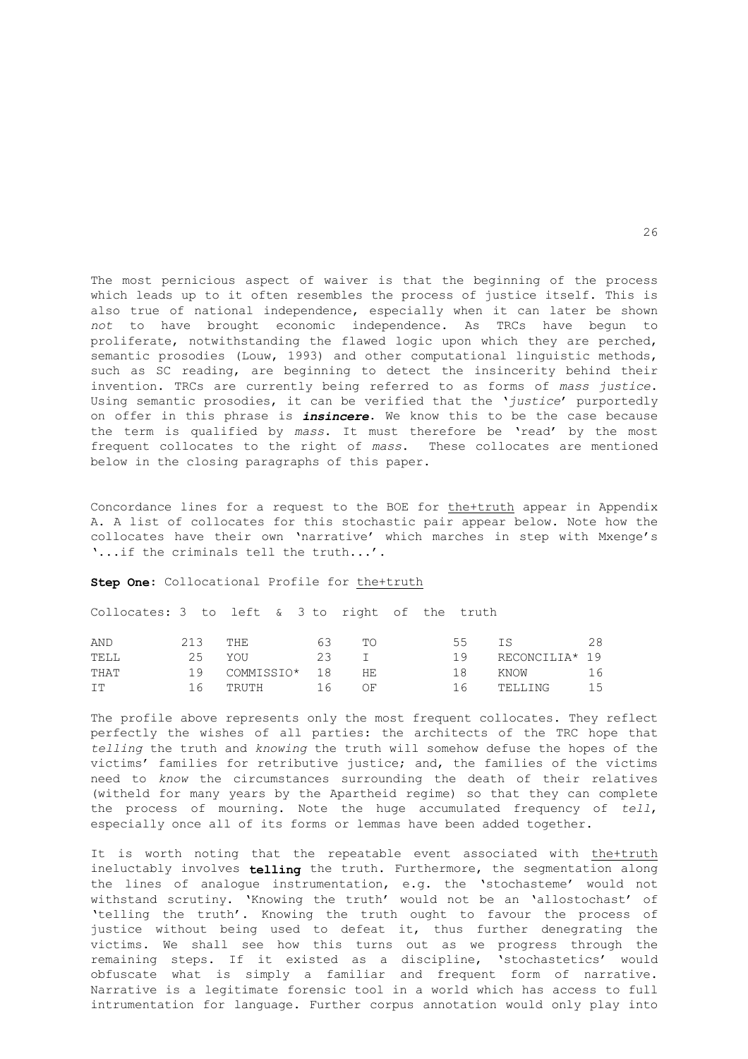The most pernicious aspect of waiver is that the beginning of the process which leads up to it often resembles the process of justice itself. This is also true of national independence, especially when it can later be shown *not* to have brought economic independence. As TRCs have begun to proliferate, notwithstanding the flawed logic upon which they are perched, semantic prosodies (Louw, 1993) and other computational linguistic methods, such as SC reading, are beginning to detect the insincerity behind their invention. TRCs are currently being referred to as forms of *mass justice*. Using semantic prosodies, it can be verified that the '*justice*' purportedly on offer in this phrase is ***insincere***. We know this to be the case because the term is qualified by *mass*. It must therefore be 'read' by the most frequent collocates to the right of *mass*. These collocates are mentioned below in the closing paragraphs of this paper.

Concordance lines for a request to the BOE for the+truth appear in Appendix A. A list of collocates for this stochastic pair appear below. Note how the collocates have their own 'narrative' which marches in step with Mxenge's '...if the criminals tell the truth...'.

**Step One**: Collocational Profile for the+truth

Collocates: 3 to left & 3 to right of the truth

| | | | | | | | |
|---|---|---|---|---|---|---|---|
| AND | 213 | THE | 63 | TO | 55 | IS | 28 |
| TELL | 25 | YOU | 23 | I | 19 | RECONCILIA* | 19 |
| THAT | 19 | COMMISSIO* | 18 | HE | 18 | KNOW | 16 |
| IT | 16 | TRUTH | 16 | OF | 16 | TELLING | 15 |

The profile above represents only the most frequent collocates. They reflect perfectly the wishes of all parties: the architects of the TRC hope that *telling* the truth and *knowing* the truth will somehow defuse the hopes of the victims' families for retributive justice; and, the families of the victims need to *know* the circumstances surrounding the death of their relatives (witheld for many years by the Apartheid regime) so that they can complete the process of mourning. Note the huge accumulated frequency of *tell*, especially once all of its forms or lemmas have been added together.

It is worth noting that the repeatable event associated with the+truth ineluctably involves **telling** the truth. Furthermore, the segmentation along the lines of analogue instrumentation, e.g. the 'stochasteme' would not withstand scrutiny. 'Knowing the truth' would not be an 'allostochast' of 'telling the truth'. Knowing the truth ought to favour the process of justice without being used to defeat it, thus further denegrating the victims. We shall see how this turns out as we progress through the remaining steps. If it existed as a discipline, 'stochastetics' would obfuscate what is simply a familiar and frequent form of narrative. Narrative is a legitimate forensic tool in a world which has access to full intrumentation for language. Further corpus annotation would only play into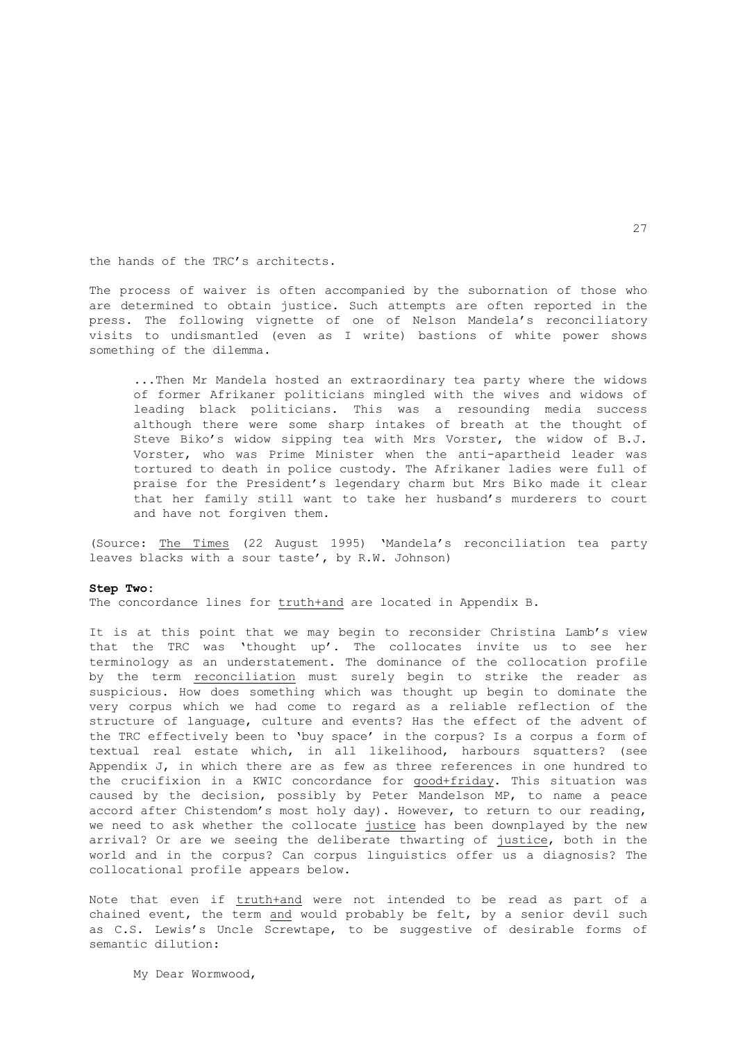the hands of the TRC's architects.

The process of waiver is often accompanied by the subornation of those who are determined to obtain justice. Such attempts are often reported in the press. The following vignette of one of Nelson Mandela's reconciliatory visits to undismantled (even as I write) bastions of white power shows something of the dilemma.

> ...Then Mr Mandela hosted an extraordinary tea party where the widows of former Afrikaner politicians mingled with the wives and widows of leading black politicians. This was a resounding media success although there were some sharp intakes of breath at the thought of Steve Biko's widow sipping tea with Mrs Vorster, the widow of B.J. Vorster, who was Prime Minister when the anti-apartheid leader was tortured to death in police custody. The Afrikaner ladies were full of praise for the President's legendary charm but Mrs Biko made it clear that her family still want to take her husband's murderers to court and have not forgiven them.

(Source: The Times (22 August 1995) 'Mandela's reconciliation tea party leaves blacks with a sour taste', by R.W. Johnson)

**Step Two:**
The concordance lines for truth+and are located in Appendix B.

It is at this point that we may begin to reconsider Christina Lamb's view that the TRC was 'thought up'. The collocates invite us to see her terminology as an understatement. The dominance of the collocation profile by the term reconciliation must surely begin to strike the reader as suspicious. How does something which was thought up begin to dominate the very corpus which we had come to regard as a reliable reflection of the structure of language, culture and events? Has the effect of the advent of the TRC effectively been to 'buy space' in the corpus? Is a corpus a form of textual real estate which, in all likelihood, harbours squatters? (see Appendix J, in which there are as few as three references in one hundred to the crucifixion in a KWIC concordance for good+friday. This situation was caused by the decision, possibly by Peter Mandelson MP, to name a peace accord after Chistendom's most holy day). However, to return to our reading, we need to ask whether the collocate justice has been downplayed by the new arrival? Or are we seeing the deliberate thwarting of justice, both in the world and in the corpus? Can corpus linguistics offer us a diagnosis? The collocational profile appears below.

Note that even if truth+and were not intended to be read as part of a chained event, the term and would probably be felt, by a senior devil such as C.S. Lewis's Uncle Screwtape, to be suggestive of desirable forms of semantic dilution:

> My Dear Wormwood,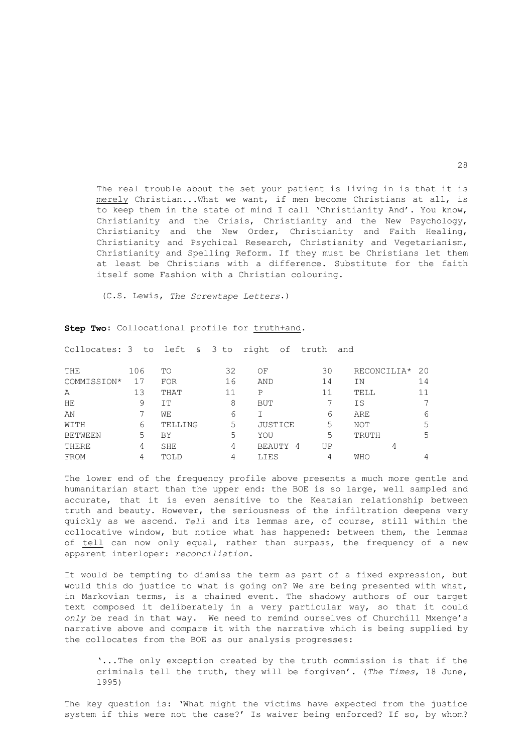> The real trouble about the set your patient is living in is that it is <u>merely</u> Christian...What we want, if men become Christians at all, is to keep them in the state of mind I call 'Christianity And'. You know, Christianity and the Crisis, Christianity and the New Psychology, Christianity and the New Order, Christianity and Faith Healing, Christianity and Psychical Research, Christianity and Vegetarianism, Christianity and Spelling Reform. If they must be Christians let them at least be Christians with a difference. Substitute for the faith itself some Fashion with a Christian colouring.
>
> (C.S. Lewis, *The Screwtape Letters*.)

**Step Two**: Collocational profile for <u>truth+and</u>.

Collocates: 3 to left & 3 to right of truth and

| | | | | | | | |
|---|---|---|---|---|---|---|---|
| THE | 106 | TO | 32 | OF | 30 | RECONCILIA* | 20 |
| COMMISSION* | 17 | FOR | 16 | AND | 14 | IN | 14 |
| A | 13 | THAT | 11 | P | 11 | TELL | 11 |
| HE | 9 | IT | 8 | BUT | 7 | IS | 7 |
| AN | 7 | WE | 6 | I | 6 | ARE | 6 |
| WITH | 6 | TELLING | 5 | JUSTICE | 5 | NOT | 5 |
| BETWEEN | 5 | BY | 5 | YOU | 5 | TRUTH | 5 |
| THERE | 4 | SHE | 4 | BEAUTY | 4 | UP | 4 |
| FROM | 4 | TOLD | 4 | LIES | 4 | WHO | 4 |

The lower end of the frequency profile above presents a much more gentle and humanitarian start than the upper end: the BOE is so large, well sampled and accurate, that it is even sensitive to the Keatsian relationship between truth and beauty. However, the seriousness of the infiltration deepens very quickly as we ascend. *Tell* and its lemmas are, of course, still within the collocative window, but notice what has happened: between them, the lemmas of <u>tell</u> can now only equal, rather than surpass, the frequency of a new apparent interloper: *reconciliation*.

It would be tempting to dismiss the term as part of a fixed expression, but would this do justice to what is going on? We are being presented with what, in Markovian terms, is a chained event. The shadowy authors of our target text composed it deliberately in a very particular way, so that it could *only* be read in that way. We need to remind ourselves of Churchill Mxenge's narrative above and compare it with the narrative which is being supplied by the collocates from the BOE as our analysis progresses:

> '...The only exception created by the truth commission is that if the criminals tell the truth, they will be forgiven'. (*The Times*, 18 June, 1995)

The key question is: 'What might the victims have expected from the justice system if this were not the case?' Is waiver being enforced? If so, by whom?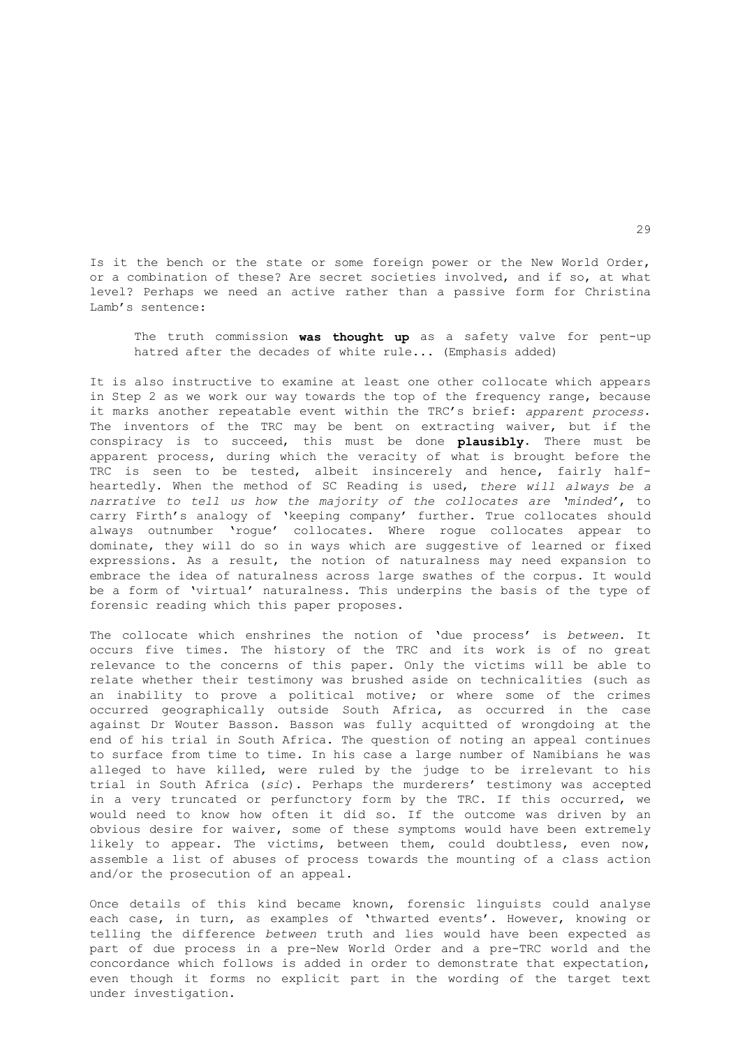Is it the bench or the state or some foreign power or the New World Order, or a combination of these? Are secret societies involved, and if so, at what level? Perhaps we need an active rather than a passive form for Christina Lamb's sentence:

> The truth commission **was thought up** as a safety valve for pent-up hatred after the decades of white rule... (Emphasis added)

It is also instructive to examine at least one other collocate which appears in Step 2 as we work our way towards the top of the frequency range, because it marks another repeatable event within the TRC's brief: *apparent process*. The inventors of the TRC may be bent on extracting waiver, but if the conspiracy is to succeed, this must be done **plausibly**. There must be apparent process, during which the veracity of what is brought before the TRC is seen to be tested, albeit insincerely and hence, fairly half-heartedly. When the method of SC Reading is used, *there will always be a narrative to tell us how the majority of the collocates are 'minded'*, to carry Firth's analogy of 'keeping company' further. True collocates should always outnumber 'rogue' collocates. Where rogue collocates appear to dominate, they will do so in ways which are suggestive of learned or fixed expressions. As a result, the notion of naturalness may need expansion to embrace the idea of naturalness across large swathes of the corpus. It would be a form of 'virtual' naturalness. This underpins the basis of the type of forensic reading which this paper proposes.

The collocate which enshrines the notion of 'due process' is *between*. It occurs five times. The history of the TRC and its work is of no great relevance to the concerns of this paper. Only the victims will be able to relate whether their testimony was brushed aside on technicalities (such as an inability to prove a political motive; or where some of the crimes occurred geographically outside South Africa, as occurred in the case against Dr Wouter Basson. Basson was fully acquitted of wrongdoing at the end of his trial in South Africa. The question of noting an appeal continues to surface from time to time. In his case a large number of Namibians he was alleged to have killed, were ruled by the judge to be irrelevant to his trial in South Africa (*sic*). Perhaps the murderers' testimony was accepted in a very truncated or perfunctory form by the TRC. If this occurred, we would need to know how often it did so. If the outcome was driven by an obvious desire for waiver, some of these symptoms would have been extremely likely to appear. The victims, between them, could doubtless, even now, assemble a list of abuses of process towards the mounting of a class action and/or the prosecution of an appeal.

Once details of this kind became known, forensic linguists could analyse each case, in turn, as examples of 'thwarted events'. However, knowing or telling the difference *between* truth and lies would have been expected as part of due process in a pre-New World Order and a pre-TRC world and the concordance which follows is added in order to demonstrate that expectation, even though it forms no explicit part in the wording of the target text under investigation.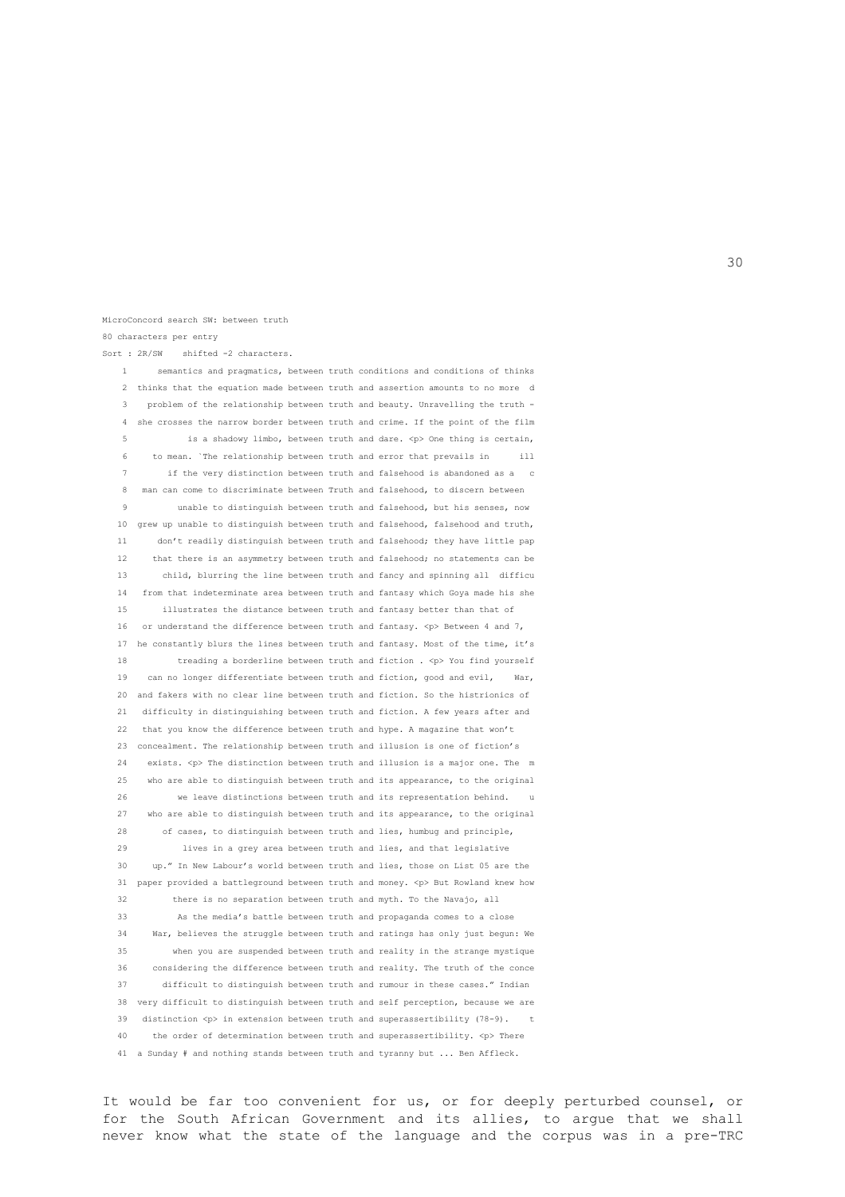```
MicroConcord search SW: between truth
80 characters per entry
Sort : 2R/SW    shifted -2 characters.
    1      semantics and pragmatics, between truth conditions and conditions of thinks
    2  thinks that the equation made between truth and assertion amounts to no more  d
    3    problem of the relationship between truth and beauty. Unravelling the truth -
    4  she crosses the narrow border between truth and crime. If the point of the film
    5           is a shadowy limbo, between truth and dare. <p> One thing is certain,
    6     to mean. `The relationship between truth and error that prevails in      ill
    7        if the very distinction between truth and falsehood is abandoned as a   c
    8   man can come to discriminate between Truth and falsehood, to discern between
    9          unable to distinguish between truth and falsehood, but his senses, now
   10  grew up unable to distinguish between truth and falsehood, falsehood and truth,
   11      don't readily distinguish between truth and falsehood; they have little pap
   12     that there is an asymmetry between truth and falsehood; no statements can be
   13       child, blurring the line between truth and fancy and spinning all  difficu
   14   from that indeterminate area between truth and fantasy which Goya made his she
   15       illustrates the distance between truth and fantasy better than that of
   16   or understand the difference between truth and fantasy. <p> Between 4 and 7,
   17  he constantly blurs the lines between truth and fantasy. Most of the time, it's
   18          treading a borderline between truth and fiction . <p> You find yourself
   19    can no longer differentiate between truth and fiction, good and evil,    War,
   20  and fakers with no clear line between truth and fiction. So the histrionics of
   21   difficulty in distinguishing between truth and fiction. A few years after and
   22   that you know the difference between truth and hype. A magazine that won't
   23  concealment. The relationship between truth and illusion is one of fiction's
   24    exists. <p> The distinction between truth and illusion is a major one. The  m
   25    who are able to distinguish between truth and its appearance, to the original
   26         we leave distinctions between truth and its representation behind.    u
   27    who are able to distinguish between truth and its appearance, to the original
   28       of cases, to distinguish between truth and lies, humbug and principle,
   29           lives in a grey area between truth and lies, and that legislative
   30     up." In New Labour's world between truth and lies, those on List 05 are the
   31  paper provided a battleground between truth and money. <p> But Rowland knew how
   32         there is no separation between truth and myth. To the Navajo, all
   33         As the media's battle between truth and propaganda comes to a close
   34     War, believes the struggle between truth and ratings has only just begun: We
   35        when you are suspended between truth and reality in the strange mystique
   36     considering the difference between truth and reality. The truth of the conce
   37       difficult to distinguish between truth and rumour in these cases." Indian
   38  very difficult to distinguish between truth and self perception, because we are
   39   distinction <p> in extension between truth and superassertibility (78-9).    t
   40     the order of determination between truth and superassertibility. <p> There
   41  a Sunday # and nothing stands between truth and tyranny but ... Ben Affleck.
```

It would be far too convenient for us, or for deeply perturbed counsel, or for the South African Government and its allies, to argue that we shall never know what the state of the language and the corpus was in a pre-TRC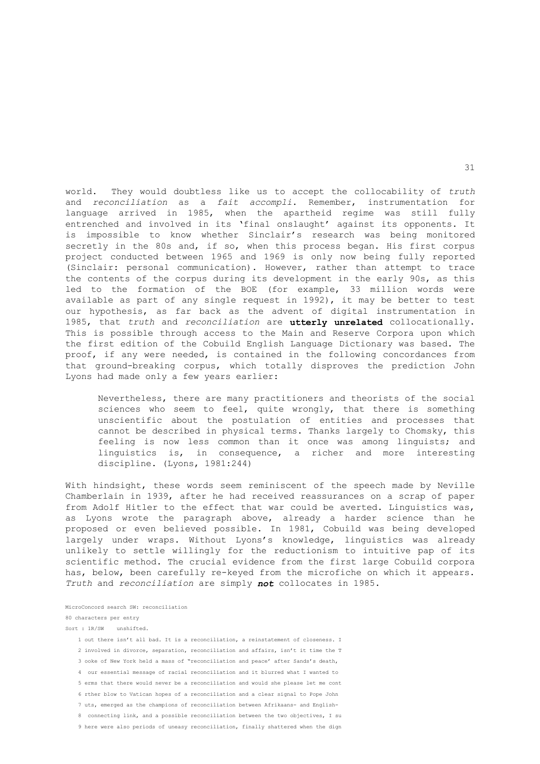world. They would doubtless like us to accept the collocability of *truth* and *reconciliation* as a *fait accompli*. Remember, instrumentation for language arrived in 1985, when the apartheid regime was still fully entrenched and involved in its 'final onslaught' against its opponents. It is impossible to know whether Sinclair's research was being monitored secretly in the 80s and, if so, when this process began. His first corpus project conducted between 1965 and 1969 is only now being fully reported (Sinclair: personal communication). However, rather than attempt to trace the contents of the corpus during its development in the early 90s, as this led to the formation of the BOE (for example, 33 million words were available as part of any single request in 1992), it may be better to test our hypothesis, as far back as the advent of digital instrumentation in 1985, that *truth* and *reconciliation* are **utterly unrelated** collocationally. This is possible through access to the Main and Reserve Corpora upon which the first edition of the Cobuild English Language Dictionary was based. The proof, if any were needed, is contained in the following concordances from that ground-breaking corpus, which totally disproves the prediction John Lyons had made only a few years earlier:

> Nevertheless, there are many practitioners and theorists of the social sciences who seem to feel, quite wrongly, that there is something unscientific about the postulation of entities and processes that cannot be described in physical terms. Thanks largely to Chomsky, this feeling is now less common than it once was among linguists; and linguistics is, in consequence, a richer and more interesting discipline. (Lyons, 1981:244)

With hindsight, these words seem reminiscent of the speech made by Neville Chamberlain in 1939, after he had received reassurances on a scrap of paper from Adolf Hitler to the effect that war could be averted. Linguistics was, as Lyons wrote the paragraph above, already a harder science than he proposed or even believed possible. In 1981, Cobuild was being developed largely under wraps. Without Lyons's knowledge, linguistics was already unlikely to settle willingly for the reductionism to intuitive pap of its scientific method. The crucial evidence from the first large Cobuild corpora has, below, been carefully re-keyed from the microfiche on which it appears. *Truth* and *reconciliation* are simply ***not*** collocates in 1985.

```
MicroConcord search SW: reconciliation
80 characters per entry
Sort : 1R/SW    unshifted.

   1 out there isn't all bad. It is a reconciliation, a reinstatement of closeness. I
   2 involved in divorce, separation, reconciliation and affairs, isn't it time the T
   3 ooke of New York held a mass of "reconciliation and peace' after Sands's death,
   4  our essential message of racial reconciliation and it blurred what I wanted to
   5 erms that there would never be a reconciliation and would she please let me cont
   6 rther blow to Vatican hopes of a reconciliation and a clear signal to Pope John
   7 uts, emerged as the champions of reconciliation between Afrikaans- and English-
   8  connecting link, and a possible reconciliation between the two objectives, I su
   9 here were also periods of uneasy reconciliation, finally shattered when the dign
```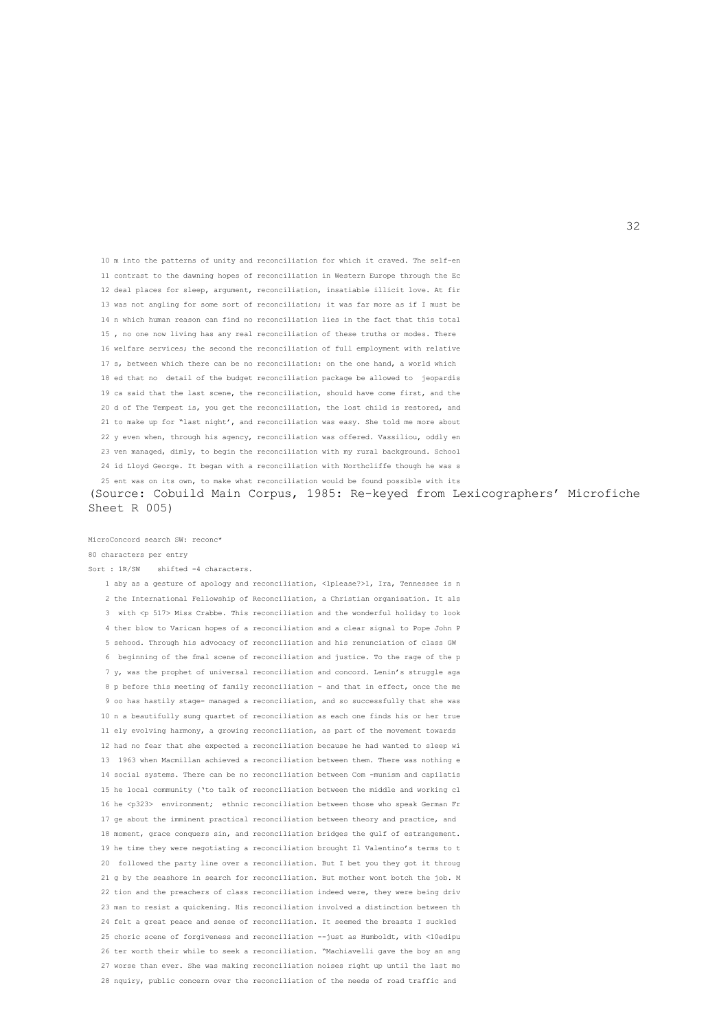```
   10 m into the patterns of unity and reconciliation for which it craved. The self-en
   11 contrast to the dawning hopes of reconciliation in Western Europe through the Ec
   12 deal places for sleep, argument, reconciliation, insatiable illicit love. At fir
   13 was not angling for some sort of reconciliation; it was far more as if I must be
   14 n which human reason can find no reconciliation lies in the fact that this total
   15 , no one now living has any real reconciliation of these truths or modes. There
   16 welfare services; the second the reconciliation of full employment with relative
   17 s, between which there can be no reconciliation: on the one hand, a world which
   18 ed that no  detail of the budget reconciliation package be allowed to  jeopardis
   19 ca said that the last scene, the reconciliation, should have come first, and the
   20 d of The Tempest is, you get the reconciliation, the lost child is restored, and
   21 to make up for "last night', and reconciliation was easy. She told me more about
   22 y even when, through his agency, reconciliation was offered. Vassiliou, oddly en
   23 ven managed, dimly, to begin the reconciliation with my rural background. School
   24 id Lloyd George. It began with a reconciliation with Northcliffe though he was s
   25 ent was on its own, to make what reconciliation would be found possible with its
```

(Source: Cobuild Main Corpus, 1985: Re-keyed from Lexicographers' Microfiche Sheet R 005)

```
MicroConcord search SW: reconc*
80 characters per entry
Sort : 1R/SW    shifted -4 characters.
    1 aby as a gesture of apology and reconciliation, <lplease?>1, Ira, Tennessee is n
    2 the International Fellowship of Reconciliation, a Christian organisation. It als
    3  with <p 517> Miss Crabbe. This reconciliation and the wonderful holiday to look
    4 ther blow to Varican hopes of a reconciliation and a clear signal to Pope John P
    5 sehood. Through his advocacy of reconciliation and his renunciation of class GW
    6  beginning of the fmal scene of reconciliation and justice. To the rage of the p
    7 y, was the prophet of universal reconciliation and concord. Lenin's struggle aga
    8 p before this meeting of family reconciliation - and that in effect, once the me
    9 oo has hastily stage- managed a reconciliation, and so successfully that she was
   10 n a beautifully sung quartet of reconciliation as each one finds his or her true
   11 ely evolving harmony, a growing reconciliation, as part of the movement towards
   12 had no fear that she expected a reconciliation because he had wanted to sleep wi
   13  1963 when Macmillan achieved a reconciliation between them. There was nothing e
   14 social systems. There can be no reconciliation between Com -munism and capilatis
   15 he local community ('to talk of reconciliation between the middle and working cl
   16 he <p323>  environment;  ethnic reconciliation between those who speak German Fr
   17 ge about the imminent practical reconciliation between theory and practice, and
   18 moment, grace conquers sin, and reconciliation bridges the gulf of estrangement.
   19 he time they were negotiating a reconciliation brought Il Valentino's terms to t
   20  followed the party line over a reconciliation. But I bet you they got it throug
   21 g by the seashore in search for reconciliation. But mother wont botch the job. M
   22 tion and the preachers of class reconciliation indeed were, they were being driv
   23 man to resist a quickening. His reconciliation involved a distinction between th
   24 felt a great peace and sense of reconciliation. It seemed the breasts I suckled
   25 choric scene of forgiveness and reconciliation --just as Humboldt, with <10edipu
   26 ter worth their while to seek a reconciliation. "Machiavelli gave the boy an ang
   27 worse than ever. She was making reconciliation noises right up until the last mo
   28 nquiry, public concern over the reconciliation of the needs of road traffic and
```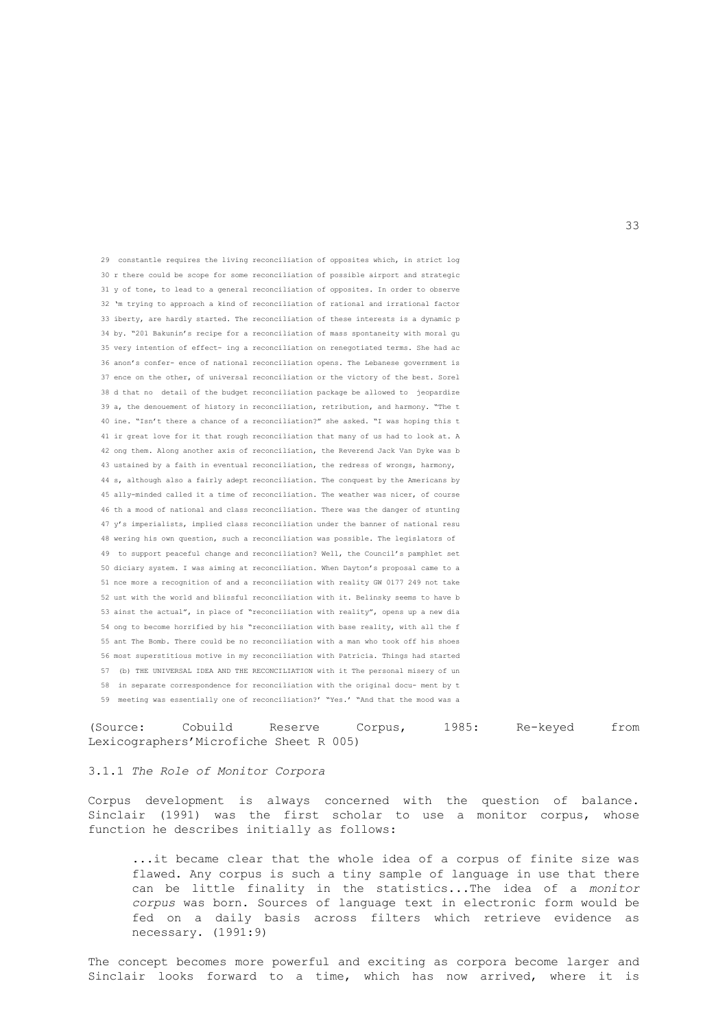```
29  constantle requires the living reconciliation of opposites which, in strict log
30 r there could be scope for some reconciliation of possible airport and strategic
31 y of tone, to lead to a general reconciliation of opposites. In order to observe
32 'm trying to approach a kind of reconciliation of rational and irrational factor
33 iberty, are hardly started. The reconciliation of these interests is a dynamic p
34 by. "201 Bakunin's recipe for a reconciliation of mass spontaneity with moral gu
35 very intention of effect- ing a reconciliation on renegotiated terms. She had ac
36 anon's confer- ence of national reconciliation opens. The Lebanese government is
37 ence on the other, of universal reconciliation or the victory of the best. Sorel
38 d that no  detail of the budget reconciliation package be allowed to  jeopardize
39 a, the denouement of history in reconciliation, retribution, and harmony. "The t
40 ine. "Isn't there a chance of a reconciliation?" she asked. "I was hoping this t
41 ir great love for it that rough reconciliation that many of us had to look at. A
42 ong them. Along another axis of reconciliation, the Reverend Jack Van Dyke was b
43 ustained by a faith in eventual reconciliation, the redress of wrongs, harmony,
44 s, although also a fairly adept reconciliation. The conquest by the Americans by
45 ally-minded called it a time of reconciliation. The weather was nicer, of course
46 th a mood of national and class reconciliation. There was the danger of stunting
47 y's imperialists, implied class reconciliation under the banner of national resu
48 wering his own question, such a reconciliation was possible. The legislators of
49  to support peaceful change and reconciliation? Well, the Council's pamphlet set
50 diciary system. I was aiming at reconciliation. When Dayton's proposal came to a
51 nce more a recognition of and a reconciliation with reality GW 0177 249 not take
52 ust with the world and blissful reconciliation with it. Belinsky seems to have b
53 ainst the actual", in place of "reconciliation with reality", opens up a new dia
54 ong to become horrified by his "reconciliation with base reality, with all the f
55 ant The Bomb. There could be no reconciliation with a man who took off his shoes
56 most superstitious motive in my reconciliation with Patricia. Things had started
57  (b) THE UNIVERSAL IDEA AND THE RECONCILIATION with it The personal misery of un
58  in separate correspondence for reconciliation with the original docu- ment by t
59  meeting was essentially one of reconciliation?' "Yes.' "And that the mood was a
```

(Source: Cobuild Reserve Corpus, 1985: Re-keyed from Lexicographers'Microfiche Sheet R 005)

### 3.1.1 *The Role of Monitor Corpora*

Corpus development is always concerned with the question of balance. Sinclair (1991) was the first scholar to use a monitor corpus, whose function he describes initially as follows:

> ...it became clear that the whole idea of a corpus of finite size was flawed. Any corpus is such a tiny sample of language in use that there can be little finality in the statistics...The idea of a *monitor corpus* was born. Sources of language text in electronic form would be fed on a daily basis across filters which retrieve evidence as necessary. (1991:9)

The concept becomes more powerful and exciting as corpora become larger and Sinclair looks forward to a time, which has now arrived, where it is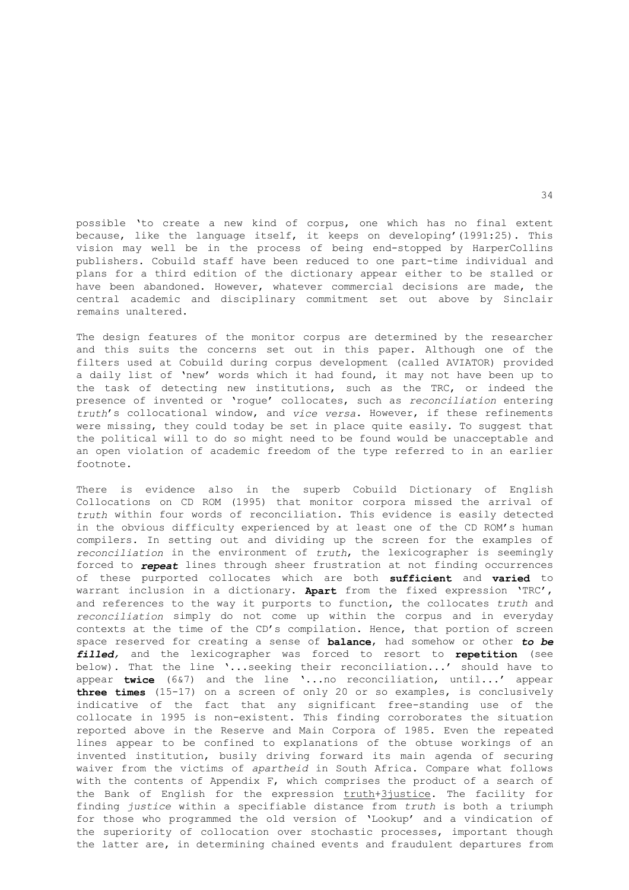possible 'to create a new kind of corpus, one which has no final extent because, like the language itself, it keeps on developing'(1991:25). This vision may well be in the process of being end-stopped by HarperCollins publishers. Cobuild staff have been reduced to one part-time individual and plans for a third edition of the dictionary appear either to be stalled or have been abandoned. However, whatever commercial decisions are made, the central academic and disciplinary commitment set out above by Sinclair remains unaltered.

The design features of the monitor corpus are determined by the researcher and this suits the concerns set out in this paper. Although one of the filters used at Cobuild during corpus development (called AVIATOR) provided a daily list of 'new' words which it had found, it may not have been up to the task of detecting new institutions, such as the TRC, or indeed the presence of invented or 'rogue' collocates, such as *reconciliation* entering *truth*'s collocational window, and *vice versa*. However, if these refinements were missing, they could today be set in place quite easily. To suggest that the political will to do so might need to be found would be unacceptable and an open violation of academic freedom of the type referred to in an earlier footnote.

There is evidence also in the superb Cobuild Dictionary of English Collocations on CD ROM (1995) that monitor corpora missed the arrival of *truth* within four words of reconciliation. This evidence is easily detected in the obvious difficulty experienced by at least one of the CD ROM's human compilers. In setting out and dividing up the screen for the examples of *reconciliation* in the environment of *truth*, the lexicographer is seemingly forced to ***repeat*** lines through sheer frustration at not finding occurrences of these purported collocates which are both **sufficient** and **varied** to warrant inclusion in a dictionary. **Apart** from the fixed expression 'TRC', and references to the way it purports to function, the collocates *truth* and *reconciliation* simply do not come up within the corpus and in everyday contexts at the time of the CD's compilation. Hence, that portion of screen space reserved for creating a sense of **balance**, had somehow or other ***to be filled***, and the lexicographer was forced to resort to **repetition** (see below). That the line '...seeking their reconciliation...' should have to appear **twice** (6&7) and the line '...no reconciliation, until...' appear **three times** (15-17) on a screen of only 20 or so examples, is conclusively indicative of the fact that any significant free-standing use of the collocate in 1995 is non-existent. This finding corroborates the situation reported above in the Reserve and Main Corpora of 1985. Even the repeated lines appear to be confined to explanations of the obtuse workings of an invented institution, busily driving forward its main agenda of securing waiver from the victims of *apartheid* in South Africa. Compare what follows with the contents of Appendix F, which comprises the product of a search of the Bank of English for the expression <u>truth+3justice</u>. The facility for finding *justice* within a specifiable distance from *truth* is both a triumph for those who programmed the old version of 'Lookup' and a vindication of the superiority of collocation over stochastic processes, important though the latter are, in determining chained events and fraudulent departures from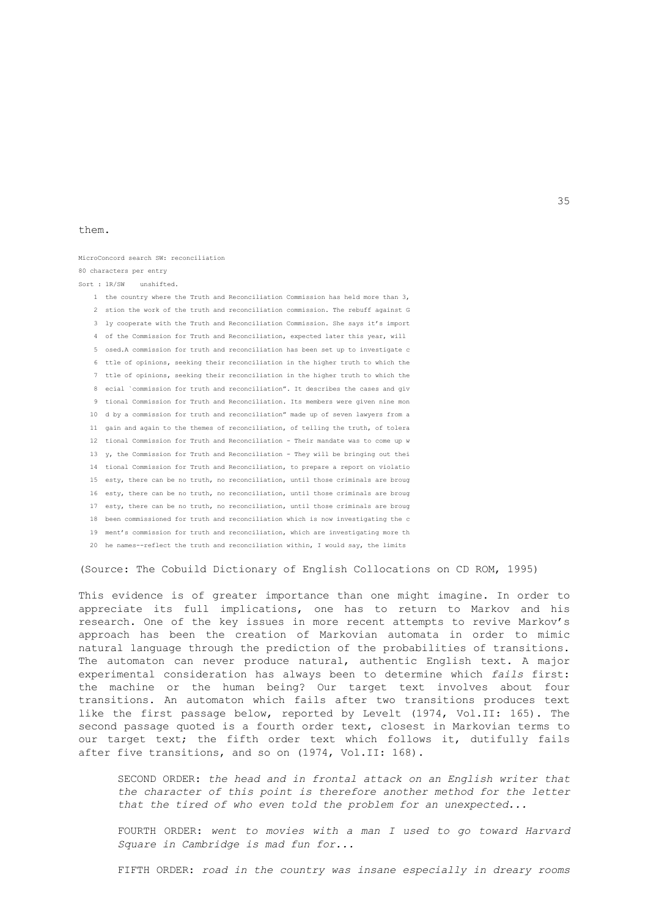them.

```
MicroConcord search SW: reconciliation
80 characters per entry
Sort : 1R/SW    unshifted.
    1  the country where the Truth and Reconciliation Commission has held more than 3,
    2  stion the work of the truth and reconciliation commission. The rebuff against G
    3  ly cooperate with the Truth and Reconciliation Commission. She says it's import
    4  of the Commission for Truth and Reconciliation, expected later this year, will
    5  osed.A commission for truth and reconciliation has been set up to investigate c
    6  ttle of opinions, seeking their reconciliation in the higher truth to which the
    7  ttle of opinions, seeking their reconciliation in the higher truth to which the
    8  ecial `commission for truth and reconciliation". It describes the cases and giv
    9  tional Commission for Truth and Reconciliation. Its members were given nine mon
   10  d by a commission for truth and reconciliation" made up of seven lawyers from a
   11  gain and again to the themes of reconciliation, of telling the truth, of tolera
   12  tional Commission for Truth and Reconciliation - Their mandate was to come up w
   13  y, the Commission for Truth and Reconciliation - They will be bringing out thei
   14  tional Commission for Truth and Reconciliation, to prepare a report on violatio
   15  esty, there can be no truth, no reconciliation, until those criminals are broug
   16  esty, there can be no truth, no reconciliation, until those criminals are broug
   17  esty, there can be no truth, no reconciliation, until those criminals are broug
   18  been commissioned for truth and reconciliation which is now investigating the c
   19  ment's commission for truth and reconciliation, which are investigating more th
   20  he names--reflect the truth and reconciliation within, I would say, the limits
```

(Source: The Cobuild Dictionary of English Collocations on CD ROM, 1995)

This evidence is of greater importance than one might imagine. In order to appreciate its full implications, one has to return to Markov and his research. One of the key issues in more recent attempts to revive Markov's approach has been the creation of Markovian automata in order to mimic natural language through the prediction of the probabilities of transitions. The automaton can never produce natural, authentic English text. A major experimental consideration has always been to determine which *fails* first: the machine or the human being? Our target text involves about four transitions. An automaton which fails after two transitions produces text like the first passage below, reported by Levelt (1974, Vol.II: 165). The second passage quoted is a fourth order text, closest in Markovian terms to our target text; the fifth order text which follows it, dutifully fails after five transitions, and so on (1974, Vol.II: 168).

> SECOND ORDER: *the head and in frontal attack on an English writer that the character of this point is therefore another method for the letter that the tired of who even told the problem for an unexpected...*
>
> FOURTH ORDER: *went to movies with a man I used to go toward Harvard Square in Cambridge is mad fun for...*
>
> FIFTH ORDER: *road in the country was insane especially in dreary rooms*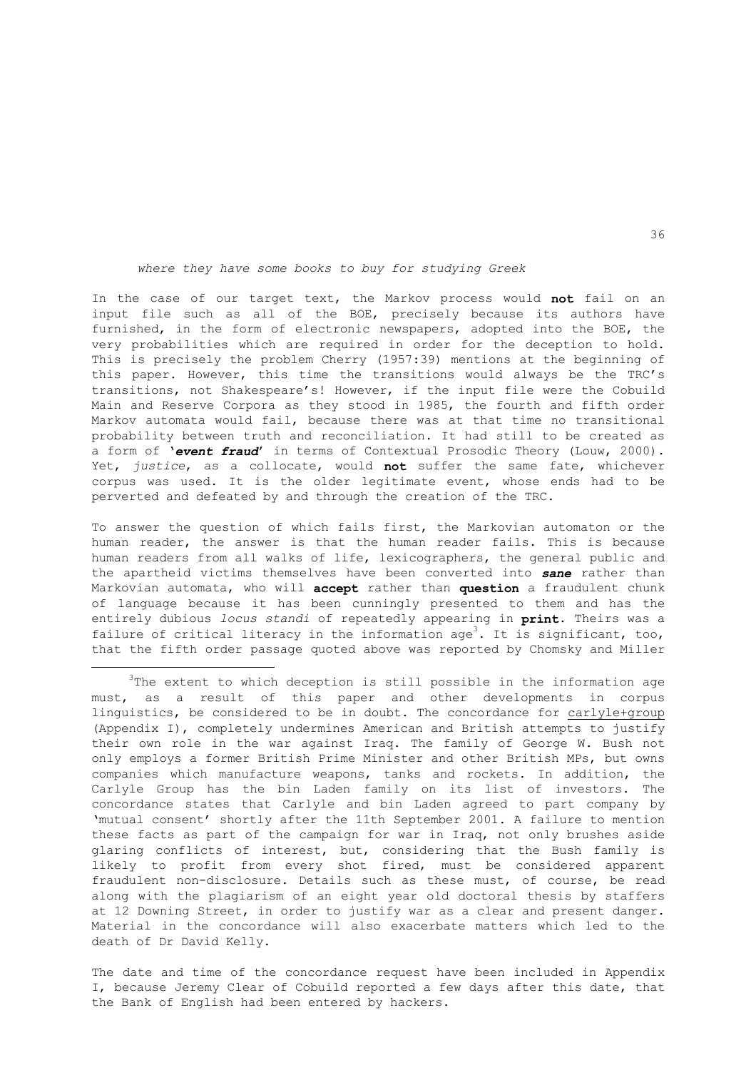*where they have some books to buy for studying Greek*

In the case of our target text, the Markov process would **not** fail on an input file such as all of the BOE, precisely because its authors have furnished, in the form of electronic newspapers, adopted into the BOE, the very probabilities which are required in order for the deception to hold. This is precisely the problem Cherry (1957:39) mentions at the beginning of this paper. However, this time the transitions would always be the TRC's transitions, not Shakespeare's! However, if the input file were the Cobuild Main and Reserve Corpora as they stood in 1985, the fourth and fifth order Markov automata would fail, because there was at that time no transitional probability between truth and reconciliation. It had still to be created as a form of **'*event fraud*'** in terms of Contextual Prosodic Theory (Louw, 2000). Yet, *justice*, as a collocate, would **not** suffer the same fate, whichever corpus was used. It is the older legitimate event, whose ends had to be perverted and defeated by and through the creation of the TRC.

To answer the question of which fails first, the Markovian automaton or the human reader, the answer is that the human reader fails. This is because human readers from all walks of life, lexicographers, the general public and the apartheid victims themselves have been converted into ***sane*** rather than Markovian automata, who will **accept** rather than **question** a fraudulent chunk of language because it has been cunningly presented to them and has the entirely dubious *locus standi* of repeatedly appearing in **print**. Theirs was a failure of critical literacy in the information age[3]. It is significant, too, that the fifth order passage quoted above was reported by Chomsky and Miller

---

[3]The extent to which deception is still possible in the information age must, as a result of this paper and other developments in corpus linguistics, be considered to be in doubt. The concordance for carlyle+group (Appendix I), completely undermines American and British attempts to justify their own role in the war against Iraq. The family of George W. Bush not only employs a former British Prime Minister and other British MPs, but owns companies which manufacture weapons, tanks and rockets. In addition, the Carlyle Group has the bin Laden family on its list of investors. The concordance states that Carlyle and bin Laden agreed to part company by 'mutual consent' shortly after the 11th September 2001. A failure to mention these facts as part of the campaign for war in Iraq, not only brushes aside glaring conflicts of interest, but, considering that the Bush family is likely to profit from every shot fired, must be considered apparent fraudulent non-disclosure. Details such as these must, of course, be read along with the plagiarism of an eight year old doctoral thesis by staffers at 12 Downing Street, in order to justify war as a clear and present danger. Material in the concordance will also exacerbate matters which led to the death of Dr David Kelly.

The date and time of the concordance request have been included in Appendix I, because Jeremy Clear of Cobuild reported a few days after this date, that the Bank of English had been entered by hackers.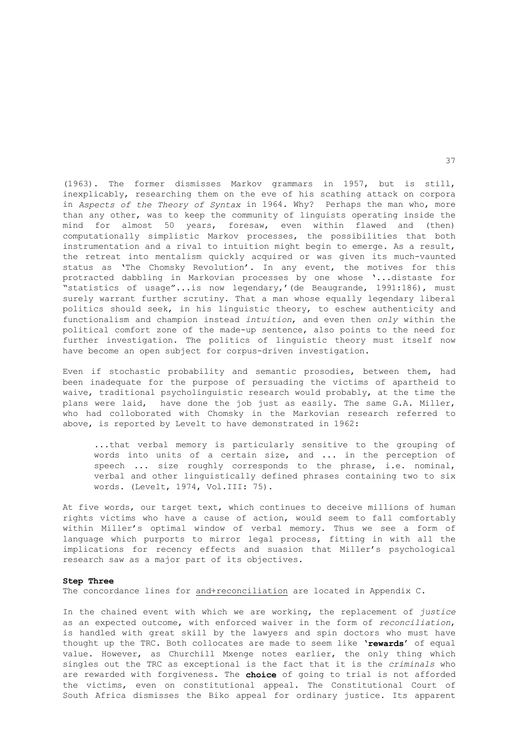(1963). The former dismisses Markov grammars in 1957, but is still, inexplicably, researching them on the eve of his scathing attack on corpora in *Aspects of the Theory of Syntax* in 1964. Why? Perhaps the man who, more than any other, was to keep the community of linguists operating inside the mind for almost 50 years, foresaw, even within flawed and (then) computationally simplistic Markov processes, the possibilities that both instrumentation and a rival to intuition might begin to emerge. As a result, the retreat into mentalism quickly acquired or was given its much-vaunted status as 'The Chomsky Revolution'. In any event, the motives for this protracted dabbling in Markovian processes by one whose '...distaste for "statistics of usage"...is now legendary,'(de Beaugrande, 1991:186), must surely warrant further scrutiny. That a man whose equally legendary liberal politics should seek, in his linguistic theory, to eschew authenticity and functionalism and champion instead *intuition*, and even then *only* within the political comfort zone of the made-up sentence, also points to the need for further investigation. The politics of linguistic theory must itself now have become an open subject for corpus-driven investigation.

Even if stochastic probability and semantic prosodies, between them, had been inadequate for the purpose of persuading the victims of apartheid to waive, traditional psycholinguistic research would probably, at the time the plans were laid, have done the job just as easily. The same G.A. Miller, who had colloborated with Chomsky in the Markovian research referred to above, is reported by Levelt to have demonstrated in 1962:

> ...that verbal memory is particularly sensitive to the grouping of words into units of a certain size, and ... in the perception of speech ... size roughly corresponds to the phrase, i.e. nominal, verbal and other linguistically defined phrases containing two to six words. (Levelt, 1974, Vol.III: 75).

At five words, our target text, which continues to deceive millions of human rights victims who have a cause of action, would seem to fall comfortably within Miller's optimal window of verbal memory. Thus we see a form of language which purports to mirror legal process, fitting in with all the implications for recency effects and suasion that Miller's psychological research saw as a major part of its objectives.

**Step Three**

The concordance lines for <u>and+reconciliation</u> are located in Appendix C.

In the chained event with which we are working, the replacement of *justice* as an expected outcome, with enforced waiver in the form of *reconciliation*, is handled with great skill by the lawyers and spin doctors who must have thought up the TRC. Both collocates are made to seem like **'rewards'** of equal value. However, as Churchill Mxenge notes earlier, the only thing which singles out the TRC as exceptional is the fact that it is the *criminals* who are rewarded with forgiveness. The **choice** of going to trial is not afforded the victims, even on constitutional appeal. The Constitutional Court of South Africa dismisses the Biko appeal for ordinary justice. Its apparent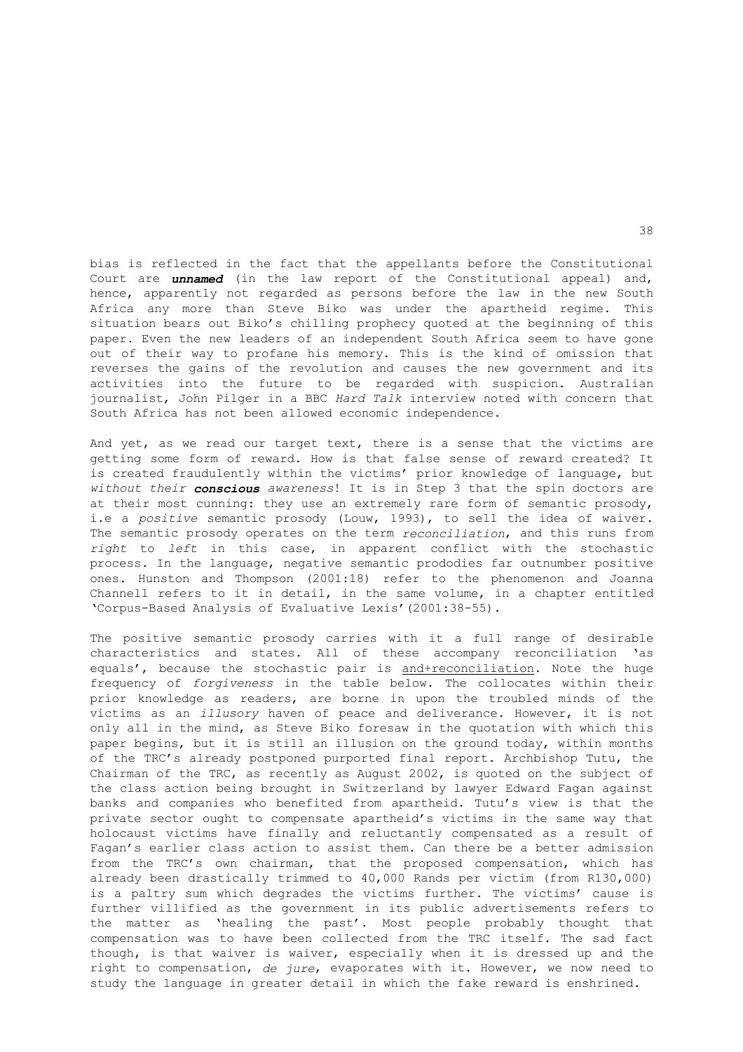bias is reflected in the fact that the appellants before the Constitutional Court are ***unnamed*** (in the law report of the Constitutional appeal) and, hence, apparently not regarded as persons before the law in the new South Africa any more than Steve Biko was under the apartheid regime. This situation bears out Biko's chilling prophecy quoted at the beginning of this paper. Even the new leaders of an independent South Africa seem to have gone out of their way to profane his memory. This is the kind of omission that reverses the gains of the revolution and causes the new government and its activities into the future to be regarded with suspicion. Australian journalist, John Pilger in a BBC *Hard Talk* interview noted with concern that South Africa has not been allowed economic independence.

And yet, as we read our target text, there is a sense that the victims are getting some form of reward. How is that false sense of reward created? It is created fraudulently within the victims' prior knowledge of language, but *without their* ***conscious*** *awareness*! It is in Step 3 that the spin doctors are at their most cunning: they use an extremely rare form of semantic prosody, i.e a *positive* semantic prosody (Louw, 1993), to sell the idea of waiver. The semantic prosody operates on the term *reconciliation*, and this runs from *right* to *left* in this case, in apparent conflict with the stochastic process. In the language, negative semantic prododies far outnumber positive ones. Hunston and Thompson (2001:18) refer to the phenomenon and Joanna Channell refers to it in detail, in the same volume, in a chapter entitled 'Corpus-Based Analysis of Evaluative Lexis'(2001:38-55).

The positive semantic prosody carries with it a full range of desirable characteristics and states. All of these accompany reconciliation 'as equals', because the stochastic pair is <u>and+reconciliation</u>. Note the huge frequency of *forgiveness* in the table below. The collocates within their prior knowledge as readers, are borne in upon the troubled minds of the victims as an *illusory* haven of peace and deliverance. However, it is not only all in the mind, as Steve Biko foresaw in the quotation with which this paper begins, but it is still an illusion on the ground today, within months of the TRC's already postponed purported final report. Archbishop Tutu, the Chairman of the TRC, as recently as August 2002, is quoted on the subject of the class action being brought in Switzerland by lawyer Edward Fagan against banks and companies who benefited from apartheid. Tutu's view is that the private sector ought to compensate apartheid's victims in the same way that holocaust victims have finally and reluctantly compensated as a result of Fagan's earlier class action to assist them. Can there be a better admission from the TRC's own chairman, that the proposed compensation, which has already been drastically trimmed to 40,000 Rands per victim (from R130,000) is a paltry sum which degrades the victims further. The victims' cause is further villified as the government in its public advertisements refers to the matter as 'healing the past'. Most people probably thought that compensation was to have been collected from the TRC itself. The sad fact though, is that waiver is waiver, especially when it is dressed up and the right to compensation, *de jure*, evaporates with it. However, we now need to study the language in greater detail in which the fake reward is enshrined.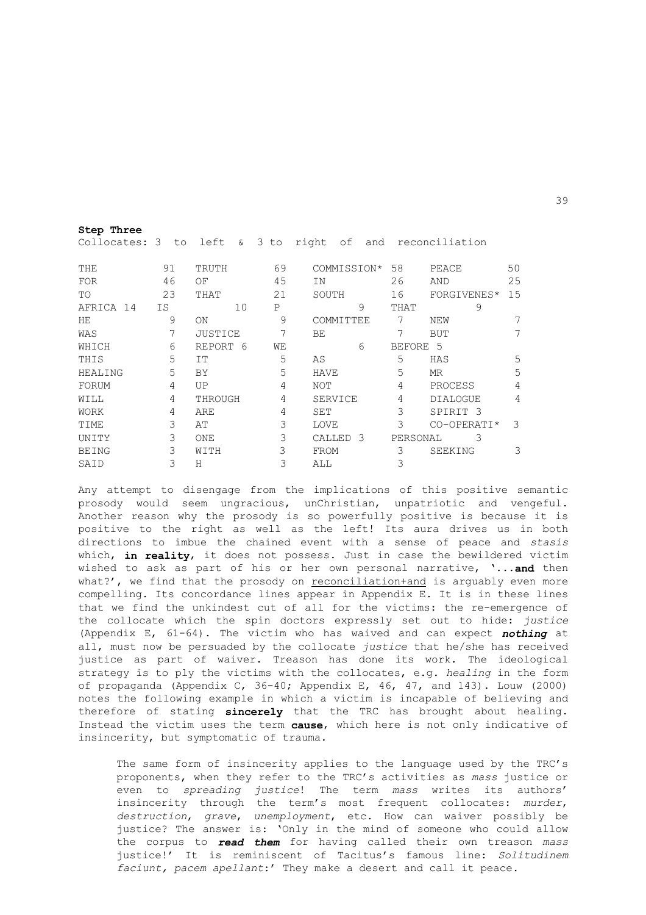**Step Three**

Collocates: 3 to left & 3 to right of and reconciliation

| | | | | | | | |
|---|---|---|---|---|---|---|---|
| THE | 91 | TRUTH | 69 | COMMISSION* | 58 | PEACE | 50 |
| FOR | 46 | OF | 45 | IN | 26 | AND | 25 |
| TO | 23 | THAT | 21 | SOUTH | 16 | FORGIVENES* | 15 |
| AFRICA | 14 | IS | 10 | P | 9 | THAT | 9 |
| HE | 9 | ON | 9 | COMMITTEE | 7 | NEW | 7 |
| WAS | 7 | JUSTICE | 7 | BE | 7 | BUT | 7 |
| WHICH | 6 | REPORT | 6 | WE | 6 | BEFORE | 5 |
| THIS | 5 | IT | 5 | AS | 5 | HAS | 5 |
| HEALING | 5 | BY | 5 | HAVE | 5 | MR | 5 |
| FORUM | 4 | UP | 4 | NOT | 4 | PROCESS | 4 |
| WILL | 4 | THROUGH | 4 | SERVICE | 4 | DIALOGUE | 4 |
| WORK | 4 | ARE | 4 | SET | 3 | SPIRIT | 3 |
| TIME | 3 | AT | 3 | LOVE | 3 | CO-OPERATI* | 3 |
| UNITY | 3 | ONE | 3 | CALLED | 3 | PERSONAL | 3 |
| BEING | 3 | WITH | 3 | FROM | 3 | SEEKING | 3 |
| SAID | 3 | H | 3 | ALL | 3 | | |

Any attempt to disengage from the implications of this positive semantic prosody would seem ungracious, unChristian, unpatriotic and vengeful. Another reason why the prosody is so powerfully positive is because it is positive to the right as well as the left! Its aura drives us in both directions to imbue the chained event with a sense of peace and *stasis* which, **in reality**, it does not possess. Just in case the bewildered victim wished to ask as part of his or her own personal narrative, '...**and** then what?', we find that the prosody on <u>reconciliation+and</u> is arguably even more compelling. Its concordance lines appear in Appendix E. It is in these lines that we find the unkindest cut of all for the victims: the re-emergence of the collocate which the spin doctors expressly set out to hide: *justice* (Appendix E, 61-64). The victim who has waived and can expect ***nothing*** at all, must now be persuaded by the collocate *justice* that he/she has received justice as part of waiver. Treason has done its work. The ideological strategy is to ply the victims with the collocates, e.g. *healing* in the form of propaganda (Appendix C, 36-40; Appendix E, 46, 47, and 143). Louw (2000) notes the following example in which a victim is incapable of believing and therefore of stating **sincerely** that the TRC has brought about healing. Instead the victim uses the term **cause**, which here is not only indicative of insincerity, but symptomatic of trauma.

> The same form of insincerity applies to the language used by the TRC's proponents, when they refer to the TRC's activities as *mass* justice or even to *spreading justice*! The term *mass* writes its authors' insincerity through the term's most frequent collocates: *murder*, *destruction*, *grave*, *unemployment*, etc. How can waiver possibly be justice? The answer is: 'Only in the mind of someone who could allow the corpus to ***read them*** for having called their own treason *mass* justice!' It is reminiscent of Tacitus's famous line: *Solitudinem faciunt, pacem apellant*:' They make a desert and call it peace.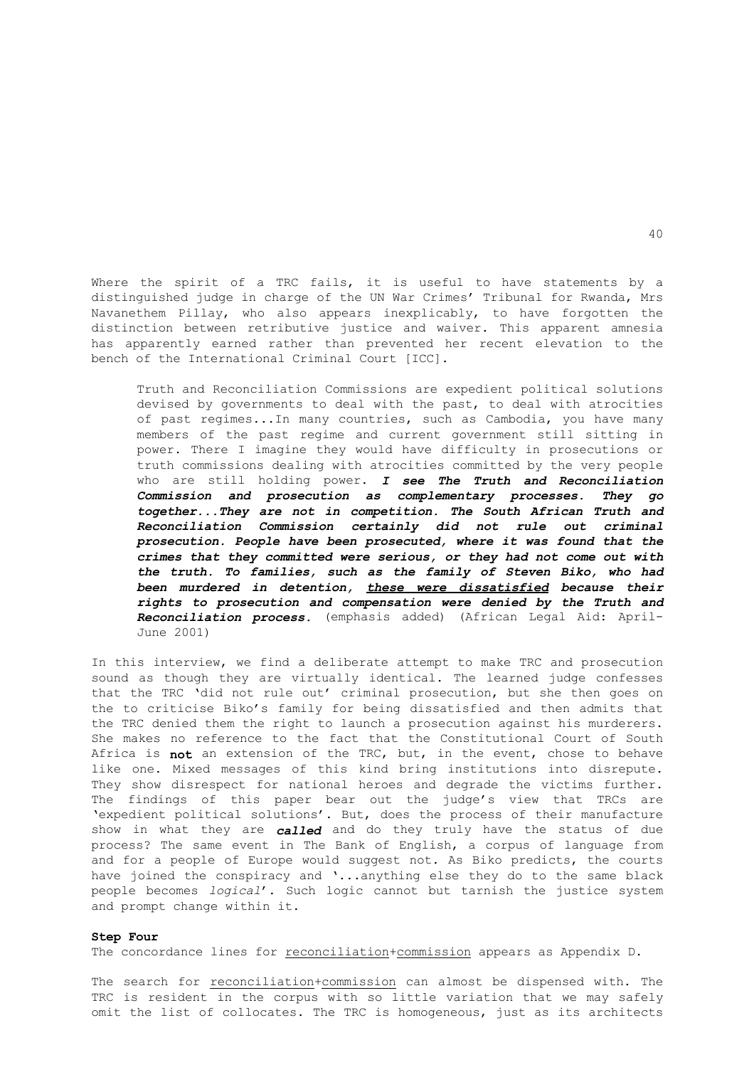Where the spirit of a TRC fails, it is useful to have statements by a distinguished judge in charge of the UN War Crimes' Tribunal for Rwanda, Mrs Navanethem Pillay, who also appears inexplicably, to have forgotten the distinction between retributive justice and waiver. This apparent amnesia has apparently earned rather than prevented her recent elevation to the bench of the International Criminal Court [ICC].

> Truth and Reconciliation Commissions are expedient political solutions devised by governments to deal with the past, to deal with atrocities of past regimes...In many countries, such as Cambodia, you have many members of the past regime and current government still sitting in power. There I imagine they would have difficulty in prosecutions or truth commissions dealing with atrocities committed by the very people who are still holding power. ***I see The Truth and Reconciliation Commission and prosecution as complementary processes. They go together...They are not in competition. The South African Truth and Reconciliation Commission certainly did not rule out criminal prosecution. People have been prosecuted, where it was found that the crimes that they committed were serious, or they had not come out with the truth. To families, such as the family of Steven Biko, who had been murdered in detention, <u>these were dissatisfied</u> because their rights to prosecution and compensation were denied by the Truth and Reconciliation process.*** (emphasis added) (African Legal Aid: April-June 2001)

In this interview, we find a deliberate attempt to make TRC and prosecution sound as though they are virtually identical. The learned judge confesses that the TRC 'did not rule out' criminal prosecution, but she then goes on the to criticise Biko's family for being dissatisfied and then admits that the TRC denied them the right to launch a prosecution against his murderers. She makes no reference to the fact that the Constitutional Court of South Africa is **not** an extension of the TRC, but, in the event, chose to behave like one. Mixed messages of this kind bring institutions into disrepute. They show disrespect for national heroes and degrade the victims further. The findings of this paper bear out the judge's view that TRCs are 'expedient political solutions'. But, does the process of their manufacture show in what they are ***called*** and do they truly have the status of due process? The same event in The Bank of English, a corpus of language from and for a people of Europe would suggest not. As Biko predicts, the courts have joined the conspiracy and '...anything else they do to the same black people becomes *logical*'. Such logic cannot but tarnish the justice system and prompt change within it.

**Step Four**

The concordance lines for <u>reconciliation</u>+<u>commission</u> appears as Appendix D.

The search for <u>reconciliation</u>+<u>commission</u> can almost be dispensed with. The TRC is resident in the corpus with so little variation that we may safely omit the list of collocates. The TRC is homogeneous, just as its architects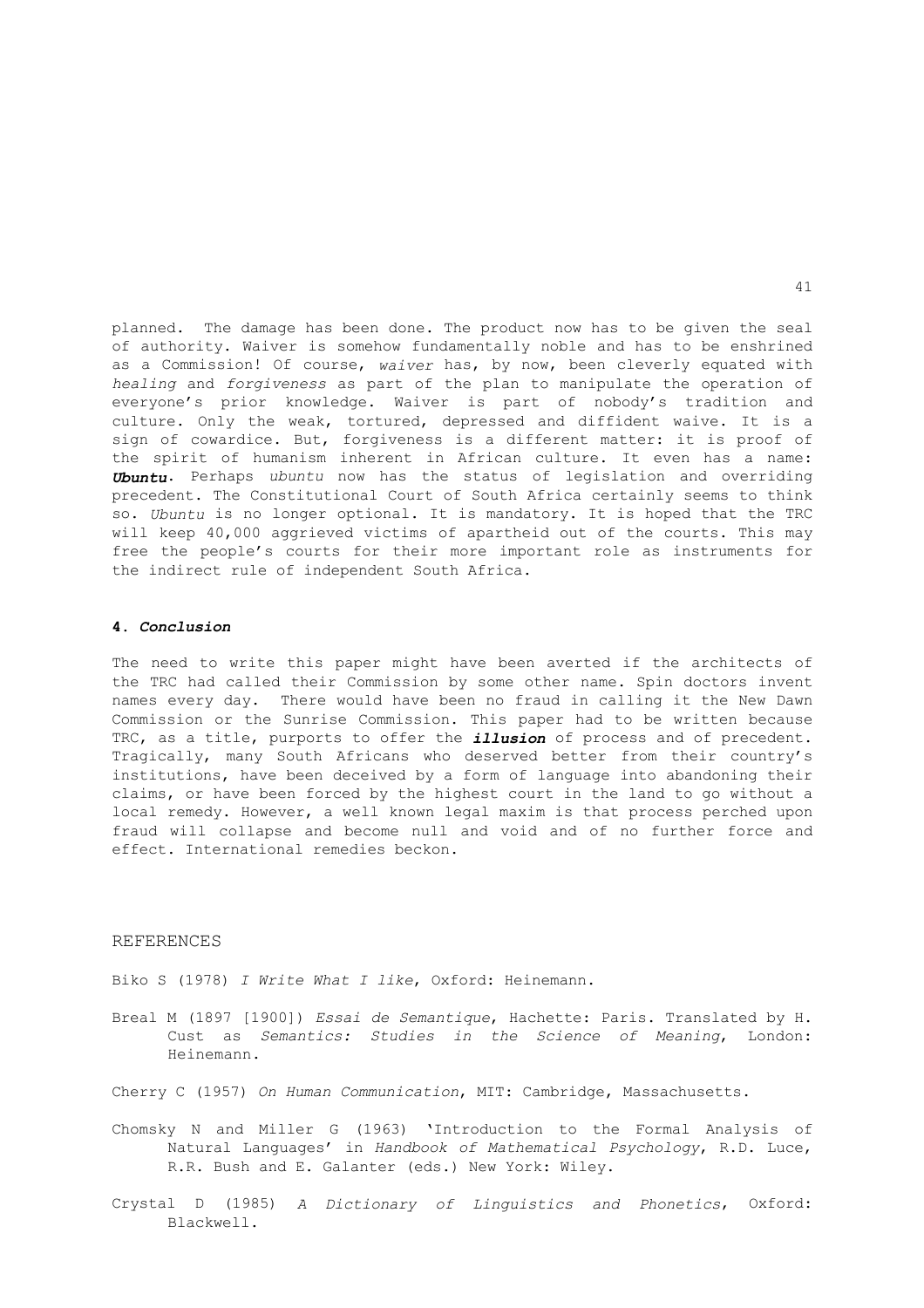planned. The damage has been done. The product now has to be given the seal of authority. Waiver is somehow fundamentally noble and has to be enshrined as a Commission! Of course, *waiver* has, by now, been cleverly equated with *healing* and *forgiveness* as part of the plan to manipulate the operation of everyone's prior knowledge. Waiver is part of nobody's tradition and culture. Only the weak, tortured, depressed and diffident waive. It is a sign of cowardice. But, forgiveness is a different matter: it is proof of the spirit of humanism inherent in African culture. It even has a name: ***Ubuntu***. Perhaps *ubuntu* now has the status of legislation and overriding precedent. The Constitutional Court of South Africa certainly seems to think so. *Ubuntu* is no longer optional. It is mandatory. It is hoped that the TRC will keep 40,000 aggrieved victims of apartheid out of the courts. This may free the people's courts for their more important role as instruments for the indirect rule of independent South Africa.

## 4. *Conclusion*

The need to write this paper might have been averted if the architects of the TRC had called their Commission by some other name. Spin doctors invent names every day. There would have been no fraud in calling it the New Dawn Commission or the Sunrise Commission. This paper had to be written because TRC, as a title, purports to offer the ***illusion*** of process and of precedent. Tragically, many South Africans who deserved better from their country's institutions, have been deceived by a form of language into abandoning their claims, or have been forced by the highest court in the land to go without a local remedy. However, a well known legal maxim is that process perched upon fraud will collapse and become null and void and of no further force and effect. International remedies beckon.

## REFERENCES

Biko S (1978) *I Write What I like*, Oxford: Heinemann.

Breal M (1897 [1900]) *Essai de Semantique*, Hachette: Paris. Translated by H. Cust as *Semantics: Studies in the Science of Meaning*, London: Heinemann.

Cherry C (1957) *On Human Communication*, MIT: Cambridge, Massachusetts.

Chomsky N and Miller G (1963) 'Introduction to the Formal Analysis of Natural Languages' in *Handbook of Mathematical Psychology*, R.D. Luce, R.R. Bush and E. Galanter (eds.) New York: Wiley.

Crystal D (1985) *A Dictionary of Linguistics and Phonetics*, Oxford: Blackwell.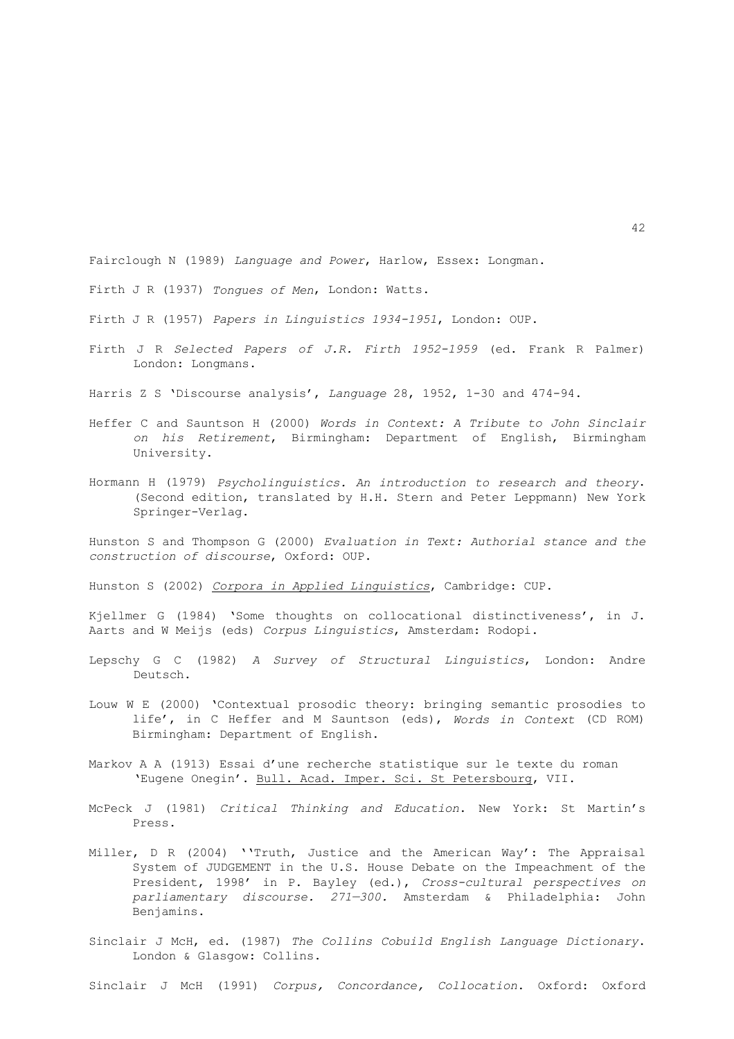Fairclough N (1989) *Language and Power*, Harlow, Essex: Longman.

Firth J R (1937) *Tongues of Men*, London: Watts.

Firth J R (1957) *Papers in Linguistics 1934-1951*, London: OUP.

Firth J R *Selected Papers of J.R. Firth 1952-1959* (ed. Frank R Palmer) London: Longmans.

Harris Z S 'Discourse analysis', *Language* 28, 1952, 1-30 and 474-94.

Heffer C and Sauntson H (2000) *Words in Context: A Tribute to John Sinclair on his Retirement*, Birmingham: Department of English, Birmingham University.

Hormann H (1979) *Psycholinguistics. An introduction to research and theory*. (Second edition, translated by H.H. Stern and Peter Leppmann) New York Springer-Verlag.

Hunston S and Thompson G (2000) *Evaluation in Text: Authorial stance and the construction of discourse*, Oxford: OUP.

Hunston S (2002) *Corpora in Applied Linguistics*, Cambridge: CUP.

Kjellmer G (1984) 'Some thoughts on collocational distinctiveness', in J. Aarts and W Meijs (eds) *Corpus Linguistics*, Amsterdam: Rodopi.

Lepschy G C (1982) *A Survey of Structural Linguistics*, London: Andre Deutsch.

Louw W E (2000) 'Contextual prosodic theory: bringing semantic prosodies to life', in C Heffer and M Sauntson (eds), *Words in Context* (CD ROM) Birmingham: Department of English.

Markov A A (1913) Essai d'une recherche statistique sur le texte du roman 'Eugene Onegin'. Bull. Acad. Imper. Sci. St Petersbourg, VII.

McPeck J (1981) *Critical Thinking and Education*. New York: St Martin's Press.

Miller, D R (2004) ''Truth, Justice and the American Way': The Appraisal System of JUDGEMENT in the U.S. House Debate on the Impeachment of the President, 1998' in P. Bayley (ed.), *Cross-cultural perspectives on parliamentary discourse. 271—300*. Amsterdam & Philadelphia: John Benjamins.

Sinclair J McH, ed. (1987) *The Collins Cobuild English Language Dictionary*. London & Glasgow: Collins.

Sinclair J McH (1991) *Corpus, Concordance, Collocation*. Oxford: Oxford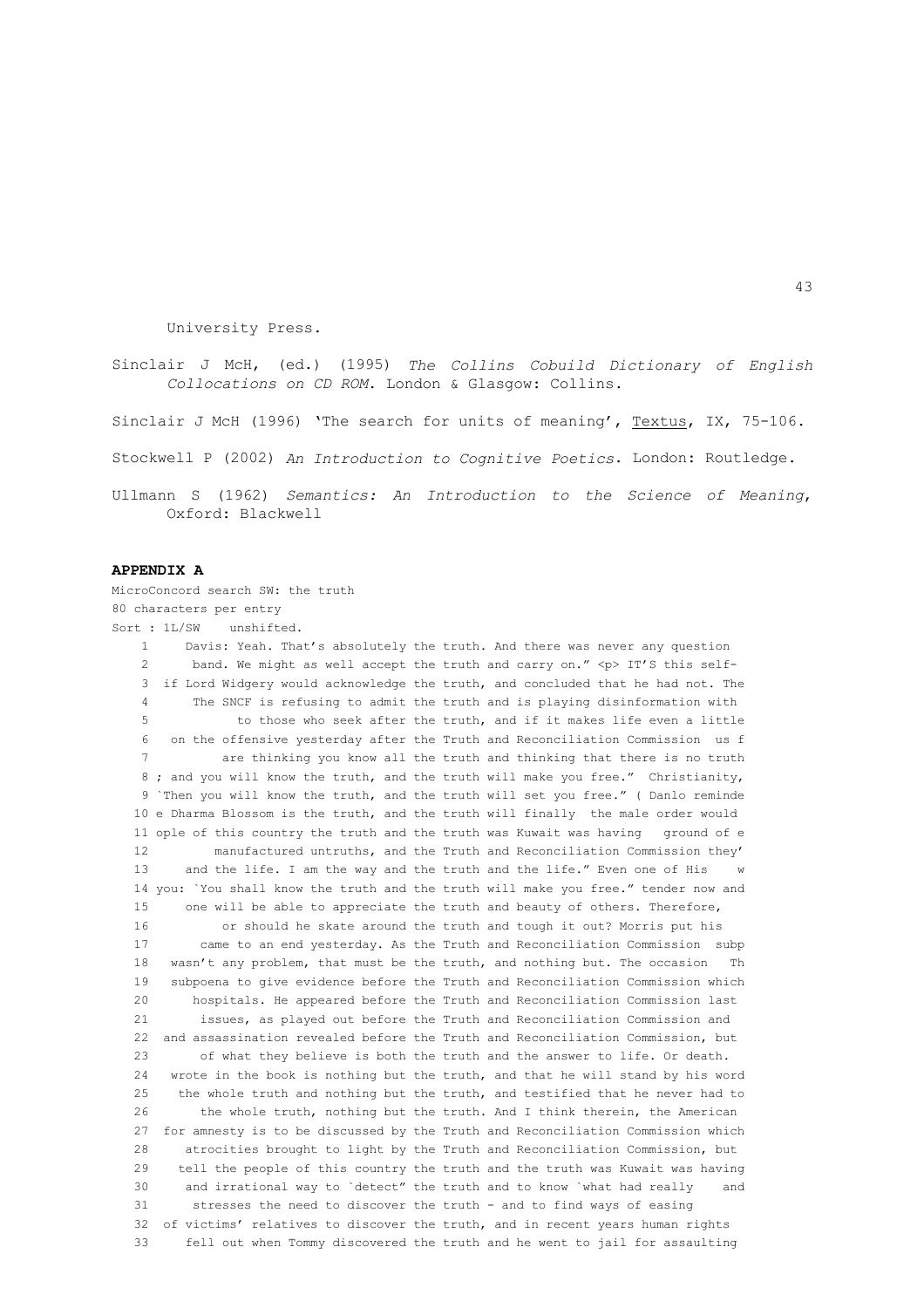University Press.

Sinclair J McH, (ed.) (1995) *The Collins Cobuild Dictionary of English Collocations on CD ROM*. London & Glasgow: Collins.

Sinclair J McH (1996) 'The search for units of meaning', Textus, IX, 75-106.

Stockwell P (2002) *An Introduction to Cognitive Poetics*. London: Routledge.

Ullmann S (1962) *Semantics: An Introduction to the Science of Meaning*, Oxford: Blackwell

**APPENDIX A**

MicroConcord search SW: the truth
80 characters per entry
Sort : 1L/SW    unshifted.

```
    1     Davis: Yeah. That's absolutely the truth. And there was never any question
    2      band. We might as well accept the truth and carry on." <p> IT'S this self-
    3  if Lord Widgery would acknowledge the truth, and concluded that he had not. The
    4      The SNCF is refusing to admit the truth and is playing disinformation with
    5           to those who seek after the truth, and if it makes life even a little
    6   on the offensive yesterday after the Truth and Reconciliation Commission  us f
    7         are thinking you know all the truth and thinking that there is no truth
    8 ; and you will know the truth, and the truth will make you free."  Christianity,
    9 `Then you will know the truth, and the truth will set you free." ( Danlo reminde
   10 e Dharma Blossom is the truth, and the truth will finally  the male order would
   11 ople of this country the truth and the truth was Kuwait was having   ground of e
   12         manufactured untruths, and the Truth and Reconciliation Commission they'
   13     and the life. I am the way and the truth and the life." Even one of His    w
   14 you: `You shall know the truth and the truth will make you free." tender now and
   15     one will be able to appreciate the truth and beauty of others. Therefore,
   16          or should he skate around the truth and tough it out? Morris put his
   17       came to an end yesterday. As the Truth and Reconciliation Commission  subp
   18   wasn't any problem, that must be the truth, and nothing but. The occasion   Th
   19   subpoena to give evidence before the Truth and Reconciliation Commission which
   20      hospitals. He appeared before the Truth and Reconciliation Commission last
   21       issues, as played out before the Truth and Reconciliation Commission and
   22  and assassination revealed before both the Truth and Reconciliation Commission, but
   23       of what they believe is both the truth and the answer to life. Or death.
   24  wrote in the book is nothing but the truth, and that he will stand by his word
   25    the whole truth and nothing but the truth, and testified that he never had to
   26       the whole truth, nothing but the truth. And I think therein, the American
   27  for amnesty is to be discussed by the Truth and Reconciliation Commission which
   28     atrocities brought to light by the Truth and Reconciliation Commission, but
   29    tell the people of this country the truth and the truth was Kuwait was having
   30     and irrational way to `detect" the truth and to know `what had really    and
   31      stresses the need to discover the truth - and to find ways of easing
   32  of victims' relatives to discover the truth, and in recent years human rights
   33     fell out when Tommy discovered the truth and he went to jail for assaulting
```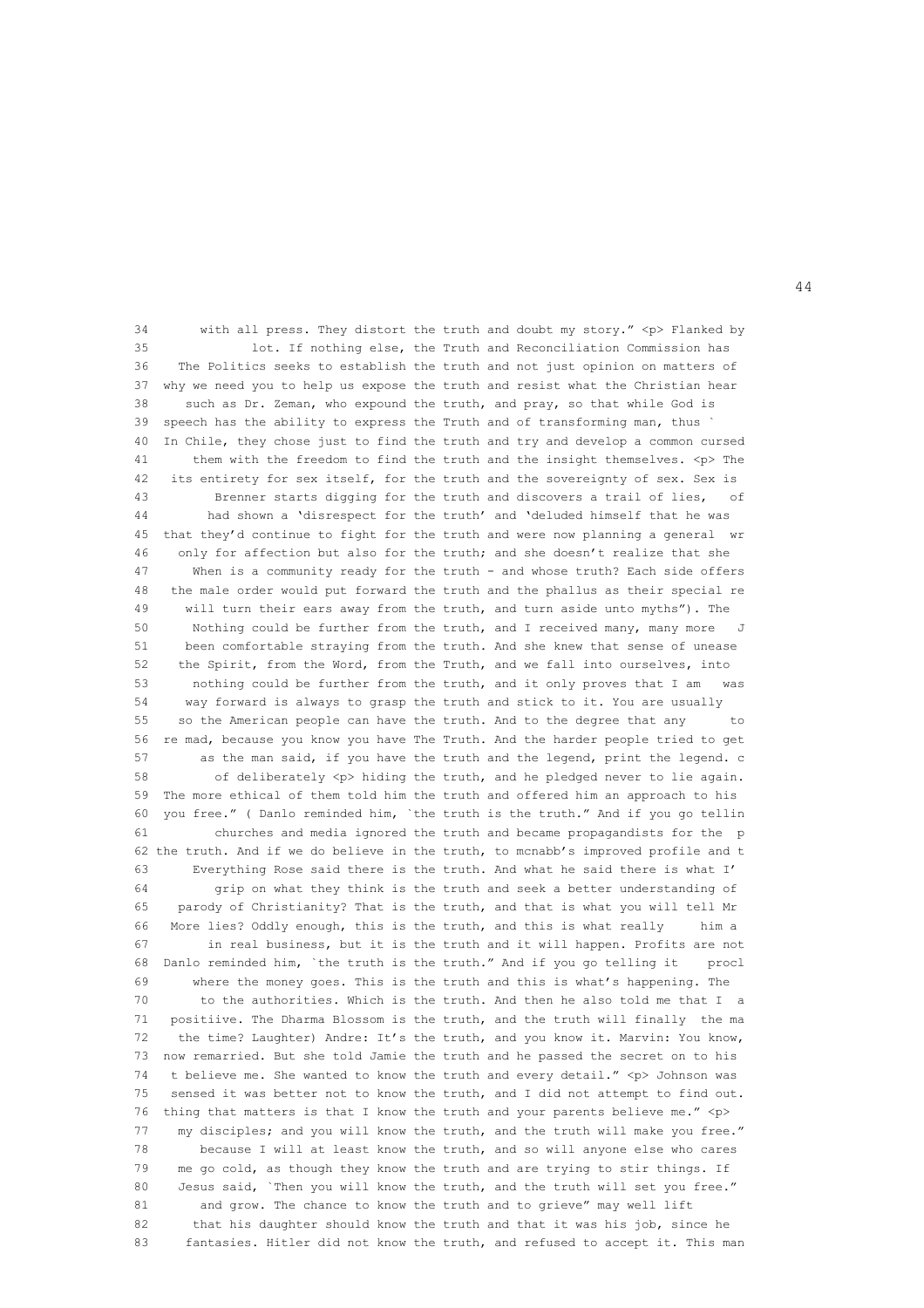```
34      with all press. They distort the truth and doubt my story." <p> Flanked by
35             lot. If nothing else, the Truth and Reconciliation Commission has
36   The Politics seeks to establish the truth and not just opinion on matters of
37  why we need you to help us expose the truth and resist what the Christian hear
38     such as Dr. Zeman, who expound the truth, and pray, so that while God is
39  speech has the ability to express the Truth and of transforming man, thus `
40  In Chile, they chose just to find the truth and try and develop a common cursed
41      them with the freedom to find the truth and the insight themselves. <p> The
42   its entirety for sex itself, for the truth and the sovereignty of sex. Sex is
43        Brenner starts digging for the truth and discovers a trail of lies,   of
44       had shown a 'disrespect for the truth' and 'deluded himself that he was
45  that they'd continue to fight for the truth and were now planning a general  wr
46    only for affection but also for the truth; and she doesn't realize that she
47     When is a community ready for the truth - and whose truth? Each side offers
48   the male order would put forward the truth and the phallus as their special re
49     will turn their ears away from the truth, and turn aside unto myths"). The
50      Nothing could be further from the truth, and I received many, many more   J
51     been comfortable straying from the truth. And she knew that sense of unease
52    the Spirit, from the Word, from the Truth, and we fall into ourselves, into
53      nothing could be further from the truth, and it only proves that I am   was
54     way forward is always to grasp the truth and stick to it. You are usually
55    so the American people can have the truth. And to the degree that any      to
56  re mad, because you know you have The Truth. And the harder people tried to get
57      as the man said, if you have the truth and the legend, print the legend. c
58        of deliberately <p> hiding the truth, and he pledged never to lie again.
59  The more ethical of them told him the truth and offered him an approach to his
60  you free." ( Danlo reminded him, `the truth is the truth." And if you go tellin
61        churches and media ignored the truth and became propagandists for the  p
62 the truth. And if we do believe in the truth, to mcnabb's improved profile and t
63     Everything Rose said there is the truth. And what he said there is what I'
64        grip on what they think is the truth and seek a better understanding of
65   parody of Christianity? That is the truth, and that is what you will tell Mr
66   More lies? Oddly enough, this is the truth, and this is what really     him a
67       in real business, but it is the truth and it will happen. Profits are not
68  Danlo reminded him, `the truth is the truth." And if you go telling it    procl
69     where the money goes. This is the truth and this is what's happening. The
70      to the authorities. Which is the truth. And then he also told me that I  a
71   positiive. The Dharma Blossom is the truth, and the truth will finally  the ma
72   the time? Laughter) Andre: It's the truth, and you know it. Marvin: You know,
73  now remarried. But she told Jamie the truth and he passed the secret on to his
74   t believe me. She wanted to know the truth and every detail." <p> Johnson was
75   sensed it was better not to know the truth, and I did not attempt to find out.
76  thing that matters is that I know the truth and your parents believe me." <p>
77   my disciples; and you will know the truth, and the truth will make you free."
78      because I will at least know the truth, and so will anyone else who cares
79   me go cold, as though they know the truth and are trying to stir things. If
80   Jesus said, `Then you will know the truth, and the truth will set you free."
81      and grow. The chance to know the truth and to grieve" may well lift
82     that his daughter should know the truth and that it was his job, since he
83    fantasies. Hitler did not know the truth, and refused to accept it. This man
```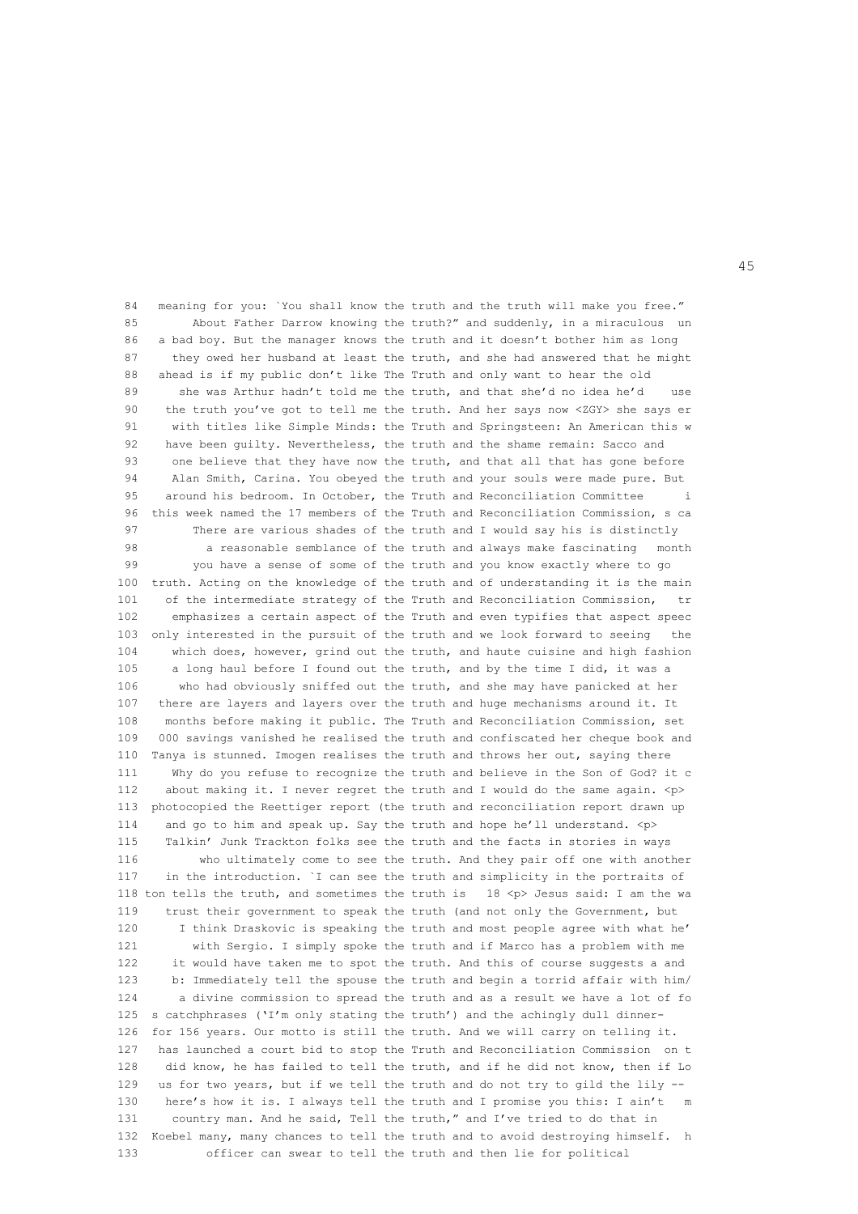```
 84   meaning for you: `You shall know the truth and the truth will make you free.”
 85        About Father Darrow knowing the truth?” and suddenly, in a miraculous  un
 86   a bad boy. But the manager knows the truth and it doesn’t bother him as long
 87     they owed her husband at least the truth, and she had answered that he might
 88   ahead is if my public don’t like The Truth and only want to hear the old
 89      she was Arthur hadn’t told me the truth, and that she’d no idea he’d    use
 90    the truth you’ve got to tell me the truth. And her says now <ZGY> she says er
 91     with titles like Simple Minds: the Truth and Springsteen: An American this w
 92    have been guilty. Nevertheless, the truth and the shame remain: Sacco and
 93     one believe that they have now the truth, and that all that has gone before
 94     Alan Smith, Carina. You obeyed the truth and your souls were made pure. But
 95    around his bedroom. In October, the Truth and Reconciliation Committee      i
 96  this week named the 17 members of the Truth and Reconciliation Commission, s ca
 97        There are various shades of the truth and I would say his is distinctly
 98          a reasonable semblance of the truth and always make fascinating   month
 99        you have a sense of some of the truth and you know exactly where to go
100  truth. Acting on the knowledge of the truth and of understanding it is the main
101    of the intermediate strategy of the Truth and Reconciliation Commission,   tr
102     emphasizes a certain aspect of the Truth and even typifies that aspect speec
103  only interested in the pursuit of the truth and we look forward to seeing   the
104     which does, however, grind out the truth, and haute cuisine and high fashion
105     a long haul before I found out the truth, and by the time I did, it was a
106      who had obviously sniffed out the truth, and she may have panicked at her
107   there are layers and layers over the truth and huge mechanisms around it. It
108    months before making it public. The Truth and Reconciliation Commission, set
109   000 savings vanished he realised the truth and confiscated her cheque book and
110  Tanya is stunned. Imogen realises the truth and throws her out, saying there
111     Why do you refuse to recognize the truth and believe in the Son of God? it c
112    about making it. I never regret the truth and I would do the same again. <p>
113  photocopied the Reettiger report (the truth and reconciliation report drawn up
114    and go to him and speak up. Say the truth and hope he’ll understand. <p>
115    Talkin’ Junk Trackton folks see the truth and the facts in stories in ways
116         who ultimately come to see the truth. And they pair off one with another
117    in the introduction. `I can see the truth and simplicity in the portraits of
118 ton tells the truth, and sometimes the truth is   18 <p> Jesus said: I am the wa
119    trust their government to speak the truth (and not only the Government, but
120      I think Draskovic is speaking the truth and most people agree with what he’
121        with Sergio. I simply spoke the truth and if Marco has a problem with me
122     it would have taken me to spot the truth. And this of course suggests a and
123     b: Immediately tell the spouse the truth and begin a torrid affair with him/
124      a divine commission to spread the truth and as a result we have a lot of fo
125  s catchphrases (‘I’m only stating the truth’) and the achingly dull dinner-
126  for 156 years. Our motto is still the truth. And we will carry on telling it.
127   has launched a court bid to stop the Truth and Reconciliation Commission  on t
128    did know, he has failed to tell the truth, and if he did not know, then if Lo
129   us for two years, but if we tell the truth and do not try to gild the lily --
130    here’s how it is. I always tell the truth and I promise you this: I ain’t   m
131     country man. And he said, Tell the truth,” and I’ve tried to do that in
132  Koebel many, many chances to tell the truth and to avoid destroying himself.  h
133          officer can swear to tell the truth and then lie for political
```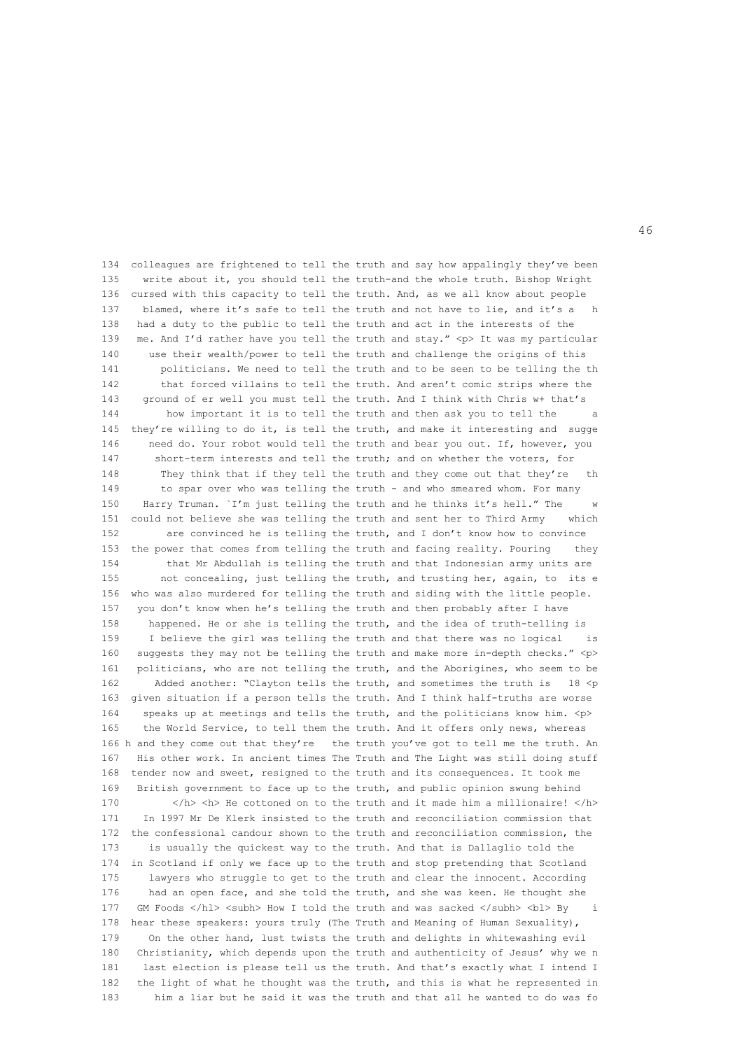```
134  colleagues are frightened to tell the truth and say how appalingly they've been
135    write about it, you should tell the truth-and the whole truth. Bishop Wright
136  cursed with this capacity to tell the truth. And, as we all know about people
137    blamed, where it's safe to tell the truth and not have to lie, and it's a   h
138   had a duty to the public to tell the truth and act in the interests of the
139   me. And I'd rather have you tell the truth and stay." <p> It was my particular
140     use their wealth/power to tell the truth and challenge the origins of this
141       politicians. We need to tell the truth and to be seen to be telling the th
142       that forced villains to tell the truth. And aren't comic strips where the
143    ground of er well you must tell the truth. And I think with Chris w+ that's
144        how important it is to tell the truth and then ask you to tell the      a
145  they're willing to do it, is tell the truth, and make it interesting and  sugge
146     need do. Your robot would tell the truth and bear you out. If, however, you
147      short-term interests and tell the truth; and on whether the voters, for
148       They think that if they tell the truth and they come out that they're   th
149       to spar over who was telling the truth - and who smeared whom. For many
150    Harry Truman. `I'm just telling the truth and he thinks it's hell." The     w
151  could not believe she was telling the truth and sent her to Third Army    which
152        are convinced he is telling the truth, and I don't know how to convince
153  the power that comes from telling the truth and facing reality. Pouring    they
154        that Mr Abdullah is telling the truth and that Indonesian army units are
155       not concealing, just telling the truth, and trusting her, again, to  its e
156  who was also murdered for telling the truth and siding with the little people.
157   you don't know when he's telling the truth and then probably after I have
158     happened. He or she is telling the truth, and the idea of truth-telling is
159     I believe the girl was telling the truth and that there was no logical    is
160   suggests they may not be telling the truth and make more in-depth checks." <p>
161   politicians, who are not telling the truth, and the Aborigines, who seem to be
162      Added another: "Clayton tells the truth, and sometimes the truth is   18 <p
163  given situation if a person tells the truth. And I think half-truths are worse
164    speaks up at meetings and tells the truth, and the politicians know him. <p>
165    the World Service, to tell them the truth. And it offers only news, whereas
166 h and they come out that they're   the truth you've got to tell me the truth. An
167   His other work. In ancient times The Truth and The Light was still doing stuff
168  tender now and sweet, resigned to the truth and its consequences. It took me
169   British government to face up to the truth, and public opinion swung behind
170         </h> <h> He cottoned on to the truth and it made him a millionaire! </h>
171   In 1997 Mr De Klerk insisted to the truth and reconciliation commission that
172  the confessional candour shown to the truth and reconciliation commission, the
173     is usually the quickest way to the truth. And that is Dallaglio told the
174  in Scotland if only we face up to the truth and stop pretending that Scotland
175     lawyers who struggle to get to the truth and clear the innocent. According
176     had an open face, and she told the truth, and she was keen. He thought she
177   GM Foods </hl> <subh> How I told the truth and was sacked </subh> <bl> By    i
178  hear these speakers: yours truly (The Truth and Meaning of Human Sexuality),
179     On the other hand, lust twists the truth and delights in whitewashing evil
180   Christianity, which depends upon the truth and authenticity of Jesus' why we n
181    last election is please tell us the truth. And that's exactly what I intend I
182   the light of what he thought was the truth, and this is what he represented in
183      him a liar but he said it was the truth and that all he wanted to do was fo
```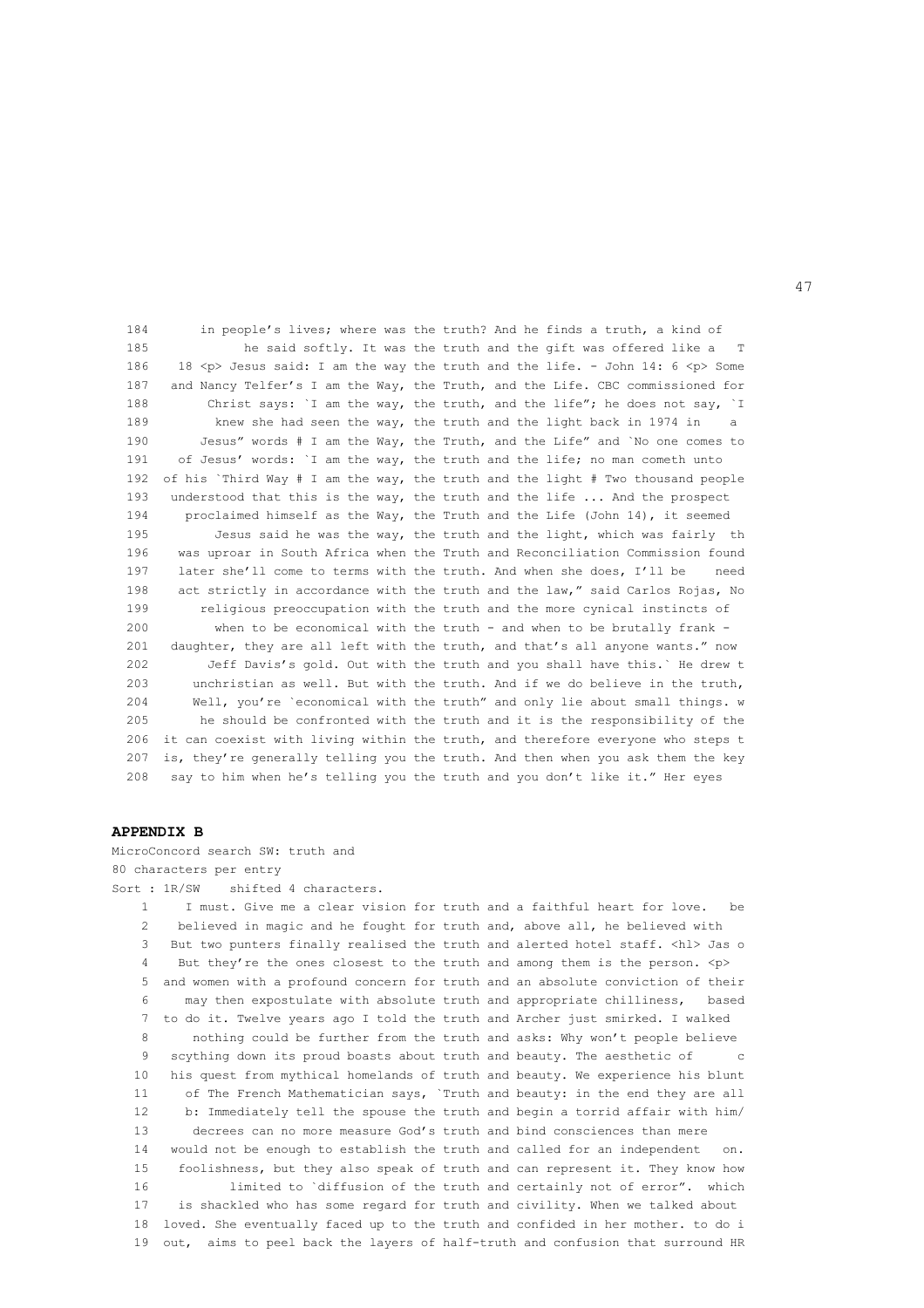```
184       in people's lives; where was the truth? And he finds a truth, a kind of
185            he said softly. It was the truth and the gift was offered like a   T
186    18 <p> Jesus said: I am the way the truth and the life. - John 14: 6 <p> Some
187   and Nancy Telfer's I am the Way, the Truth, and the Life. CBC commissioned for
188        Christ says: `I am the way, the truth, and the life"; he does not say, `I
189         knew she had seen the way, the truth and the light back in 1974 in    a
190       Jesus" words # I am the Way, the Truth, and the Life" and `No one comes to
191    of Jesus' words: `I am the way, the truth and the life; no man cometh unto
192  of his `Third Way # I am the way, the truth and the light # Two thousand people
193   understood that this is the way, the truth and the life ... And the prospect
194     proclaimed himself as the Way, the Truth and the Life (John 14), it seemed
195         Jesus said he was the way, the truth and the light, which was fairly  th
196    was uproar in South Africa when the Truth and Reconciliation Commission found
197    later she'll come to terms with the truth. And when she does, I'll be    need
198    act strictly in accordance with the truth and the law," said Carlos Rojas, No
199       religious preoccupation with the truth and the more cynical instincts of
200         when to be economical with the truth - and when to be brutally frank -
201   daughter, they are all left with the truth, and that's all anyone wants." now
202        Jeff Davis's gold. Out with the truth and you shall have this.` He drew t
203      unchristian as well. But with the truth. And if we do believe in the truth,
204      Well, you're `economical with the truth" and only lie about small things. w
205       he should be confronted with the truth and it is the responsibility of the
206  it can coexist with living within the truth, and therefore everyone who steps t
207  is, they're generally telling you the truth. And then when you ask them the key
208   say to him when he's telling you the truth and you don't like it." Her eyes
```

**APPENDIX B**

MicroConcord search SW: truth and
80 characters per entry
Sort : 1R/SW    shifted 4 characters.

```
 1     I must. Give me a clear vision for truth and a faithful heart for love.   be
 2    believed in magic and he fought for truth and, above all, he believed with
 3   But two punters finally realised the truth and alerted hotel staff. <hl> Jas o
 4    But they're the ones closest to the truth and among them is the person. <p>
 5  and women with a profound concern for truth and an absolute conviction of their
 6      may then expostulate with absolute truth and appropriate chilliness,   based
 7  to do it. Twelve years ago I told the truth and Archer just smirked. I walked
 8      nothing could be further from the truth and asks: Why won't people believe
 9   scything down its proud boasts about truth and beauty. The aesthetic of      c
10   his quest from mythical homelands of truth and beauty. We experience his blunt
11     of The French Mathematician says, `Truth and beauty: in the end they are all
12     b: Immediately tell the spouse the truth and begin a torrid affair with him/
13      decrees can no more measure God's truth and bind consciences than mere
14   would not be enough to establish the truth and called for an independent   on.
15    foolishness, but they also speak of truth and can represent it. They know how
16           limited to `diffusion of the truth and certainly not of error".  which
17    is shackled who has some regard for truth and civility. When we talked about
18  loved. She eventually faced up to the truth and confided in her mother. to do i
19  out,  aims to peel back the layers of half-truth and confusion that surround HR
```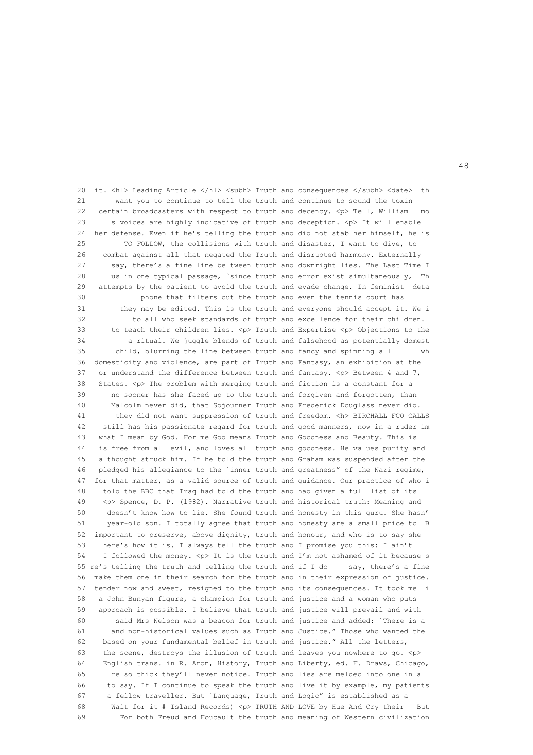```
20  it. <hl> Leading Article </hl> <subh> Truth and consequences </subh> <date>  th
21       want you to continue to tell the truth and continue to sound the toxin
22    certain broadcasters with respect to truth and decency. <p> Tell, William   mo
23       s voices are highly indicative of truth and deception. <p> It will enable
24  her defense. Even if he's telling the truth and did not stab her himself, he is
25         TO FOLLOW, the collisions with truth and disaster, I want to dive, to
26    combat against all that negated the Truth and disrupted harmony. Externally
27       say, there's a fine line be tween truth and downright lies. The Last Time I
28       us in one typical passage, `since truth and error exist simultaneously,  Th
29   attempts by the patient to avoid the truth and evade change. In feminist  deta
30            phone that filters out the truth and even the tennis court has
31        they may be edited. This is the truth and everyone should accept it. We i
32           to all who seek standards of truth and excellence for their children.
33       to teach their children lies. <p> Truth and Expertise <p> Objections to the
34          a ritual. We juggle blends of truth and falsehood as potentially domest
35       child, blurring the line between truth and fancy and spinning all       wh
36  domesticity and violence, are part of Truth and Fantasy, an exhibition at the
37    or understand the difference between truth and fantasy. <p> Between 4 and 7,
38   States. <p> The problem with merging truth and fiction is a constant for a
39       no sooner has she faced up to the truth and forgiven and forgotten, than
40       Malcolm never did, that Sojourner Truth and Frederick Douglass never did.
41       they did not want suppression of truth and freedom. <h> BIRCHALL FCO CALLS
42    still has his passionate regard for truth and good manners, now in a ruder im
43   what I mean by God. For me God means Truth and Goodness and Beauty. This is
44   is free from all evil, and loves all truth and goodness. He values purity and
45   a thought struck him. If he told the truth and Graham was suspended after the
46   pledged his allegiance to the `inner truth and greatness" of the Nazi regime,
47  for that matter, as a valid source of truth and guidance. Our practice of who i
48    told the BBC that Iraq had told the truth and had given a full list of its
49    <p> Spence, D. P. (1982). Narrative truth and historical truth: Meaning and
50     doesn't know how to lie. She found truth and honesty in this guru. She hasn'
51     year-old son. I totally agree that truth and honesty are a small price to  B
52  important to preserve, above dignity, truth and honour, and who is to say she
53    here's how it is. I always tell the truth and I promise you this: I ain't
54    I followed the money. <p> It is the truth and I'm not ashamed of it because s
55 re's telling the truth and telling the truth and if I do     say, there's a fine
56  make them one in their search for the truth and in their expression of justice.
57  tender now and sweet, resigned to the truth and its consequences. It took me  i
58   a John Bunyan figure, a champion for truth and justice and a woman who puts
59   approach is possible. I believe that truth and justice will prevail and with
60       said Mrs Nelson was a beacon for truth and justice and added: `There is a
61      and non-historical values such as Truth and Justice." Those who wanted the
62    based on your fundamental belief in truth and justice." All the letters,
63    the scene, destroys the illusion of truth and leaves you nowhere to go. <p>
64    English trans. in R. Aron, History, Truth and Liberty, ed. F. Draws, Chicago,
65      re so thick they'll never notice. Truth and lies are melded into one in a
66     to say. If I continue to speak the truth and live it by example, my patients
67     a fellow traveller. But `Language, Truth and Logic" is established as a
68      Wait for it # Island Records) <p> TRUTH AND LOVE by Hue And Cry their   But
69       For both Freud and Foucault the truth and meaning of Western civilization
```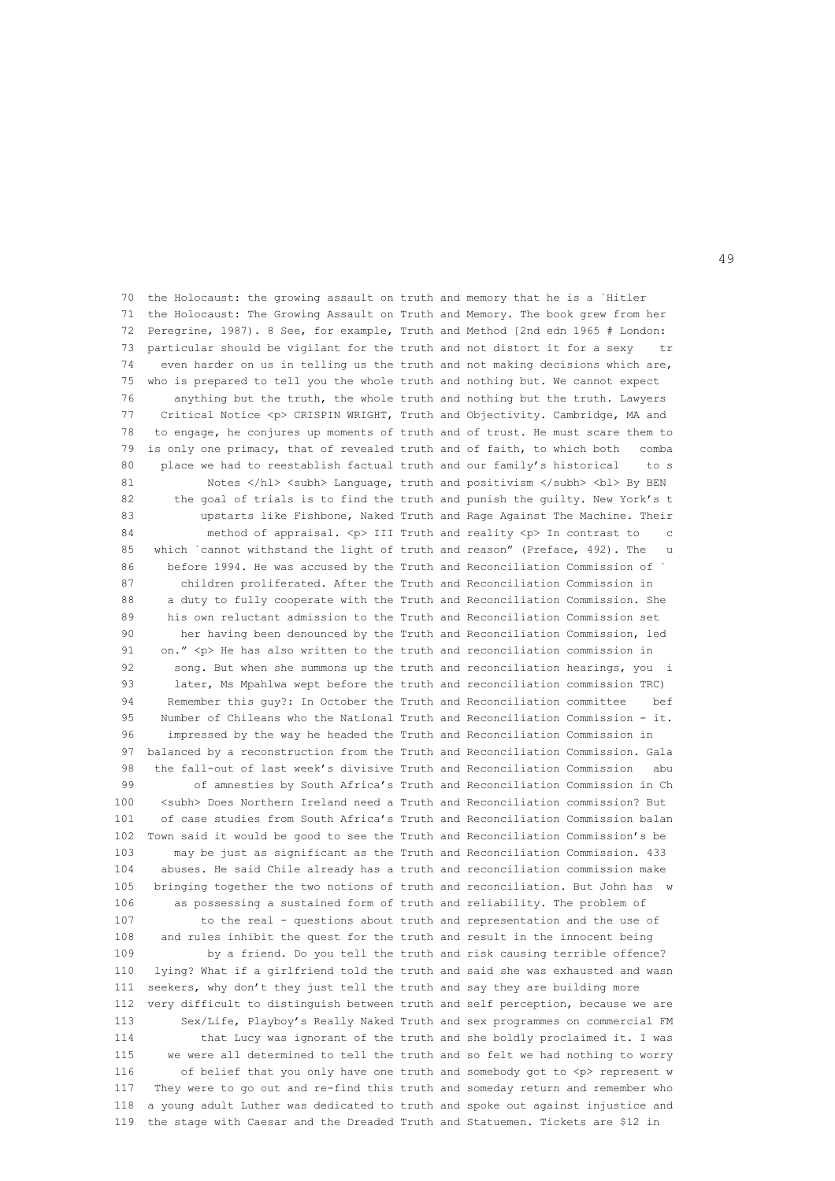```
 70  the Holocaust: the growing assault on truth and memory that he is a `Hitler
 71  the Holocaust: The Growing Assault on Truth and Memory. The book grew from her
 72  Peregrine, 1987). 8 See, for example, Truth and Method [2nd edn 1965 # London:
 73  particular should be vigilant for the truth and not distort it for a sexy    tr
 74    even harder on us in telling us the truth and not making decisions which are,
 75  who is prepared to tell you the whole truth and nothing but. We cannot expect
 76      anything but the truth, the whole truth and nothing but the truth. Lawyers
 77    Critical Notice <p> CRISPIN WRIGHT, Truth and Objectivity. Cambridge, MA and
 78   to engage, he conjures up moments of truth and of trust. He must scare them to
 79  is only one primacy, that of revealed truth and of faith, to which both   comba
 80    place we had to reestablish factual truth and our family's historical    to s
 81          Notes </hl> <subh> Language, truth and positivism </subh> <bl> By BEN
 82      the goal of trials is to find the truth and punish the guilty. New York's t
 83         upstarts like Fishbone, Naked Truth and Rage Against The Machine. Their
 84          method of appraisal. <p> III Truth and reality <p> In contrast to    c
 85   which `cannot withstand the light of truth and reason" (Preface, 492). The   u
 86     before 1994. He was accused by the Truth and Reconciliation Commission of `
 87       children proliferated. After the Truth and Reconciliation Commission in
 88     a duty to fully cooperate with the Truth and Reconciliation Commission. She
 89     his own reluctant admission to the Truth and Reconciliation Commission set
 90       her having been denounced by the Truth and Reconciliation Commission, led
 91    on." <p> He has also written to the truth and reconciliation commission in
 92      song. But when she summons up the truth and reconciliation hearings, you  i
 93      later, Ms Mpahlwa wept before the truth and reconciliation commission TRC)
 94     Remember this guy?: In October the Truth and Reconciliation committee    bef
 95    Number of Chileans who the National Truth and Reconciliation Commission - it.
 96     impressed by the way he headed the Truth and Reconciliation Commission in
 97  balanced by a reconstruction from the Truth and Reconciliation Commission. Gala
 98   the fall-out of last week's divisive Truth and Reconciliation Commission   abu
 99        of amnesties by South Africa's Truth and Reconciliation Commission in Ch
100    <subh> Does Northern Ireland need a Truth and Reconciliation commission? But
101    of case studies from South Africa's Truth and Reconciliation Commission balan
102  Town said it would be good to see the Truth and Reconciliation Commission's be
103      may be just as significant as the Truth and Reconciliation Commission. 433
104    abuses. He said Chile already has a truth and reconciliation commission make
105   bringing together the two notions of truth and reconciliation. But John has  w
106      as possessing a sustained form of truth and reliability. The problem of
107         to the real - questions about truth and representation and the use of
108    and rules inhibit the quest for the truth and result in the innocent being
109          by a friend. Do you tell the truth and risk causing terrible offence?
110   lying? What if a girlfriend told the truth and said she was exhausted and wasn
111  seekers, why don't they just tell the truth and say they are building more
112  very difficult to distinguish between truth and self perception, because we are
113       Sex/Life, Playboy's Really Naked Truth and sex programmes on commercial FM
114         that Lucy was ignorant of the truth and she boldly proclaimed it. I was
115     we were all determined to tell the truth and so felt we had nothing to worry
116       of belief that you only have one truth and somebody got to <p> represent w
117   They were to go out and re-find this truth and someday return and remember who
118  a young adult Luther was dedicated to truth and spoke out against injustice and
119  the stage with Caesar and the Dreaded Truth and Statuemen. Tickets are $12 in
```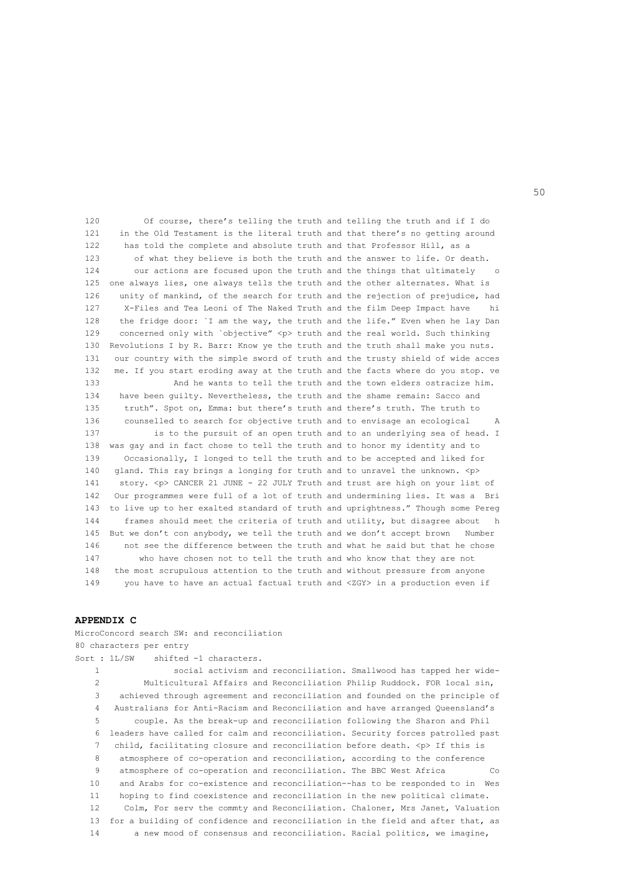```
120        Of course, there's telling the truth and telling the truth and if I do
121    in the Old Testament is the literal truth and that there's no getting around
122     has told the complete and absolute truth and that Professor Hill, as a
123       of what they believe is both the truth and the answer to life. Or death.
124       our actions are focused upon the truth and the things that ultimately    o
125  one always lies, one always tells the truth and the other alternates. What is
126    unity of mankind, of the search for truth and the rejection of prejudice, had
127     X-Files and Tea Leoni of The Naked Truth and the film Deep Impact have    hi
128    the fridge door: `I am the way, the truth and the life." Even when he lay Dan
129    concerned only with `objective" <p> truth and the real world. Such thinking
130  Revolutions I by R. Barr: Know ye the truth and the truth shall make you nuts.
131   our country with the simple sword of truth and the trusty shield of wide acces
132   me. If you start eroding away at the truth and the facts where do you stop. ve
133              And he wants to tell the truth and the town elders ostracize him.
134   have been guilty. Nevertheless, the truth and the shame remain: Sacco and
135     truth". Spot on, Emma: but there's truth and there's truth. The truth to
136     counselled to search for objective truth and to envisage an ecological     A
137           is to the pursuit of an open truth and to an underlying sea of head. I
138  was gay and in fact chose to tell the truth and to honor my identity and to
139     Occasionally, I longed to tell the truth and to be accepted and liked for
140   gland. This ray brings a longing for truth and to unravel the unknown. <p>
141    story. <p> CANCER 21 JUNE - 22 JULY Truth and trust are high on your list of
142   Our programmes were full of a lot of truth and undermining lies. It was a  Bri
143  to live up to her exalted standard of truth and uprightness." Though some Pereg
144     frames should meet the criteria of truth and utility, but disagree about   h
145  But we don't con anybody, we tell the truth and we don't accept brown   Number
146     not see the difference between the truth and what he said but that he chose
147        who have chosen not to tell the truth and who know that they are not
148   the most scrupulous attention to the truth and without pressure from anyone
149     you have to have an actual factual truth and <ZGY> in a production even if
```

**APPENDIX C**

MicroConcord search SW: and reconciliation
80 characters per entry
Sort : 1L/SW    shifted -1 characters.

```
  1              social activism and reconciliation. Smallwood has tapped her wide-
  2        Multicultural Affairs and Reconciliation Philip Ruddock. FOR local sin,
  3    achieved through agreement and reconciliation and founded on the principle of
  4   Australians for Anti-Racism and Reconciliation and have arranged Queensland's
  5       couple. As the break-up and reconciliation following the Sharon and Phil
  6  leaders have called for calm and reconciliation. Security forces patrolled past
  7   child, facilitating closure and reconciliation before death. <p> If this is
  8    atmosphere of co-operation and reconciliation, according to the conference
  9    atmosphere of co-operation and reconciliation. The BBC West Africa        Co
 10    and Arabs for co-existence and reconciliation--has to be responded to in  Wes
 11    hoping to find coexistence and reconciliation in the new political climate.
 12     Colm, For serv the commty and Reconciliation. Chaloner, Mrs Janet, Valuation
 13  for a building of confidence and reconciliation in the field and after that, as
 14       a new mood of consensus and reconciliation. Racial politics, we imagine,
```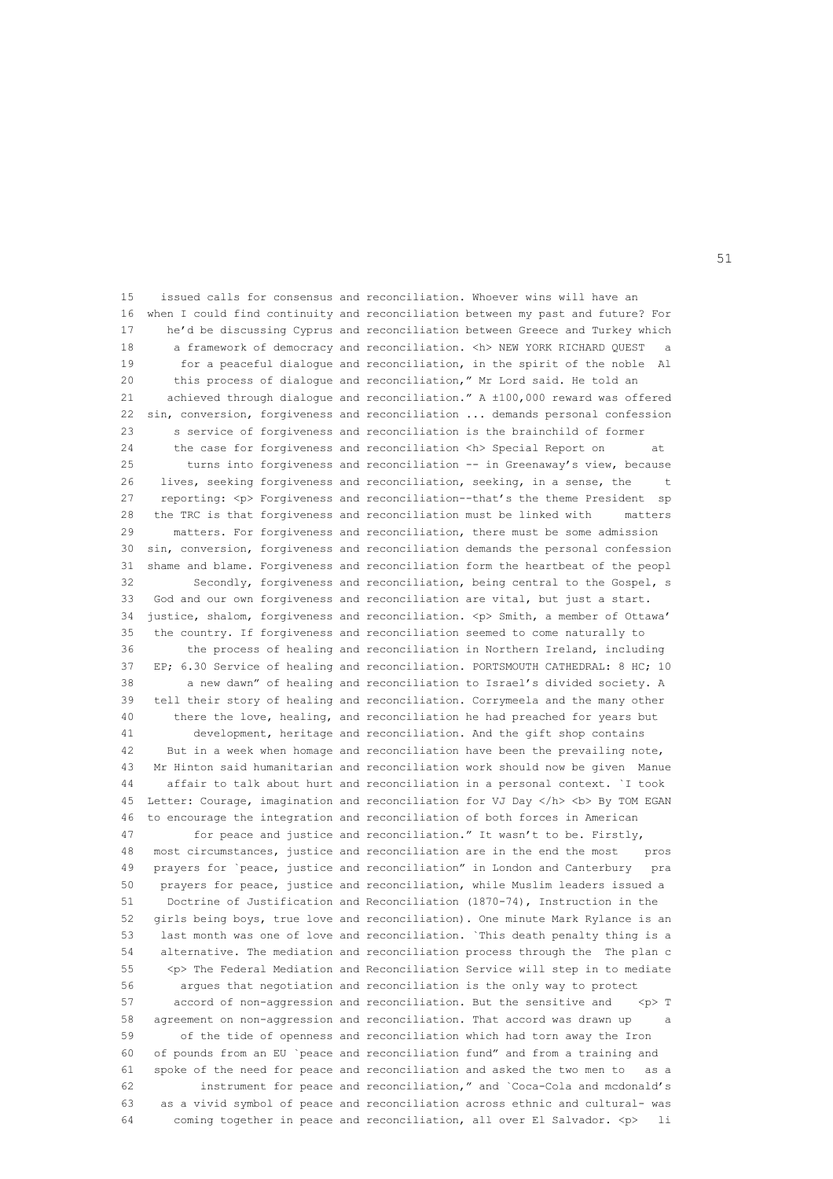```
15    issued calls for consensus and reconciliation. Whoever wins will have an
16  when I could find continuity and reconciliation between my past and future? For
17     he'd be discussing Cyprus and reconciliation between Greece and Turkey which
18      a framework of democracy and reconciliation. <h> NEW YORK RICHARD QUEST   a
19       for a peaceful dialogue and reconciliation, in the spirit of the noble  Al
20      this process of dialogue and reconciliation," Mr Lord said. He told an
21    achieved through dialogue and reconciliation." A ±100,000 reward was offered
22  sin, conversion, forgiveness and reconciliation ... demands personal confession
23      s service of forgiveness and reconciliation is the brainchild of former
24      the case for forgiveness and reconciliation <h> Special Report on       at
25        turns into forgiveness and reconciliation -- in Greenaway's view, because
26   lives, seeking forgiveness and reconciliation, seeking, in a sense, the     t
27   reporting: <p> Forgiveness and reconciliation--that's the theme President  sp
28   the TRC is that forgiveness and reconciliation must be linked with     matters
29      matters. For forgiveness and reconciliation, there must be some admission
30  sin, conversion, forgiveness and reconciliation demands the personal confession
31  shame and blame. Forgiveness and reconciliation form the heartbeat of the peopl
32         Secondly, forgiveness and reconciliation, being central to the Gospel, s
33   God and our own forgiveness and reconciliation are vital, but just a start.
34  justice, shalom, forgiveness and reconciliation. <p> Smith, a member of Ottawa'
35   the country. If forgiveness and reconciliation seemed to come naturally to
36        the process of healing and reconciliation in Northern Ireland, including
37   EP; 6.30 Service of healing and reconciliation. PORTSMOUTH CATHEDRAL: 8 HC; 10
38        a new dawn" of healing and reconciliation to Israel's divided society. A
39   tell their story of healing and reconciliation. Corrymeela and the many other
40      there the love, healing, and reconciliation he had preached for years but
41         development, heritage and reconciliation. And the gift shop contains
42    But in a week when homage and reconciliation have been the prevailing note,
43   Mr Hinton said humanitarian and reconciliation work should now be given  Manue
44     affair to talk about hurt and reconciliation in a personal context. `I took
45  Letter: Courage, imagination and reconciliation for VJ Day </h> <b> By TOM EGAN
46  to encourage the integration and reconciliation of both forces in American
47         for peace and justice and reconciliation." It wasn't to be. Firstly,
48   most circumstances, justice and reconciliation are in the end the most    pros
49   prayers for `peace, justice and reconciliation" in London and Canterbury   pra
50    prayers for peace, justice and reconciliation, while Muslim leaders issued a
51     Doctrine of Justification and Reconciliation (1870-74), Instruction in the
52   girls being boys, true love and reconciliation). One minute Mark Rylance is an
53    last month was one of love and reconciliation. `This death penalty thing is a
54    alternative. The mediation and reconciliation process through the  The plan c
55    <p> The Federal Mediation and Reconciliation Service will step in to mediate
56       argues that negotiation and reconciliation is the only way to protect
57     accord of non-aggression and reconciliation. But the sensitive and    <p> T
58   agreement on non-aggression and reconciliation. That accord was drawn up     a
59       of the tide of openness and reconciliation which had torn away the Iron
60   of pounds from an EU `peace and reconciliation fund" and from a training and
61   spoke of the need for peace and reconciliation and asked the two men to   as a
62         instrument for peace and reconciliation," and `Coca-Cola and mcdonald's
63    as a vivid symbol of peace and reconciliation across ethnic and cultural- was
64      coming together in peace and reconciliation, all over El Salvador. <p>   li
```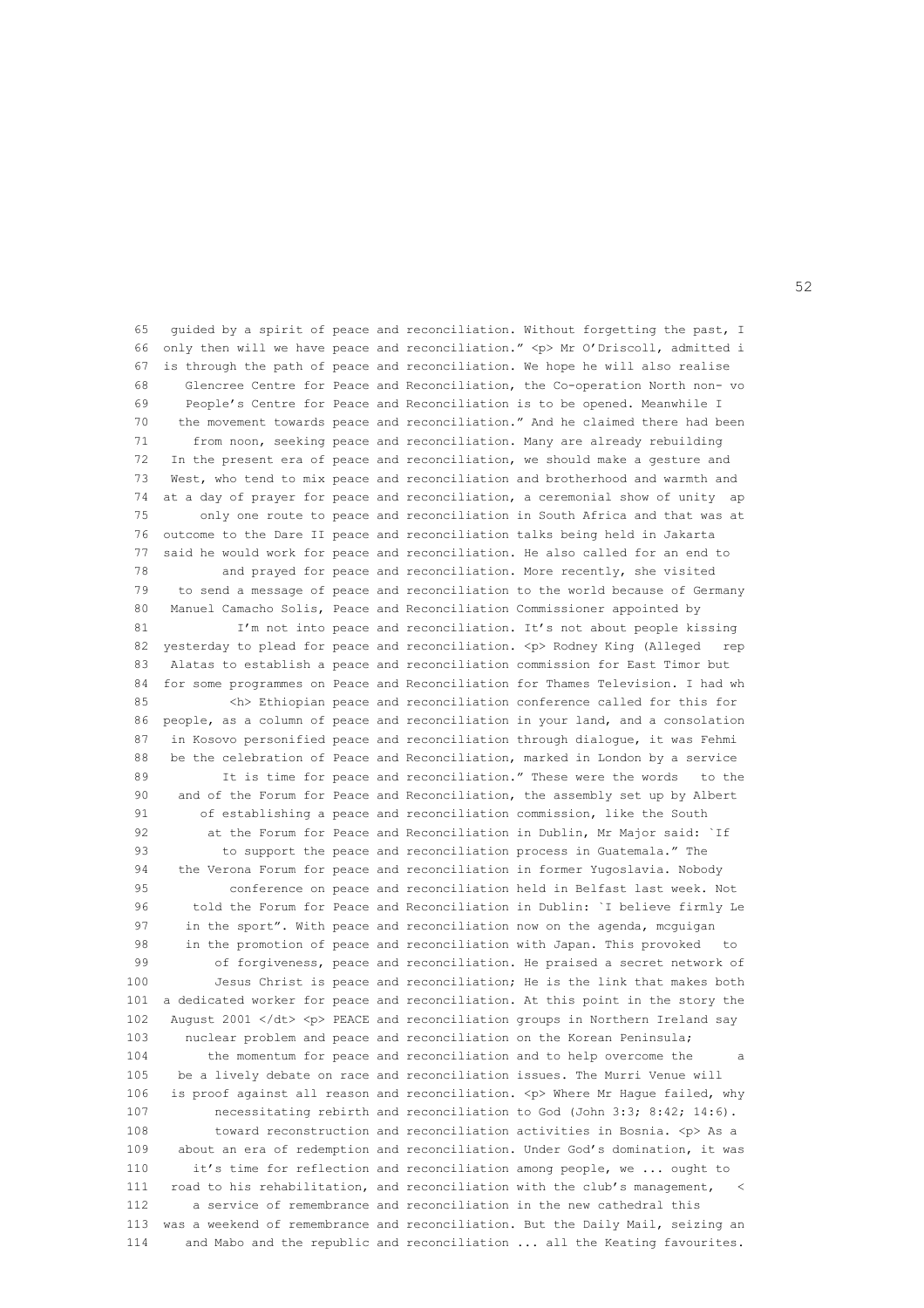```
 65  guided by a spirit of peace and reconciliation. Without forgetting the past, I
 66 only then will we have peace and reconciliation." <p> Mr O'Driscoll, admitted i
 67 is through the path of peace and reconciliation. We hope he will also realise
 68    Glencree Centre for Peace and Reconciliation, the Co-operation North non- vo
 69    People's Centre for Peace and Reconciliation is to be opened. Meanwhile I
 70   the movement towards peace and reconciliation." And he claimed there had been
 71     from noon, seeking peace and reconciliation. Many are already rebuilding
 72  In the present era of peace and reconciliation, we should make a gesture and
 73  West, who tend to mix peace and reconciliation and brotherhood and warmth and
 74 at a day of prayer for peace and reconciliation, a ceremonial show of unity  ap
 75      only one route to peace and reconciliation in South Africa and that was at
 76 outcome to the Dare II peace and reconciliation talks being held in Jakarta
 77 said he would work for peace and reconciliation. He also called for an end to
 78        and prayed for peace and reconciliation. More recently, she visited
 79   to send a message of peace and reconciliation to the world because of Germany
 80  Manuel Camacho Solis, Peace and Reconciliation Commissioner appointed by
 81          I'm not into peace and reconciliation. It's not about people kissing
 82 yesterday to plead for peace and reconciliation. <p> Rodney King (Alleged   rep
 83  Alatas to establish a peace and reconciliation commission for East Timor but
 84 for some programmes on Peace and Reconciliation for Thames Television. I had wh
 85         <h> Ethiopian peace and reconciliation conference called for this for
 86 people, as a column of peace and reconciliation in your land, and a consolation
 87  in Kosovo personified peace and reconciliation through dialogue, it was Fehmi
 88  be the celebration of Peace and Reconciliation, marked in London by a service
 89        It is time for peace and reconciliation." These were the words   to the
 90   and of the Forum for Peace and Reconciliation, the assembly set up by Albert
 91      of establishing a peace and reconciliation commission, like the South
 92       at the Forum for Peace and Reconciliation in Dublin, Mr Major said: `If
 93        to support the peace and reconciliation process in Guatemala." The
 94   the Verona Forum for peace and reconciliation in former Yugoslavia. Nobody
 95         conference on peace and reconciliation held in Belfast last week. Not
 96     told the Forum for Peace and Reconciliation in Dublin: `I believe firmly Le
 97    in the sport". With peace and reconciliation now on the agenda, mcguigan
 98    in the promotion of peace and reconciliation with Japan. This provoked   to
 99       of forgiveness, peace and reconciliation. He praised a secret network of
100       Jesus Christ is peace and reconciliation; He is the link that makes both
101 a dedicated worker for peace and reconciliation. At this point in the story the
102  August 2001 </dt> <p> PEACE and reconciliation groups in Northern Ireland say
103    nuclear problem and peace and reconciliation on the Korean Peninsula;
104      the momentum for peace and reconciliation and to help overcome the      a
105   be a lively debate on race and reconciliation issues. The Murri Venue will
106  is proof against all reason and reconciliation. <p> Where Mr Hague failed, why
107       necessitating rebirth and reconciliation to God (John 3:3; 8:42; 14:6).
108       toward reconstruction and reconciliation activities in Bosnia. <p> As a
109   about an era of redemption and reconciliation. Under God's domination, it was
110     it's time for reflection and reconciliation among people, we ... ought to
111  road to his rehabilitation, and reconciliation with the club's management,   <
112    a service of remembrance and reconciliation in the new cathedral this
113 was a weekend of remembrance and reconciliation. But the Daily Mail, seizing an
114   and Mabo and the republic and reconciliation ... all the Keating favourites.
```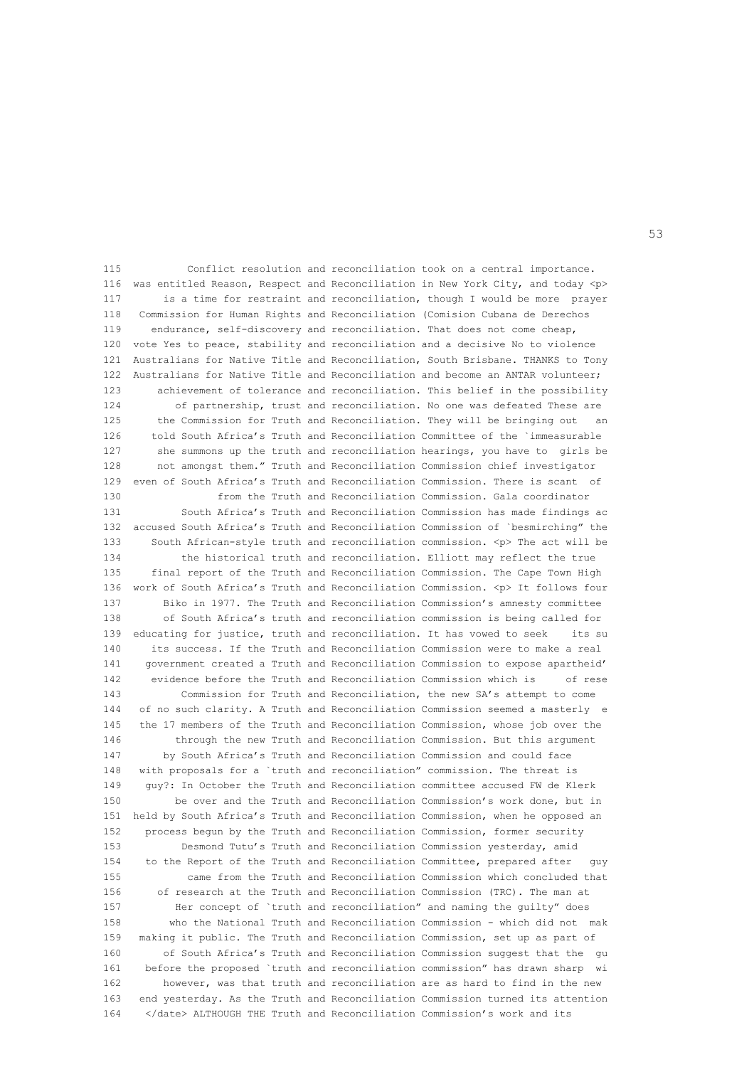```
115         Conflict resolution and reconciliation took on a central importance.
116  was entitled Reason, Respect and Reconciliation in New York City, and today <p>
117      is a time for restraint and reconciliation, though I would be more  prayer
118   Commission for Human Rights and Reconciliation (Comision Cubana de Derechos
119     endurance, self-discovery and reconciliation. That does not come cheap,
120  vote Yes to peace, stability and reconciliation and a decisive No to violence
121  Australians for Native Title and Reconciliation, South Brisbane. THANKS to Tony
122  Australians for Native Title and Reconciliation and become an ANTAR volunteer;
123      achievement of tolerance and reconciliation. This belief in the possibility
124         of partnership, trust and reconciliation. No one was defeated These are
125      the Commission for Truth and Reconciliation. They will be bringing out   an
126     told South Africa's Truth and Reconciliation Committee of the `immeasurable
127      she summons up the truth and reconciliation hearings, you have to  girls be
128      not amongst them." Truth and Reconciliation Commission chief investigator
129  even of South Africa's Truth and Reconciliation Commission. There is scant  of
130              from the Truth and Reconciliation Commission. Gala coordinator
131         South Africa's Truth and Reconciliation Commission has made findings ac
132  accused South Africa's Truth and Reconciliation Commission of `besmirching" the
133     South African-style truth and reconciliation commission. <p> The act will be
134         the historical truth and reconciliation. Elliott may reflect the true
135     final report of the Truth and Reconciliation Commission. The Cape Town High
136  work of South Africa's Truth and Reconciliation Commission. <p> It follows four
137       Biko in 1977. The Truth and Reconciliation Commission's amnesty committee
138       of South Africa's truth and reconciliation commission is being called for
139  educating for justice, truth and reconciliation. It has vowed to seek    its su
140     its success. If the Truth and Reconciliation Commission were to make a real
141    government created a Truth and Reconciliation Commission to expose apartheid'
142     evidence before the Truth and Reconciliation Commission which is     of rese
143         Commission for Truth and Reconciliation, the new SA's attempt to come
144   of no such clarity. A Truth and Reconciliation Commission seemed a masterly  e
145   the 17 members of the Truth and Reconciliation Commission, whose job over the
146        through the new Truth and Reconciliation Commission. But this argument
147      by South Africa's Truth and Reconciliation Commission and could face
148   with proposals for a `truth and reconciliation" commission. The threat is
149    guy?: In October the Truth and Reconciliation committee accused FW de Klerk
150       be over and the Truth and Reconciliation Commission's work done, but in
151  held by South Africa's Truth and Reconciliation Commission, when he opposed an
152    process begun by the Truth and Reconciliation Commission, former security
153         Desmond Tutu's Truth and Reconciliation Commission yesterday, amid
154    to the Report of the Truth and Reconciliation Committee, prepared after   guy
155          came from the Truth and Reconciliation Commission which concluded that
156      of research at the Truth and Reconciliation Commission (TRC). The man at
157        Her concept of `truth and reconciliation" and naming the guilty" does
158       who the National Truth and Reconciliation Commission - which did not  mak
159   making it public. The Truth and Reconciliation Commission, set up as part of
160      of South Africa's Truth and Reconciliation Commission suggest that the  gu
161    before the proposed `truth and reconciliation commission" has drawn sharp  wi
162       however, was that truth and reconciliation are as hard to find in the new
163   end yesterday. As the Truth and Reconciliation Commission turned its attention
164    </date> ALTHOUGH THE Truth and Reconciliation Commission's work and its
```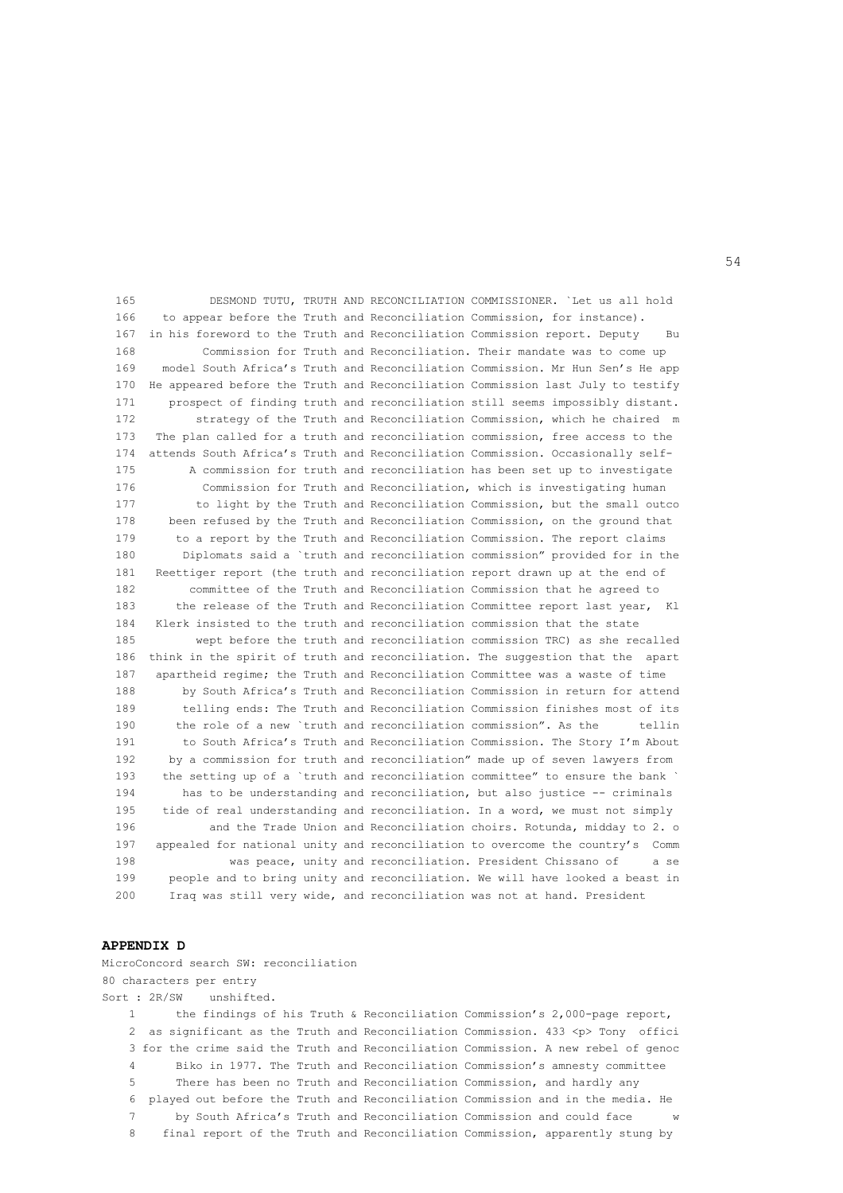```
165          DESMOND TUTU, TRUTH AND RECONCILIATION COMMISSIONER. `Let us all hold
166   to appear before the Truth and Reconciliation Commission, for instance).
167  in his foreword to the Truth and Reconciliation Commission report. Deputy    Bu
168         Commission for Truth and Reconciliation. Their mandate was to come up
169    model South Africa's Truth and Reconciliation Commission. Mr Hun Sen's He app
170  He appeared before the Truth and Reconciliation Commission last July to testify
171     prospect of finding truth and reconciliation still seems impossibly distant.
172        strategy of the Truth and Reconciliation Commission, which he chaired  m
173   The plan called for a truth and reconciliation commission, free access to the
174  attends South Africa's Truth and Reconciliation Commission. Occasionally self-
175       A commission for truth and reconciliation has been set up to investigate
176         Commission for Truth and Reconciliation, which is investigating human
177        to light by the Truth and Reconciliation Commission, but the small outco
178     been refused by the Truth and Reconciliation Commission, on the ground that
179      to a report by the Truth and Reconciliation Commission. The report claims
180       Diplomats said a `truth and reconciliation commission" provided for in the
181   Reettiger report (the truth and reconciliation report drawn up at the end of
182       committee of the Truth and Reconciliation Commission that he agreed to
183      the release of the Truth and Reconciliation Committee report last year,  Kl
184   Klerk insisted to the truth and reconciliation commission that the state
185         wept before the truth and reconciliation commission TRC) as she recalled
186  think in the spirit of truth and reconciliation. The suggestion that the  apart
187   apartheid regime; the Truth and Reconciliation Committee was a waste of time
188       by South Africa's Truth and Reconciliation Commission in return for attend
189       telling ends: The Truth and Reconciliation Commission finishes most of its
190      the role of a new `truth and reconciliation commission". As the      tellin
191       to South Africa's Truth and Reconciliation Commission. The Story I'm About
192     by a commission for truth and reconciliation" made up of seven lawyers from
193    the setting up of a `truth and reconciliation committee" to ensure the bank `
194       has to be understanding and reconciliation, but also justice -- criminals
195    tide of real understanding and reconciliation. In a word, we must not simply
196          and the Trade Union and Reconciliation choirs. Rotunda, midday to 2. o
197   appealed for national unity and reconciliation to overcome the country's  Comm
198             was peace, unity and reconciliation. President Chissano of     a se
199     people and to bring unity and reconciliation. We will have looked a beast in
200     Iraq was still very wide, and reconciliation was not at hand. President
```

**APPENDIX D**

MicroConcord search SW: reconciliation
80 characters per entry
Sort : 2R/SW    unshifted.

```
   1      the findings of his Truth & Reconciliation Commission's 2,000-page report,
   2  as significant as the Truth and Reconciliation Commission. 433 <p> Tony  offici
   3 for the crime said the Truth and Reconciliation Commission. A new rebel of genoc
   4      Biko in 1977. The Truth and Reconciliation Commission's amnesty committee
   5      There has been no Truth and Reconciliation Commission, and hardly any
   6  played out before the Truth and Reconciliation Commission and in the media. He
   7      by South Africa's Truth and Reconciliation Commission and could face      w
   8    final report of the Truth and Reconciliation Commission, apparently stung by
```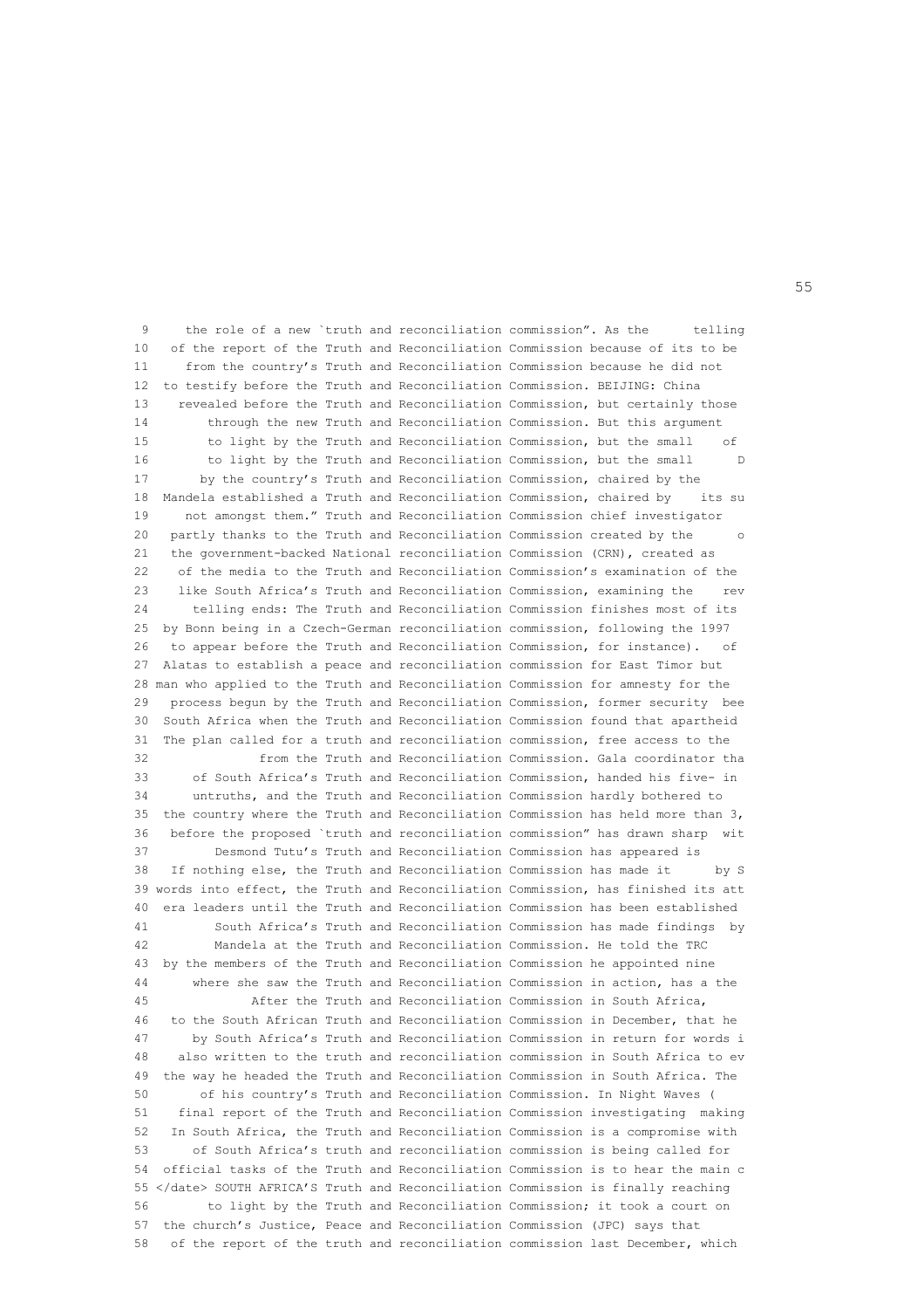```
 9     the role of a new `truth and reconciliation commission”. As the      telling
10   of the report of the Truth and Reconciliation Commission because of its to be
11     from the country’s Truth and Reconciliation Commission because he did not
12  to testify before the Truth and Reconciliation Commission. BEIJING: China
13    revealed before the Truth and Reconciliation Commission, but certainly those
14        through the new Truth and Reconciliation Commission. But this argument
15        to light by the Truth and Reconciliation Commission, but the small    of
16        to light by the Truth and Reconciliation Commission, but the small      D
17       by the country’s Truth and Reconciliation Commission, chaired by the
18  Mandela established a Truth and Reconciliation Commission, chaired by    its su
19     not amongst them.” Truth and Reconciliation Commission chief investigator
20   partly thanks to the Truth and Reconciliation Commission created by the      o
21   the government-backed National reconciliation Commission (CRN), created as
22    of the media to the Truth and Reconciliation Commission’s examination of the
23    like South Africa’s Truth and Reconciliation Commission, examining the    rev
24      telling ends: The Truth and Reconciliation Commission finishes most of its
25  by Bonn being in a Czech-German reconciliation commission, following the 1997
26   to appear before the Truth and Reconciliation Commission, for instance).   of
27  Alatas to establish a peace and reconciliation commission for East Timor but
28 man who applied to the Truth and Reconciliation Commission for amnesty for the
29   process begun by the Truth and Reconciliation Commission, former security  bee
30  South Africa when the Truth and Reconciliation Commission found that apartheid
31  The plan called for a truth and reconciliation commission, free access to the
32              from the Truth and Reconciliation Commission. Gala coordinator tha
33      of South Africa’s Truth and Reconciliation Commission, handed his five- in
34      untruths, and the Truth and Reconciliation Commission hardly bothered to
35  the country where the Truth and Reconciliation Commission has held more than 3,
36   before the proposed `truth and reconciliation commission” has drawn sharp  wit
37         Desmond Tutu’s Truth and Reconciliation Commission has appeared is
38   If nothing else, the Truth and Reconciliation Commission has made it      by S
39 words into effect, the Truth and Reconciliation Commission, has finished its att
40  era leaders until the Truth and Reconciliation Commission has been established
41         South Africa’s Truth and Reconciliation Commission has made findings  by
42         Mandela at the Truth and Reconciliation Commission. He told the TRC
43  by the members of the Truth and Reconciliation Commission he appointed nine
44      where she saw the Truth and Reconciliation Commission in action, has a the
45            After the Truth and Reconciliation Commission in South Africa,
46   to the South African Truth and Reconciliation Commission in December, that he
47      by South Africa’s Truth and Reconciliation Commission in return for words i
48    also written to the truth and reconciliation commission in South Africa to ev
49  the way he headed the Truth and Reconciliation Commission in South Africa. The
50       of his country’s Truth and Reconciliation Commission. In Night Waves (
51    final report of the Truth and Reconciliation Commission investigating  making
52   In South Africa, the Truth and Reconciliation Commission is a compromise with
53      of South Africa’s truth and reconciliation commission is being called for
54  official tasks of the Truth and Reconciliation Commission is to hear the main c
55 </date> SOUTH AFRICA’S Truth and Reconciliation Commission is finally reaching
56        to light by the Truth and Reconciliation Commission; it took a court on
57  the church’s Justice, Peace and Reconciliation Commission (JPC) says that
58   of the report of the truth and reconciliation commission last December, which
```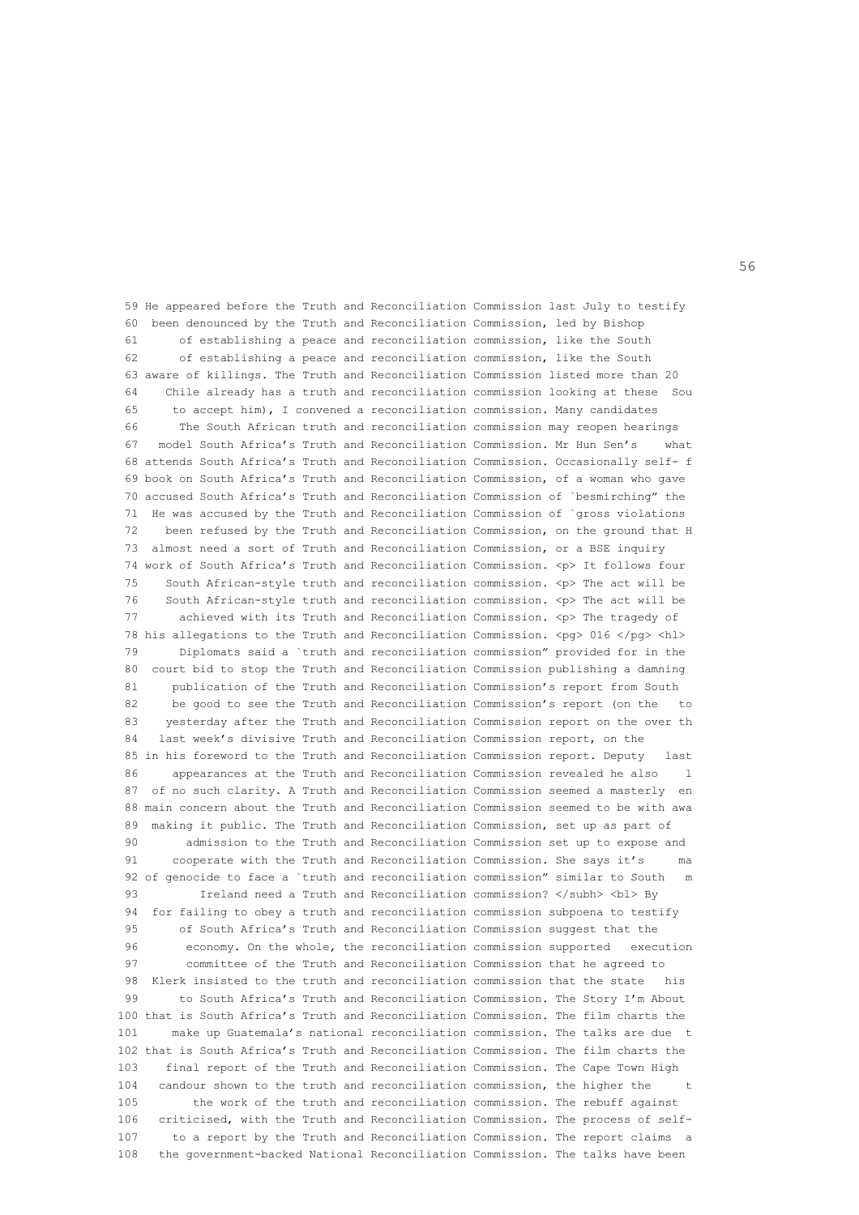```
 59 He appeared before the Truth and Reconciliation Commission last July to testify
 60  been denounced by the Truth and Reconciliation Commission, led by Bishop
 61      of establishing a peace and reconciliation commission, like the South
 62      of establishing a peace and reconciliation commission, like the South
 63 aware of killings. The Truth and Reconciliation Commission listed more than 20
 64    Chile already has a truth and reconciliation commission looking at these  Sou
 65     to accept him), I convened a reconciliation commission. Many candidates
 66      The South African truth and reconciliation commission may reopen hearings
 67   model South Africa's Truth and Reconciliation Commission. Mr Hun Sen's    what
 68 attends South Africa's Truth and Reconciliation Commission. Occasionally self- f
 69 book on South Africa's Truth and Reconciliation Commission, of a woman who gave
 70 accused South Africa's Truth and Reconciliation Commission of `besmirching" the
 71  He was accused by the Truth and Reconciliation Commission of `gross violations
 72    been refused by the Truth and Reconciliation Commission, on the ground that H
 73  almost need a sort of Truth and Reconciliation Commission, or a BSE inquiry
 74 work of South Africa's Truth and Reconciliation Commission. <p> It follows four
 75    South African-style truth and reconciliation commission. <p> The act will be
 76    South African-style truth and reconciliation commission. <p> The act will be
 77      achieved with its Truth and Reconciliation Commission. <p> The tragedy of
 78 his allegations to the Truth and Reconciliation Commission. <pg> 016 </pg> <hl>
 79      Diplomats said a `truth and reconciliation commission" provided for in the
 80  court bid to stop the Truth and Reconciliation Commission publishing a damning
 81     publication of the Truth and Reconciliation Commission's report from South
 82     be good to see the Truth and Reconciliation Commission's report (on the   to
 83    yesterday after the Truth and Reconciliation Commission report on the over th
 84   last week's divisive Truth and Reconciliation Commission report, on the
 85 in his foreword to the Truth and Reconciliation Commission report. Deputy   last
 86     appearances at the Truth and Reconciliation Commission revealed he also    l
 87  of no such clarity. A Truth and Reconciliation Commission seemed a masterly  en
 88 main concern about the Truth and Reconciliation Commission seemed to be with awa
 89  making it public. The Truth and Reconciliation Commission, set up as part of
 90       admission to the Truth and Reconciliation Commission set up to expose and
 91     cooperate with the Truth and Reconciliation Commission. She says it's     ma
 92 of genocide to face a `truth and reconciliation commission" similar to South   m
 93         Ireland need a Truth and Reconciliation commission? </subh> <bl> By
 94  for failing to obey a truth and reconciliation commission subpoena to testify
 95      of South Africa's Truth and Reconciliation Commission suggest that the
 96       economy. On the whole, the reconciliation commission supported   execution
 97       committee of the Truth and Reconciliation Commission that he agreed to
 98  Klerk insisted to the truth and reconciliation commission that the state   his
 99      to South Africa's Truth and Reconciliation Commission. The Story I'm About
100 that is South Africa's Truth and Reconciliation Commission. The film charts the
101     make up Guatemala's national reconciliation commission. The talks are due  t
102 that is South Africa's Truth and Reconciliation Commission. The film charts the
103    final report of the Truth and Reconciliation Commission. The Cape Town High
104   candour shown to the truth and reconciliation commission, the higher the     t
105        the work of the truth and reconciliation commission. The rebuff against
106   criticised, with the Truth and Reconciliation Commission. The process of self-
107     to a report by the Truth and Reconciliation Commission. The report claims  a
108   the government-backed National Reconciliation Commission. The talks have been
```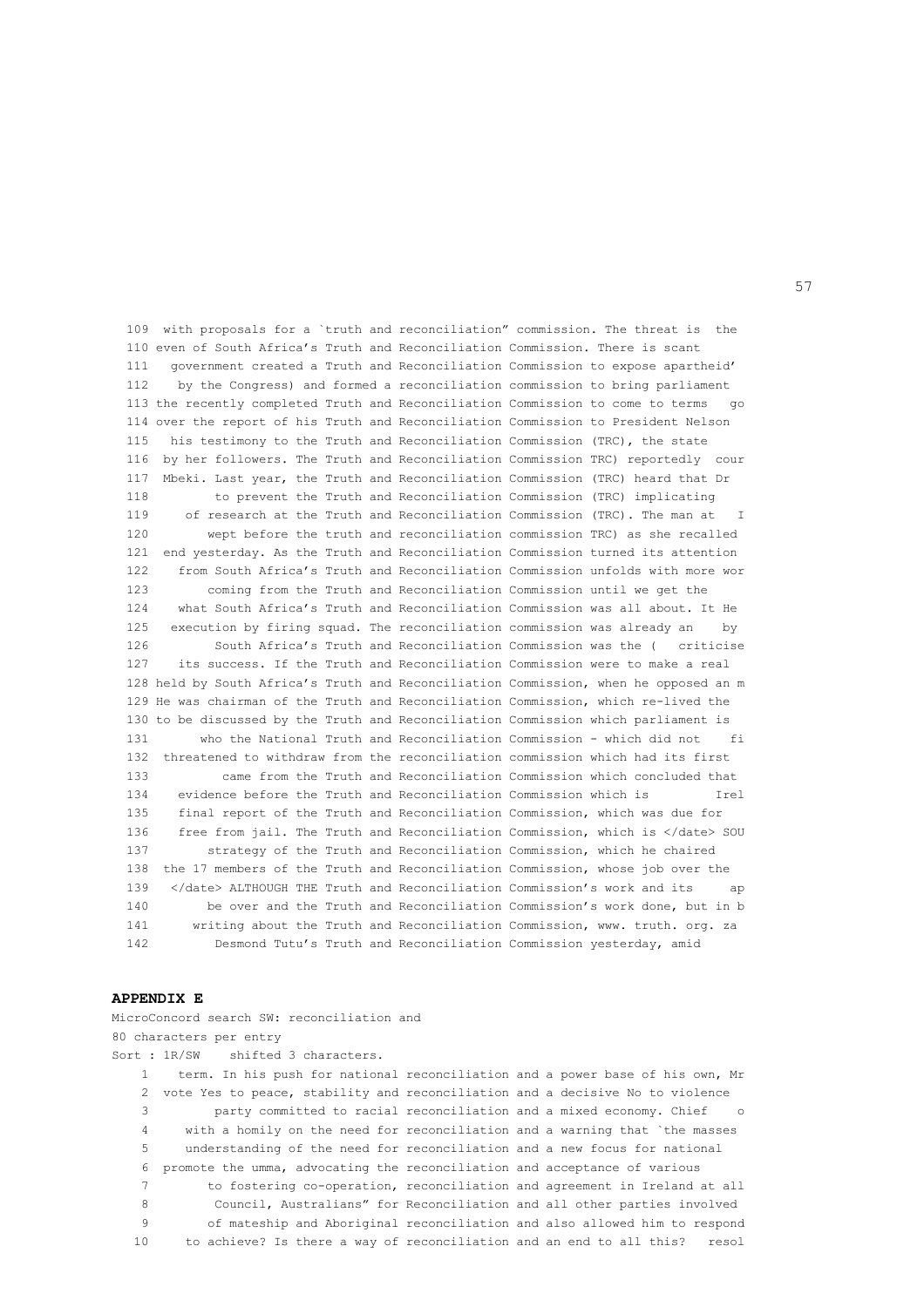```
 109  with proposals for a `truth and reconciliation" commission. The threat is  the
 110 even of South Africa's Truth and Reconciliation Commission. There is scant
 111   government created a Truth and Reconciliation Commission to expose apartheid'
 112    by the Congress) and formed a reconciliation commission to bring parliament
 113 the recently completed Truth and Reconciliation Commission to come to terms   go
 114 over the report of his Truth and Reconciliation Commission to President Nelson
 115   his testimony to the Truth and Reconciliation Commission (TRC), the state
 116  by her followers. The Truth and Reconciliation Commission TRC) reportedly  cour
 117  Mbeki. Last year, the Truth and Reconciliation Commission (TRC) heard that Dr
 118        to prevent the Truth and Reconciliation Commission (TRC) implicating
 119     of research at the Truth and Reconciliation Commission (TRC). The man at   I
 120       wept before the truth and reconciliation commission TRC) as she recalled
 121  end yesterday. As the Truth and Reconciliation Commission turned its attention
 122    from South Africa's Truth and Reconciliation Commission unfolds with more wor
 123       coming from the Truth and Reconciliation Commission until we get the
 124    what South Africa's Truth and Reconciliation Commission was all about. It He
 125   execution by firing squad. The reconciliation commission was already an    by
 126        South Africa's Truth and Reconciliation Commission was the (   criticise
 127   its success. If the Truth and Reconciliation Commission were to make a real
 128 held by South Africa's Truth and Reconciliation Commission, when he opposed an m
 129 He was chairman of the Truth and Reconciliation Commission, which re-lived the
 130 to be discussed by the Truth and Reconciliation Commission which parliament is
 131      who the National Truth and Reconciliation Commission - which did not    fi
 132  threatened to withdraw from the reconciliation commission which had its first
 133         came from the Truth and Reconciliation Commission which concluded that
 134    evidence before the Truth and Reconciliation Commission which is        Irel
 135    final report of the Truth and Reconciliation Commission, which was due for
 136    free from jail. The Truth and Reconciliation Commission, which is </date> SOU
 137       strategy of the Truth and Reconciliation Commission, which he chaired
 138  the 17 members of the Truth and Reconciliation Commission, whose job over the
 139   </date> ALTHOUGH THE Truth and Reconciliation Commission's work and its     ap
 140       be over and the Truth and Reconciliation Commission's work done, but in b
 141     writing about the Truth and Reconciliation Commission, www. truth. org. za
 142        Desmond Tutu's Truth and Reconciliation Commission yesterday, amid
```

**APPENDIX E**

MicroConcord search SW: reconciliation and
80 characters per entry
Sort : 1R/SW    shifted 3 characters.

```
   1   term. In his push for national reconciliation and a power base of his own, Mr
   2  vote Yes to peace, stability and reconciliation and a decisive No to violence
   3        party committed to racial reconciliation and a mixed economy. Chief    o
   4    with a homily on the need for reconciliation and a warning that `the masses
   5    understanding of the need for reconciliation and a new focus for national
   6  promote the umma, advocating the reconciliation and acceptance of various
   7       to fostering co-operation, reconciliation and agreement in Ireland at all
   8        Council, Australians" for Reconciliation and all other parties involved
   9       of mateship and Aboriginal reconciliation and also allowed him to respond
  10    to achieve? Is there a way of reconciliation and an end to all this?   resol
```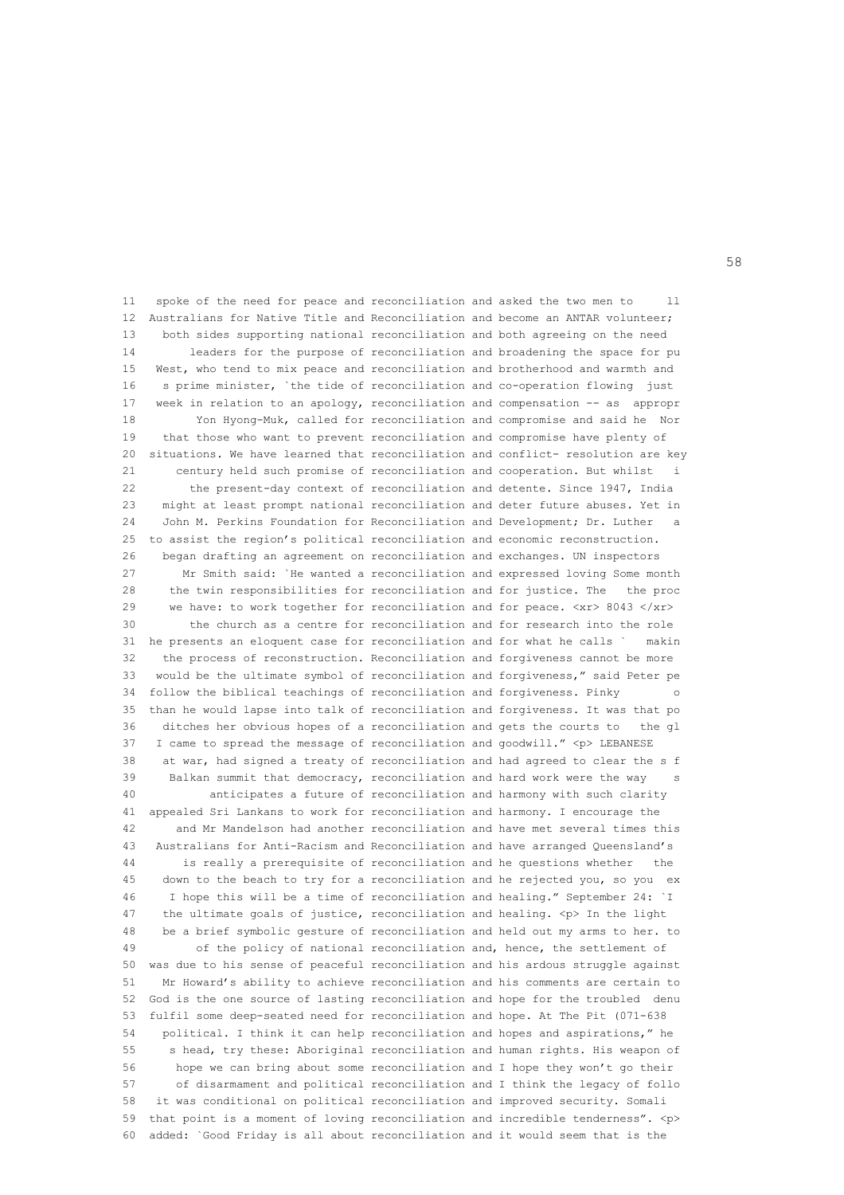```
11   spoke of the need for peace and reconciliation and asked the two men to     ll
12  Australians for Native Title and Reconciliation and become an ANTAR volunteer;
13    both sides supporting national reconciliation and both agreeing on the need
14        leaders for the purpose of reconciliation and broadening the space for pu
15   West, who tend to mix peace and reconciliation and brotherhood and warmth and
16    s prime minister, `the tide of reconciliation and co-operation flowing  just
17   week in relation to an apology, reconciliation and compensation -- as  appropr
18         Yon Hyong-Muk, called for reconciliation and compromise and said he  Nor
19    that those who want to prevent reconciliation and compromise have plenty of
20  situations. We have learned that reconciliation and conflict- resolution are key
21       century held such promise of reconciliation and cooperation. But whilst   i
22        the present-day context of reconciliation and detente. Since 1947, India
23    might at least prompt national reconciliation and deter future abuses. Yet in
24    John M. Perkins Foundation for Reconciliation and Development; Dr. Luther   a
25  to assist the region's political reconciliation and economic reconstruction.
26    began drafting an agreement on reconciliation and exchanges. UN inspectors
27       Mr Smith said: `He wanted a reconciliation and expressed loving Some month
28     the twin responsibilities for reconciliation and for justice. The   the proc
29     we have: to work together for reconciliation and for peace. <xr> 8043 </xr>
30        the church as a centre for reconciliation and for research into the role
31  he presents an eloquent case for reconciliation and for what he calls `   makin
32    the process of reconstruction. Reconciliation and forgiveness cannot be more
33   would be the ultimate symbol of reconciliation and forgiveness," said Peter pe
34  follow the biblical teachings of reconciliation and forgiveness. Pinky       o
35  than he would lapse into talk of reconciliation and forgiveness. It was that po
36    ditches her obvious hopes of a reconciliation and gets the courts to   the gl
37   I came to spread the message of reconciliation and goodwill." <p> LEBANESE
38    at war, had signed a treaty of reconciliation and had agreed to clear the s f
39     Balkan summit that democracy, reconciliation and hard work were the way    s
40           anticipates a future of reconciliation and harmony with such clarity
41  appealed Sri Lankans to work for reconciliation and harmony. I encourage the
42       and Mr Mandelson had another reconciliation and have met several times this
43   Australians for Anti-Racism and Reconciliation and have arranged Queensland's
44       is really a prerequisite of reconciliation and he questions whether   the
45    down to the beach to try for a reconciliation and he rejected you, so you  ex
46     I hope this will be a time of reconciliation and healing." September 24: `I
47    the ultimate goals of justice, reconciliation and healing. <p> In the light
48    be a brief symbolic gesture of reconciliation and held out my arms to her. to
49         of the policy of national reconciliation and, hence, the settlement of
50  was due to his sense of peaceful reconciliation and his ardous struggle against
51    Mr Howard's ability to achieve reconciliation and his comments are certain to
52  God is the one source of lasting reconciliation and hope for the troubled  denu
53  fulfil some deep-seated need for reconciliation and hope. At The Pit (071-638
54    political. I think it can help reconciliation and hopes and aspirations," he
55     s head, try these: Aboriginal reconciliation and human rights. His weapon of
56      hope we can bring about some reconciliation and I hope they won't go their
57      of disarmament and political reconciliation and I think the legacy of follo
58   it was conditional on political reconciliation and improved security. Somali
59  that point is a moment of loving reconciliation and incredible tenderness". <p>
60  added: `Good Friday is all about reconciliation and it would seem that is the
```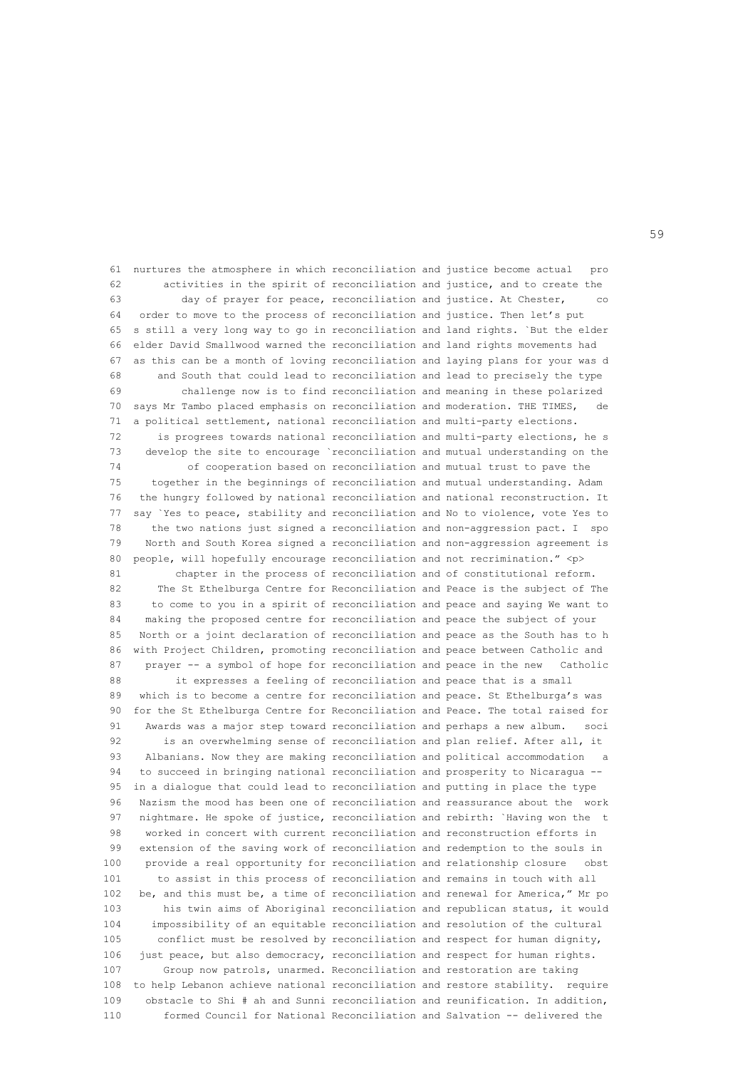```
 61  nurtures the atmosphere in which reconciliation and justice become actual   pro
 62       activities in the spirit of reconciliation and justice, and to create the
 63          day of prayer for peace, reconciliation and justice. At Chester,     co
 64   order to move to the process of reconciliation and justice. Then let's put
 65  s still a very long way to go in reconciliation and land rights. `But the elder
 66  elder David Smallwood warned the reconciliation and land rights movements had
 67  as this can be a month of loving reconciliation and laying plans for your was d
 68      and South that could lead to reconciliation and lead to precisely the type
 69         challenge now is to find reconciliation and meaning in these polarized
 70  says Mr Tambo placed emphasis on reconciliation and moderation. THE TIMES,   de
 71  a political settlement, national reconciliation and multi-party elections.
 72      is progrees towards national reconciliation and multi-party elections, he s
 73    develop the site to encourage `reconciliation and mutual understanding on the
 74          of cooperation based on reconciliation and mutual trust to pave the
 75    together in the beginnings of reconciliation and mutual understanding. Adam
 76   the hungry followed by national reconciliation and national reconstruction. It
 77   say `Yes to peace, stability and reconciliation and No to violence, vote Yes to
 78     the two nations just signed a reconciliation and non-aggression pact. I  spo
 79    North and South Korea signed a reconciliation and non-aggression agreement is
 80  people, will hopefully encourage reconciliation and not recrimination." <p>
 81        chapter in the process of reconciliation and of constitutional reform.
 82      The St Ethelburga Centre for Reconciliation and Peace is the subject of The
 83     to come to you in a spirit of reconciliation and peace and saying We want to
 84    making the proposed centre for reconciliation and peace the subject of your
 85   North or a joint declaration of reconciliation and peace as the South has to h
 86  with Project Children, promoting reconciliation and peace between Catholic and
 87    prayer -- a symbol of hope for reconciliation and peace in the new   Catholic
 88        it expresses a feeling of reconciliation and peace that is a small
 89   which is to become a centre for reconciliation and peace. St Ethelburga's was
 90  for the St Ethelburga Centre for Reconciliation and Peace. The total raised for
 91    Awards was a major step toward reconciliation and perhaps a new album.   soci
 92      is an overwhelming sense of reconciliation and plan relief. After all, it
 93   Albanians. Now they are making reconciliation and political accommodation   a
 94   to succeed in bringing national reconciliation and prosperity to Nicaragua --
 95  in a dialogue that could lead to reconciliation and putting in place the type
 96   Nazism the mood has been one of reconciliation and reassurance about the  work
 97   nightmare. He spoke of justice, reconciliation and rebirth: `Having won the  t
 98    worked in concert with current reconciliation and reconstruction efforts in
 99   extension of the saving work of reconciliation and redemption to the souls in
100    provide a real opportunity for reconciliation and relationship closure   obst
101     to assist in this process of reconciliation and remains in touch with all
102   be, and this must be, a time of reconciliation and renewal for America," Mr po
103      his twin aims of Aboriginal reconciliation and republican status, it would
104    impossibility of an equitable reconciliation and resolution of the cultural
105     conflict must be resolved by reconciliation and respect for human dignity,
106   just peace, but also democracy, reconciliation and respect for human rights.
107      Group now patrols, unarmed. Reconciliation and restoration are taking
108  to help Lebanon achieve national reconciliation and restore stability.  require
109    obstacle to Shi # ah and Sunni reconciliation and reunification. In addition,
110      formed Council for National Reconciliation and Salvation -- delivered the
```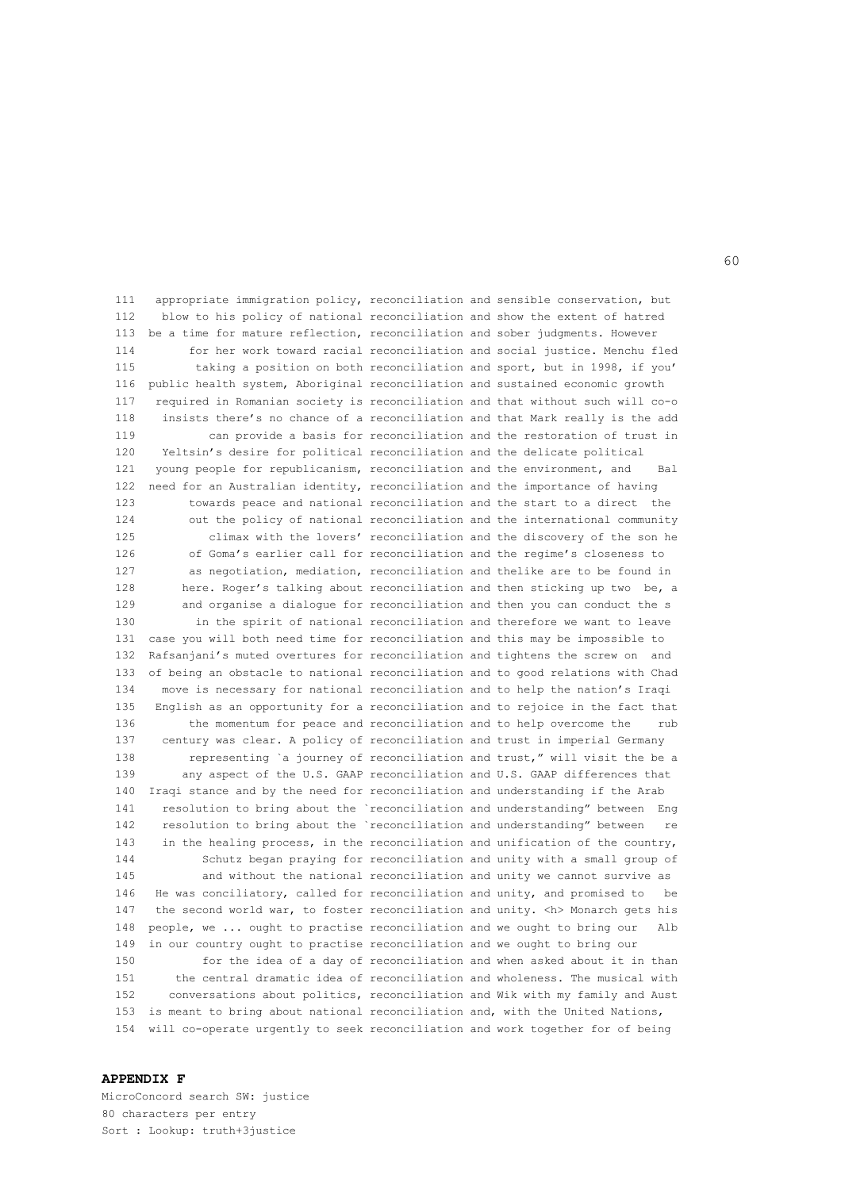```
111   appropriate immigration policy, reconciliation and sensible conservation, but
112    blow to his policy of national reconciliation and show the extent of hatred
113  be a time for mature reflection, reconciliation and sober judgments. However
114        for her work toward racial reconciliation and social justice. Menchu fled
115         taking a position on both reconciliation and sport, but in 1998, if you'
116  public health system, Aboriginal reconciliation and sustained economic growth
117   required in Romanian society is reconciliation and that without such will co-o
118    insists there's no chance of a reconciliation and that Mark really is the add
119           can provide a basis for reconciliation and the restoration of trust in
120    Yeltsin's desire for political reconciliation and the delicate political
121   young people for republicanism, reconciliation and the environment, and    Bal
122  need for an Australian identity, reconciliation and the importance of having
123        towards peace and national reconciliation and the start to a direct  the
124        out the policy of national reconciliation and the international community
125           climax with the lovers' reconciliation and the discovery of the son he
126        of Goma's earlier call for reconciliation and the regime's closeness to
127        as negotiation, mediation, reconciliation and thelike are to be found in
128       here. Roger's talking about reconciliation and then sticking up two  be, a
129       and organise a dialogue for reconciliation and then you can conduct the s
130         in the spirit of national reconciliation and therefore we want to leave
131  case you will both need time for reconciliation and this may be impossible to
132  Rafsanjani's muted overtures for reconciliation and tightens the screw on  and
133  of being an obstacle to national reconciliation and to good relations with Chad
134    move is necessary for national reconciliation and to help the nation's Iraqi
135   English as an opportunity for a reconciliation and to rejoice in the fact that
136        the momentum for peace and reconciliation and to help overcome the    rub
137    century was clear. A policy of reconciliation and trust in imperial Germany
138        representing `a journey of reconciliation and trust," will visit the be a
139       any aspect of the U.S. GAAP reconciliation and U.S. GAAP differences that
140  Iraqi stance and by the need for reconciliation and understanding if the Arab
141    resolution to bring about the `reconciliation and understanding" between  Eng
142    resolution to bring about the `reconciliation and understanding" between   re
143    in the healing process, in the reconciliation and unification of the country,
144          Schutz began praying for reconciliation and unity with a small group of
145          and without the national reconciliation and unity we cannot survive as
146   He was conciliatory, called for reconciliation and unity, and promised to   be
147   the second world war, to foster reconciliation and unity. <h> Monarch gets his
148  people, we ... ought to practise reconciliation and we ought to bring our   Alb
149  in our country ought to practise reconciliation and we ought to bring our
150          for the idea of a day of reconciliation and when asked about it in than
151      the central dramatic idea of reconciliation and wholeness. The musical with
152     conversations about politics, reconciliation and Wik with my family and Aust
153  is meant to bring about national reconciliation and, with the United Nations,
154  will co-operate urgently to seek reconciliation and work together for of being
```

## APPENDIX F

MicroConcord search SW: justice
80 characters per entry
Sort : Lookup: truth+3justice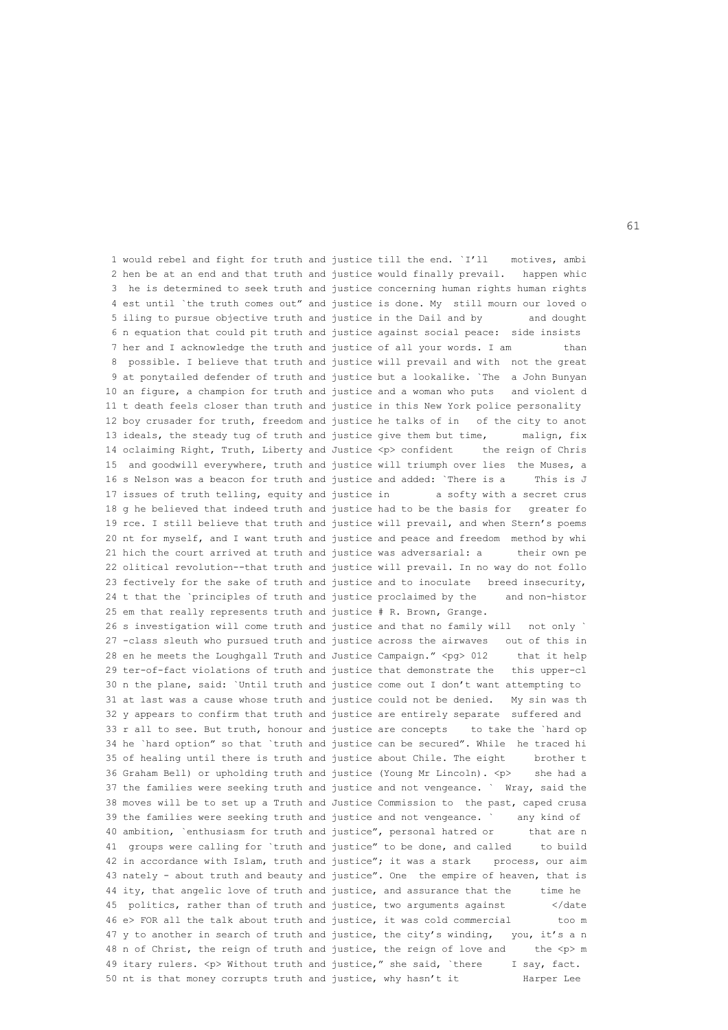```
 1 would rebel and fight for truth and justice till the end. `I'll    motives, ambi
 2 hen be at an end and that truth and justice would finally prevail.   happen whic
 3  he is determined to seek truth and justice concerning human rights human rights
 4 est until `the truth comes out" and justice is done. My  still mourn our loved o
 5 iling to pursue objective truth and justice in the Dail and by        and dought
 6 n equation that could pit truth and justice against social peace:  side insists
 7 her and I acknowledge the truth and justice of all your words. I am         than
 8  possible. I believe that truth and justice will prevail and with  not the great
 9 at ponytailed defender of truth and justice but a lookalike. `The  a John Bunyan
10 an figure, a champion for truth and justice and a woman who puts   and violent d
11 t death feels closer than truth and justice in this New York police personality
12 boy crusader for truth, freedom and justice he talks of in   of the city to anot
13 ideals, the steady tug of truth and justice give them but time,      malign, fix
14 oclaiming Right, Truth, Liberty and Justice <p> confident     the reign of Chris
15  and goodwill everywhere, truth and justice will triumph over lies  the Muses, a
16 s Nelson was a beacon for truth and justice and added: `There is a     This is J
17 issues of truth telling, equity and justice in        a softy with a secret crus
18 g he believed that indeed truth and justice had to be the basis for   greater fo
19 rce. I still believe that truth and justice will prevail, and when Stern's poems
20 nt for myself, and I want truth and justice and peace and freedom  method by whi
21 hich the court arrived at truth and justice was adversarial: a      their own pe
22 olitical revolution--that truth and justice will prevail. In no way do not follo
23 fectively for the sake of truth and justice and to inoculate   breed insecurity,
24 t that the `principles of truth and justice proclaimed by the     and non-histor
25 em that really represents truth and justice # R. Brown, Grange.
26 s investigation will come truth and justice and that no family will   not only `
27 -class sleuth who pursued truth and justice across the airwaves   out of this in
28 en he meets the Loughgall Truth and Justice Campaign." <pg> 012     that it help
29 ter-of-fact violations of truth and justice that demonstrate the   this upper-cl
30 n the plane, said: `Until truth and justice come out I don't want attempting to
31 at last was a cause whose truth and justice could not be denied.   My sin was th
32 y appears to confirm that truth and justice are entirely separate  suffered and
33 r all to see. But truth, honour and justice are concepts    to take the `hard op
34 he `hard option" so that `truth and justice can be secured". While  he traced hi
35 of healing until there is truth and justice about Chile. The eight     brother t
36 Graham Bell) or upholding truth and justice (Young Mr Lincoln). <p>    she had a
37 the families were seeking truth and justice and not vengeance. `  Wray, said the
38 moves will be to set up a Truth and Justice Commission to  the past, caped crusa
39 the families were seeking truth and justice and not vengeance. `    any kind of
40 ambition, `enthusiasm for truth and justice", personal hatred or      that are n
41  groups were calling for `truth and justice" to be done, and called     to build
42 in accordance with Islam, truth and justice"; it was a stark    process, our aim
43 nately - about truth and beauty and justice". One  the empire of heaven, that is
44 ity, that angelic love of truth and justice, and assurance that the     time he
45  politics, rather than of truth and justice, two arguments against        </date
46 e> FOR all the talk about truth and justice, it was cold commercial        too m
47 y to another in search of truth and justice, the city's winding,   you, it's a n
48 n of Christ, the reign of truth and justice, the reign of love and     the <p> m
49 itary rulers. <p> Without truth and justice," she said, `there     I say, fact.
50 nt is that money corrupts truth and justice, why hasn't it          Harper Lee
```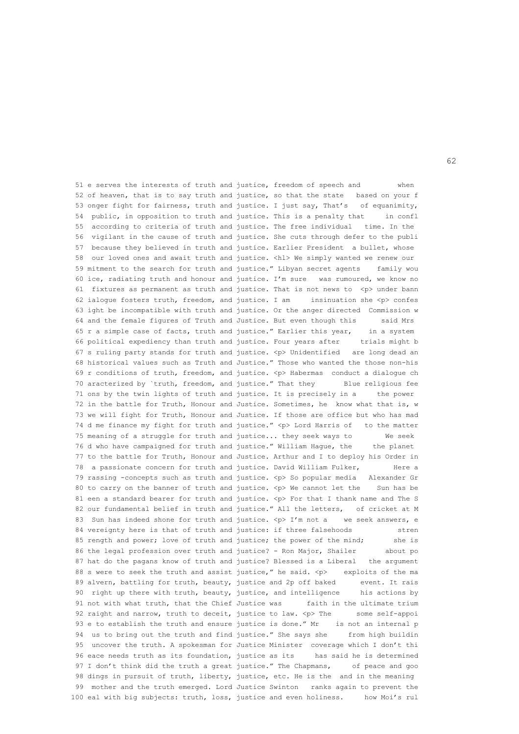```
 51 e serves the interests of truth and justice, freedom of speech and         when
 52 of heaven, that is to say truth and justice, so that the state   based on your f
 53 onger fight for fairness, truth and justice. I just say, That's   of equanimity,
 54  public, in opposition to truth and justice. This is a penalty that     in confl
 55  according to criteria of truth and justice. The free individual   time. In the
 56  vigilant in the cause of truth and justice. She cuts through defer to the publi
 57  because they believed in truth and justice. Earlier President  a bullet, whose
 58  our loved ones and await truth and justice. <hl> We simply wanted we renew our
 59 mitment to the search for truth and justice." Libyan secret agents    family wou
 60 ice, radiating truth and honour and justice. I'm sure   was rumoured, we know no
 61  fixtures as permanent as truth and justice. That is not news to  <p> under bann
 62 ialogue fosters truth, freedom, and justice. I am     insinuation she <p> confes
 63 ight be incompatible with truth and justice. Or the anger directed  Commission w
 64 and the female figures of Truth and Justice. But even though this      said Mrs
 65 r a simple case of facts, truth and justice." Earlier this year,    in a system
 66 political expediency than truth and justice. Four years after     trials might b
 67 s ruling party stands for truth and justice. <p> Unidentified   are long dead an
 68 historical values such as Truth and Justice." Those who wanted the those non-his
 69 r conditions of truth, freedom, and justice. <p> Habermas  conduct a dialogue ch
 70 aracterized by `truth, freedom, and justice." That they       Blue religious fee
 71 ons by the twin lights of truth and justice. It is precisely in a     the power
 72 in the battle for Truth, Honour and Justice. Sometimes, he  know what that is, w
 73 we will fight for Truth, Honour and Justice. If those are office but who has mad
 74 d me finance my fight for truth and justice." <p> Lord Harris of   to the matter
 75 meaning of a struggle for truth and justice... they seek ways to        We seek
 76 d who have campaigned for truth and justice." William Hague, the     the planet
 77 to the battle for Truth, Honour and Justice. Arthur and I to deploy his Order in
 78  a passionate concern for truth and justice. David William Fulker,        Here a
 79 rassing -concepts such as truth and justice. <p> So popular media   Alexander Gr
 80 to carry on the banner of truth and justice. <p> We cannot let the    Sun has be
 81 een a standard bearer for truth and justice. <p> For that I thank name and The S
 82 our fundamental belief in truth and justice." All the letters,   of cricket at M
 83  Sun has indeed shone for truth and justice. <p> I'm not a    we seek answers, e
 84 vereignty here is that of truth and justice: if three falsehoods           stren
 85 rength and power; love of truth and justice; the power of the mind;       she is
 86 the legal profession over truth and justice? - Ron Major, Shailer       about po
 87 hat do the pagans know of truth and justice? Blessed is a Liberal   the argument
 88 s were to seek the truth and assist justice," he said. <p>    exploits of the ma
 89 alvern, battling for truth, beauty, justice and 2p off baked      event. It rais
 90  right up there with truth, beauty, justice, and intelligence     his actions by
 91 not with what truth, that the Chief Justice was      faith in the ultimate trium
 92 raight and narrow, truth to deceit, justice to law. <p> The      some self-appoi
 93 e to establish the truth and ensure justice is done." Mr    is not an internal p
 94  us to bring out the truth and find justice." She says she     from high buildin
 95  uncover the truth. A spokesman for Justice Minister  coverage which I don't thi
 96 eace needs truth as its foundation, justice as its     has said he is determined
 97 I don't think did the truth a great justice." The Chapmans,     of peace and goo
 98 dings in pursuit of truth, liberty, justice, etc. He is the  and in the meaning
 99  mother and the truth emerged. Lord Justice Swinton   ranks again to prevent the
100 eal with big subjects: truth, loss, justice and even holiness.     how Moi's rul
```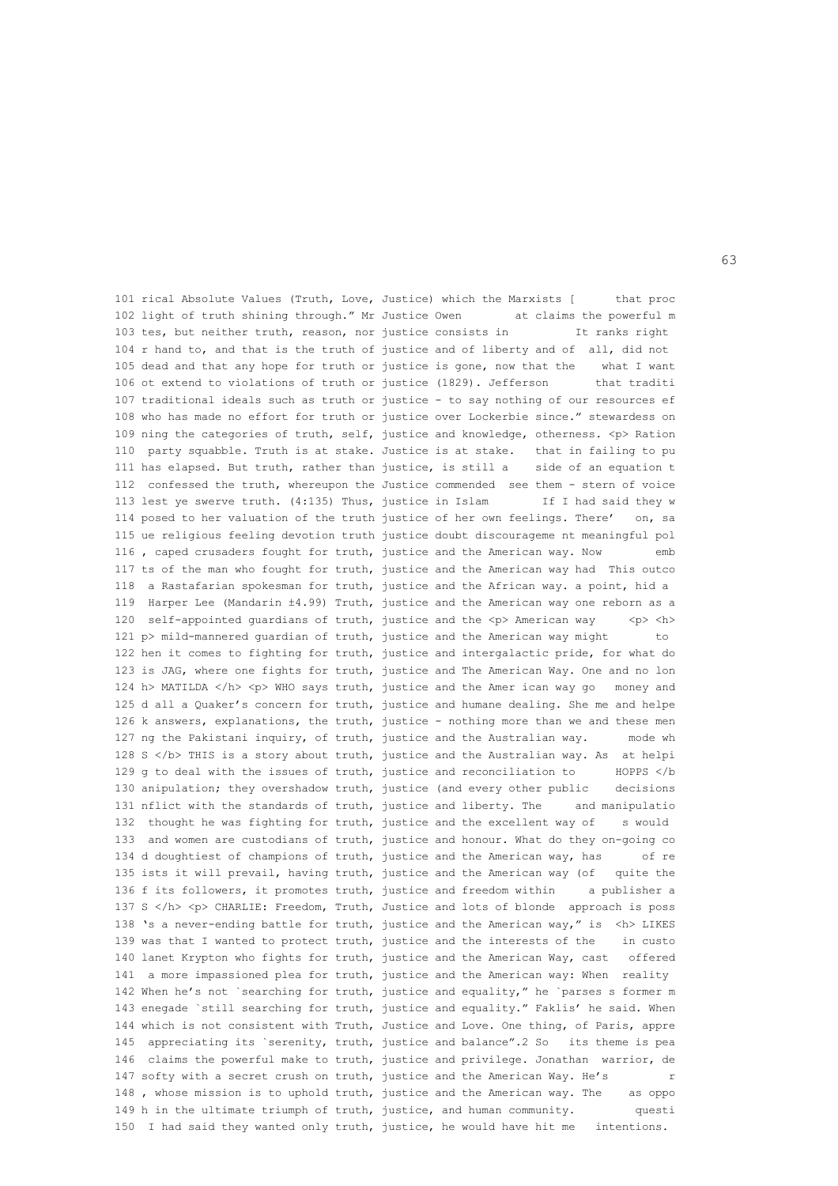```
101 rical Absolute Values (Truth, Love, Justice) which the Marxists [      that proc
102 light of truth shining through." Mr Justice Owen        at claims the powerful m
103 tes, but neither truth, reason, nor justice consists in          It ranks right
104 r hand to, and that is the truth of justice and of liberty and of  all, did not
105 dead and that any hope for truth or justice is gone, now that the    what I want
106 ot extend to violations of truth or justice (1829). Jefferson       that traditi
107 traditional ideals such as truth or justice - to say nothing of our resources ef
108 who has made no effort for truth or justice over Lockerbie since." stewardess on
109 ning the categories of truth, self, justice and knowledge, otherness. <p> Ration
110  party squabble. Truth is at stake. Justice is at stake.   that in failing to pu
111 has elapsed. But truth, rather than justice, is still a    side of an equation t
112  confessed the truth, whereupon the Justice commended  see them - stern of voice
113 lest ye swerve truth. (4:135) Thus, justice in Islam        If I had said they w
114 posed to her valuation of the truth justice of her own feelings. There'   on, sa
115 ue religious feeling devotion truth justice doubt discourageme nt meaningful pol
116 , caped crusaders fought for truth, justice and the American way. Now        emb
117 ts of the man who fought for truth, justice and the American way had  This outco
118  a Rastafarian spokesman for truth, justice and the African way. a point, hid a
119  Harper Lee (Mandarin ±4.99) Truth, justice and the American way one reborn as a
120  self-appointed guardians of truth, justice and the <p> American way     <p> <h>
121 p> mild-mannered guardian of truth, justice and the American way might       to
122 hen it comes to fighting for truth, justice and intergalactic pride, for what do
123 is JAG, where one fights for truth, justice and The American Way. One and no lon
124 h> MATILDA </h> <p> WHO says truth, justice and the Amer ican way go   money and
125 d all a Quaker's concern for truth, justice and humane dealing. She me and helpe
126 k answers, explanations, the truth, justice - nothing more than we and these men
127 ng the Pakistani inquiry, of truth, justice and the Australian way.      mode wh
128 S </b> THIS is a story about truth, justice and the Australian way. As  at helpi
129 g to deal with the issues of truth, justice and reconciliation to      HOPPS </b
130 anipulation; they overshadow truth, justice (and every other public    decisions
131 nflict with the standards of truth, justice and liberty. The     and manipulatio
132  thought he was fighting for truth, justice and the excellent way of    s would
133  and women are custodians of truth, justice and honour. What do they on-going co
134 d doughtiest of champions of truth, justice and the American way, has      of re
135 ists it will prevail, having truth, justice and the American way (of   quite the
136 f its followers, it promotes truth, justice and freedom within     a publisher a
137 S </h> <p> CHARLIE: Freedom, Truth, Justice and lots of blonde  approach is poss
138 's a never-ending battle for truth, justice and the American way," is  <h> LIKES
139 was that I wanted to protect truth, justice and the interests of the    in custo
140 lanet Krypton who fights for truth, justice and the American Way, cast   offered
141  a more impassioned plea for truth, justice and the American way: When  reality
142 When he's not `searching for truth, justice and equality," he `parses s former m
143 enegade `still searching for truth, justice and equality." Faklis' he said. When
144 which is not consistent with Truth, Justice and Love. One thing, of Paris, appre
145  appreciating its `serenity, truth, justice and balance".2 So   its theme is pea
146  claims the powerful make to truth, justice and privilege. Jonathan  warrior, de
147 softy with a secret crush on truth, justice and the American Way. He's         r
148 , whose mission is to uphold truth, justice and the American way. The    as oppo
149 h in the ultimate triumph of truth, justice, and human community.         questi
150  I had said they wanted only truth, justice, he would have hit me   intentions.
```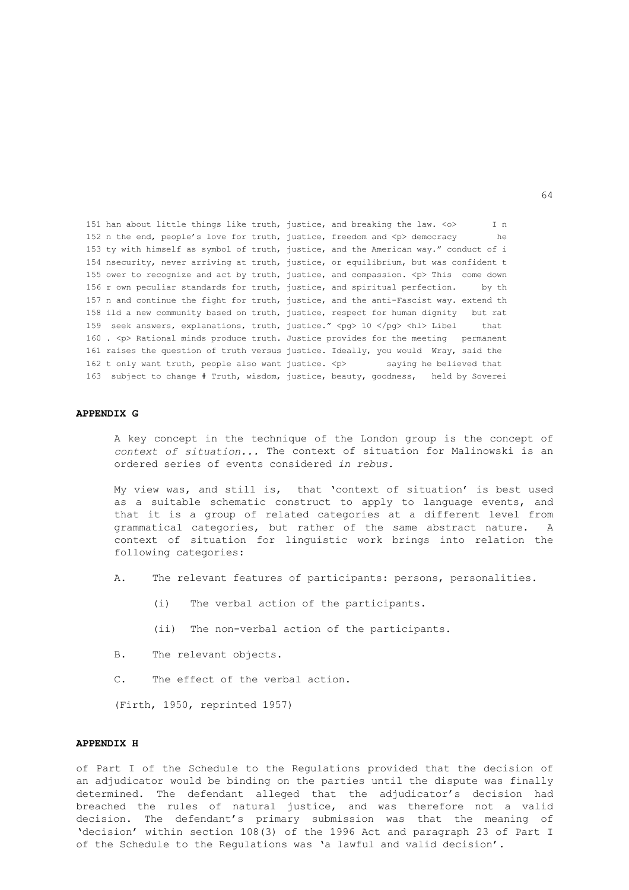```
151 han about little things like truth, justice, and breaking the law. <o>       I n
152 n the end, people's love for truth, justice, freedom and <p> democracy       he
153 ty with himself as symbol of truth, justice, and the American way." conduct of i
154 nsecurity, never arriving at truth, justice, or equilibrium, but was confident t
155 ower to recognize and act by truth, justice, and compassion. <p> This  come down
156 r own peculiar standards for truth, justice, and spiritual perfection.     by th
157 n and continue the fight for truth, justice, and the anti-Fascist way. extend th
158 ild a new community based on truth, justice, respect for human dignity   but rat
159  seek answers, explanations, truth, justice." <pg> 10 </pg> <hl> Libel     that
160 . <p> Rational minds produce truth. Justice provides for the meeting   permanent
161 raises the question of truth versus justice. Ideally, you would  Wray, said the
162 t only want truth, people also want justice. <p>       saying he believed that
163  subject to change # Truth, wisdom, justice, beauty, goodness,   held by Soverei
```

**APPENDIX G**

A key concept in the technique of the London group is the concept of *context of situation...* The context of situation for Malinowski is an ordered series of events considered *in rebus.*

My view was, and still is, that 'context of situation' is best used as a suitable schematic construct to apply to language events, and that it is a group of related categories at a different level from grammatical categories, but rather of the same abstract nature. A context of situation for linguistic work brings into relation the following categories:

A. The relevant features of participants: persons, personalities.

 (i) The verbal action of the participants.

 (ii) The non-verbal action of the participants.

B. The relevant objects.

C. The effect of the verbal action.

(Firth, 1950, reprinted 1957)

**APPENDIX H**

of Part I of the Schedule to the Regulations provided that the decision of an adjudicator would be binding on the parties until the dispute was finally determined. The defendant alleged that the adjudicator's decision had breached the rules of natural justice, and was therefore not a valid decision. The defendant's primary submission was that the meaning of 'decision' within section 108(3) of the 1996 Act and paragraph 23 of Part I of the Schedule to the Regulations was 'a lawful and valid decision'.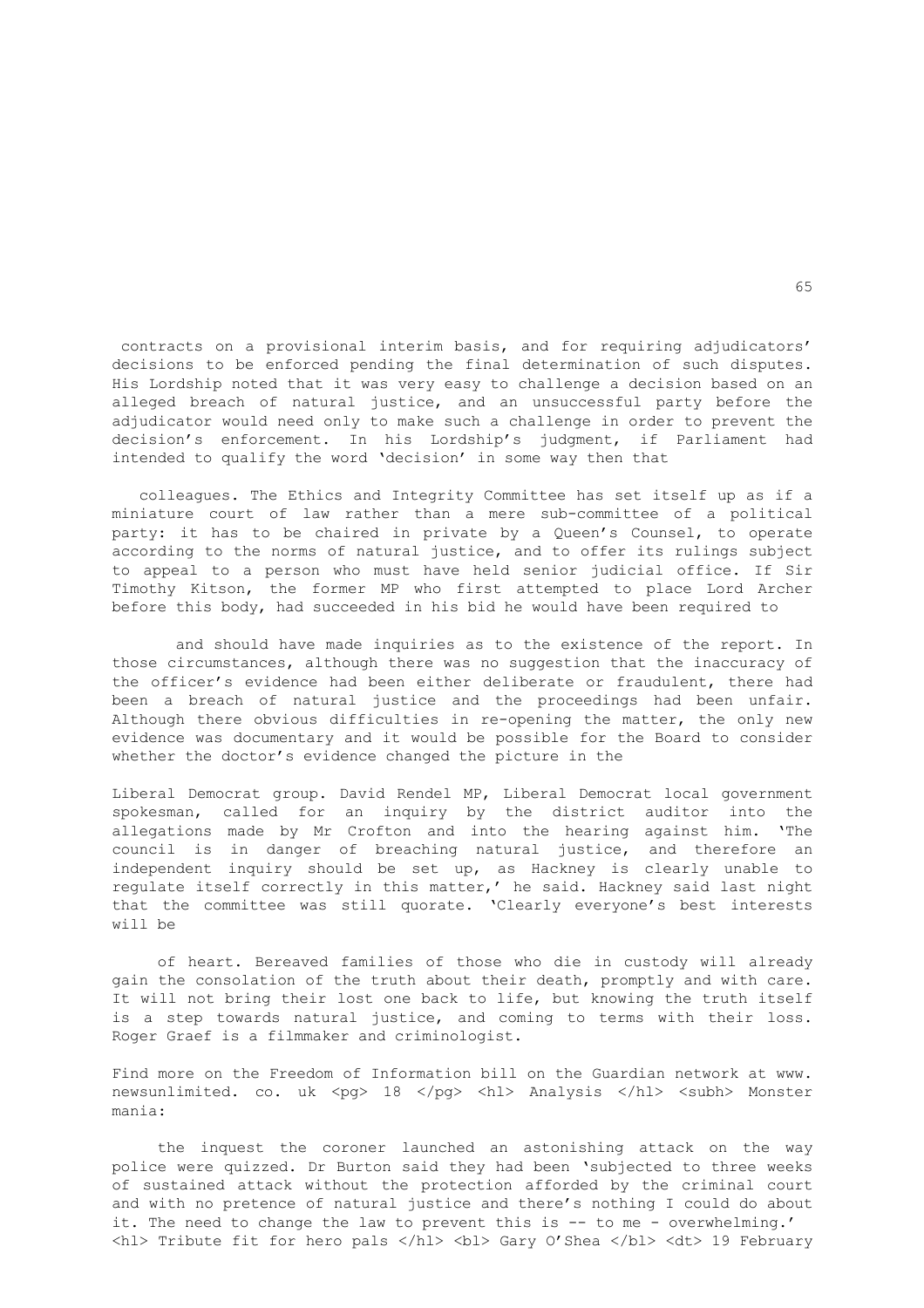contracts on a provisional interim basis, and for requiring adjudicators' decisions to be enforced pending the final determination of such disputes. His Lordship noted that it was very easy to challenge a decision based on an alleged breach of natural justice, and an unsuccessful party before the adjudicator would need only to make such a challenge in order to prevent the decision's enforcement. In his Lordship's judgment, if Parliament had intended to qualify the word 'decision' in some way then that

colleagues. The Ethics and Integrity Committee has set itself up as if a miniature court of law rather than a mere sub-committee of a political party: it has to be chaired in private by a Queen's Counsel, to operate according to the norms of natural justice, and to offer its rulings subject to appeal to a person who must have held senior judicial office. If Sir Timothy Kitson, the former MP who first attempted to place Lord Archer before this body, had succeeded in his bid he would have been required to

and should have made inquiries as to the existence of the report. In those circumstances, although there was no suggestion that the inaccuracy of the officer's evidence had been either deliberate or fraudulent, there had been a breach of natural justice and the proceedings had been unfair. Although there obvious difficulties in re-opening the matter, the only new evidence was documentary and it would be possible for the Board to consider whether the doctor's evidence changed the picture in the

Liberal Democrat group. David Rendel MP, Liberal Democrat local government spokesman, called for an inquiry by the district auditor into the allegations made by Mr Crofton and into the hearing against him. 'The council is in danger of breaching natural justice, and therefore an independent inquiry should be set up, as Hackney is clearly unable to regulate itself correctly in this matter,' he said. Hackney said last night that the committee was still quorate. 'Clearly everyone's best interests will be

of heart. Bereaved families of those who die in custody will already gain the consolation of the truth about their death, promptly and with care. It will not bring their lost one back to life, but knowing the truth itself is a step towards natural justice, and coming to terms with their loss. Roger Graef is a filmmaker and criminologist.

Find more on the Freedom of Information bill on the Guardian network at www. newsunlimited. co. uk <pg> 18 </pg> <hl> Analysis </hl> <subh> Monster mania:

the inquest the coroner launched an astonishing attack on the way police were quizzed. Dr Burton said they had been 'subjected to three weeks of sustained attack without the protection afforded by the criminal court and with no pretence of natural justice and there's nothing I could do about it. The need to change the law to prevent this is -- to me - overwhelming.' <hl> Tribute fit for hero pals </hl> <bl> Gary O'Shea </bl> <dt> 19 February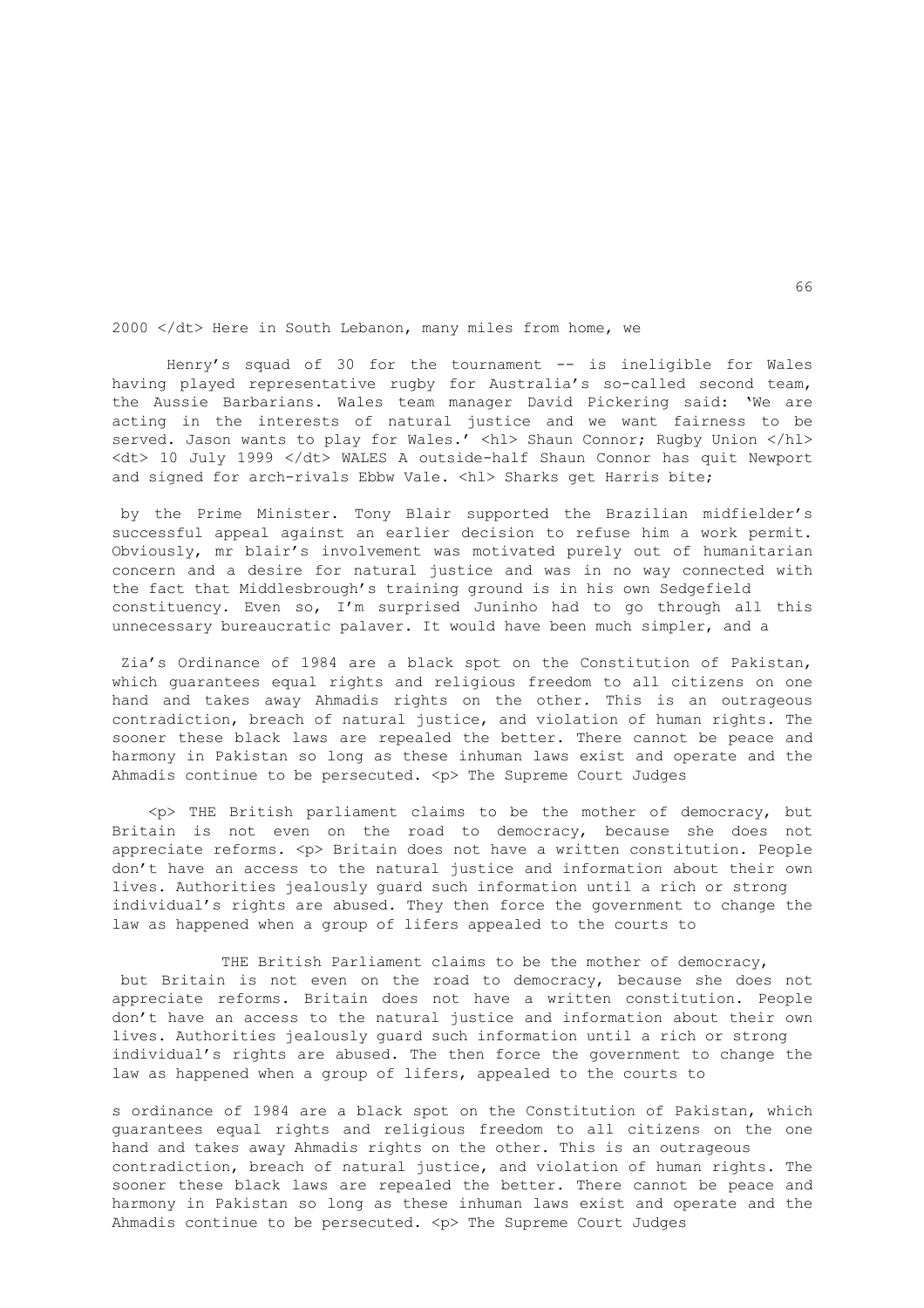2000 </dt> Here in South Lebanon, many miles from home, we

Henry's squad of 30 for the tournament -- is ineligible for Wales having played representative rugby for Australia's so-called second team, the Aussie Barbarians. Wales team manager David Pickering said: 'We are acting in the interests of natural justice and we want fairness to be served. Jason wants to play for Wales.' <hl> Shaun Connor; Rugby Union </hl> <dt> 10 July 1999 </dt> WALES A outside-half Shaun Connor has quit Newport and signed for arch-rivals Ebbw Vale. <hl> Sharks get Harris bite;

by the Prime Minister. Tony Blair supported the Brazilian midfielder's successful appeal against an earlier decision to refuse him a work permit. Obviously, mr blair's involvement was motivated purely out of humanitarian concern and a desire for natural justice and was in no way connected with the fact that Middlesbrough's training ground is in his own Sedgefield constituency. Even so, I'm surprised Juninho had to go through all this unnecessary bureaucratic palaver. It would have been much simpler, and a

Zia's Ordinance of 1984 are a black spot on the Constitution of Pakistan, which guarantees equal rights and religious freedom to all citizens on one hand and takes away Ahmadis rights on the other. This is an outrageous contradiction, breach of natural justice, and violation of human rights. The sooner these black laws are repealed the better. There cannot be peace and harmony in Pakistan so long as these inhuman laws exist and operate and the Ahmadis continue to be persecuted. <p> The Supreme Court Judges

<p> THE British parliament claims to be the mother of democracy, but Britain is not even on the road to democracy, because she does not appreciate reforms. <p> Britain does not have a written constitution. People don't have an access to the natural justice and information about their own lives. Authorities jealously guard such information until a rich or strong individual's rights are abused. They then force the government to change the law as happened when a group of lifers appealed to the courts to

THE British Parliament claims to be the mother of democracy, but Britain is not even on the road to democracy, because she does not appreciate reforms. Britain does not have a written constitution. People don't have an access to the natural justice and information about their own lives. Authorities jealously guard such information until a rich or strong individual's rights are abused. The then force the government to change the law as happened when a group of lifers, appealed to the courts to

s ordinance of 1984 are a black spot on the Constitution of Pakistan, which guarantees equal rights and religious freedom to all citizens on the one hand and takes away Ahmadis rights on the other. This is an outrageous contradiction, breach of natural justice, and violation of human rights. The sooner these black laws are repealed the better. There cannot be peace and harmony in Pakistan so long as these inhuman laws exist and operate and the Ahmadis continue to be persecuted. <p> The Supreme Court Judges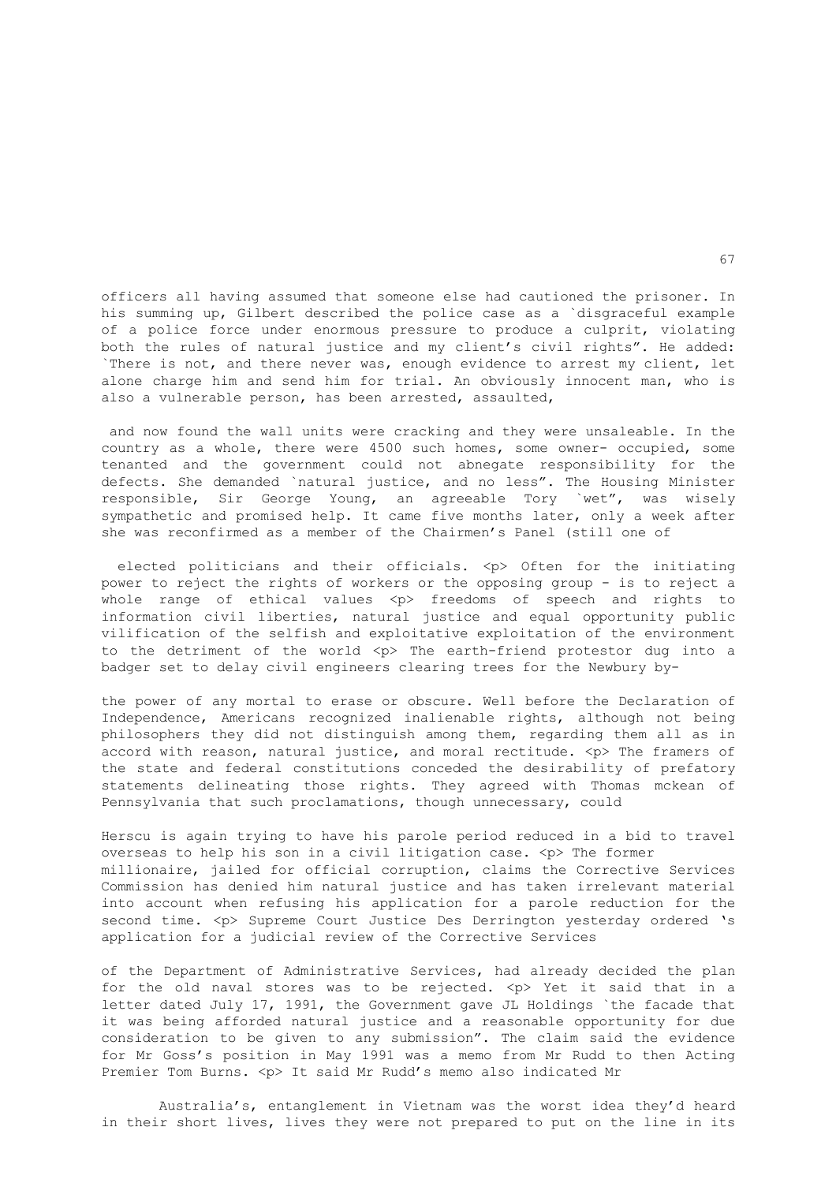officers all having assumed that someone else had cautioned the prisoner. In his summing up, Gilbert described the police case as a `disgraceful example of a police force under enormous pressure to produce a culprit, violating both the rules of natural justice and my client's civil rights". He added: `There is not, and there never was, enough evidence to arrest my client, let alone charge him and send him for trial. An obviously innocent man, who is also a vulnerable person, has been arrested, assaulted,

and now found the wall units were cracking and they were unsaleable. In the country as a whole, there were 4500 such homes, some owner- occupied, some tenanted and the government could not abnegate responsibility for the defects. She demanded `natural justice, and no less". The Housing Minister responsible, Sir George Young, an agreeable Tory `wet", was wisely sympathetic and promised help. It came five months later, only a week after she was reconfirmed as a member of the Chairmen's Panel (still one of

elected politicians and their officials. <p> Often for the initiating power to reject the rights of workers or the opposing group - is to reject a whole range of ethical values <p> freedoms of speech and rights to information civil liberties, natural justice and equal opportunity public vilification of the selfish and exploitative exploitation of the environment to the detriment of the world <p> The earth-friend protestor dug into a badger set to delay civil engineers clearing trees for the Newbury by-

the power of any mortal to erase or obscure. Well before the Declaration of Independence, Americans recognized inalienable rights, although not being philosophers they did not distinguish among them, regarding them all as in accord with reason, natural justice, and moral rectitude. <p> The framers of the state and federal constitutions conceded the desirability of prefatory statements delineating those rights. They agreed with Thomas mckean of Pennsylvania that such proclamations, though unnecessary, could

Herscu is again trying to have his parole period reduced in a bid to travel overseas to help his son in a civil litigation case. <p> The former millionaire, jailed for official corruption, claims the Corrective Services Commission has denied him natural justice and has taken irrelevant material into account when refusing his application for a parole reduction for the second time. <p> Supreme Court Justice Des Derrington yesterday ordered 's application for a judicial review of the Corrective Services

of the Department of Administrative Services, had already decided the plan for the old naval stores was to be rejected. <p> Yet it said that in a letter dated July 17, 1991, the Government gave JL Holdings `the facade that it was being afforded natural justice and a reasonable opportunity for due consideration to be given to any submission". The claim said the evidence for Mr Goss's position in May 1991 was a memo from Mr Rudd to then Acting Premier Tom Burns. <p> It said Mr Rudd's memo also indicated Mr

Australia's, entanglement in Vietnam was the worst idea they'd heard in their short lives, lives they were not prepared to put on the line in its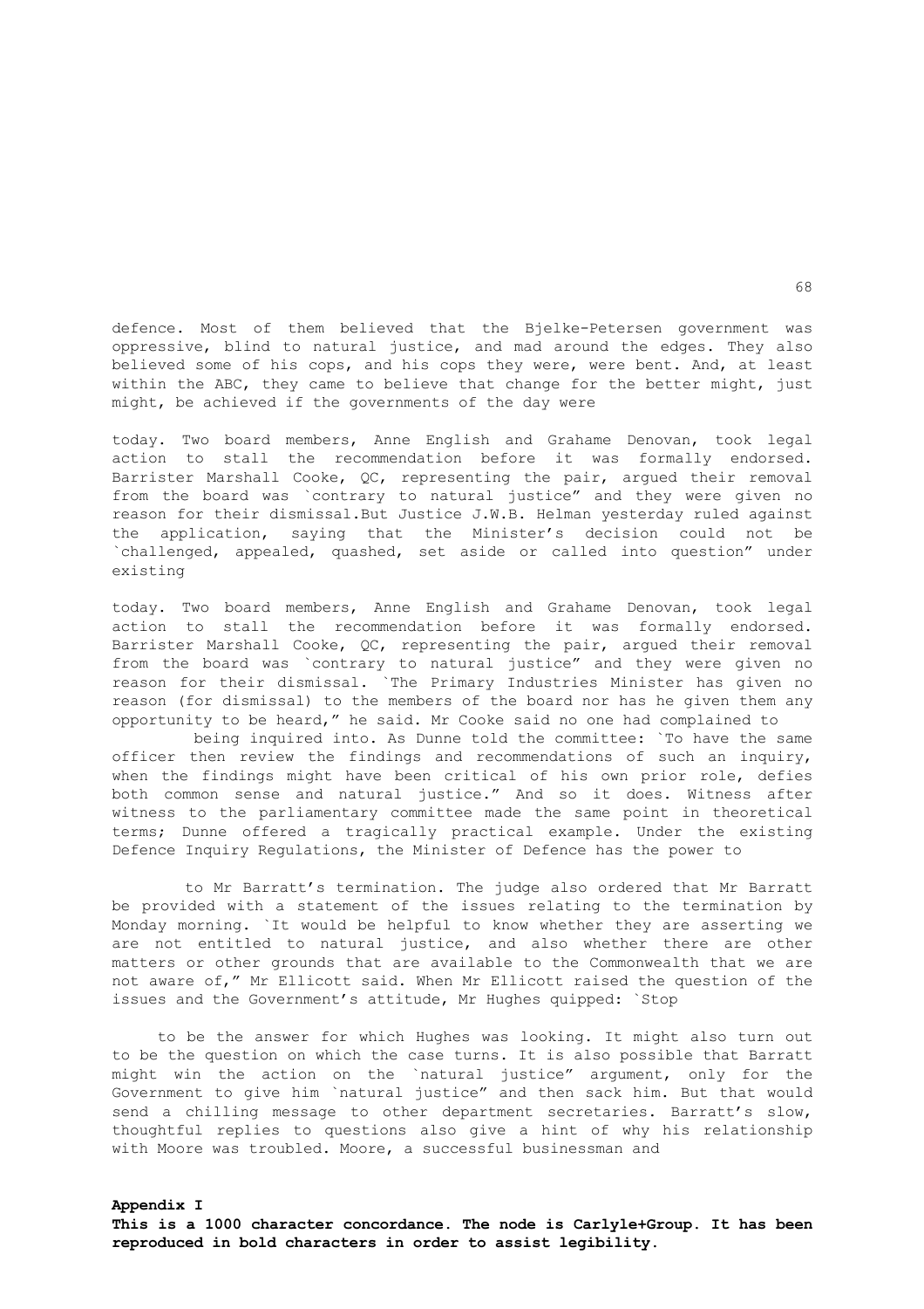defence. Most of them believed that the Bjelke-Petersen government was oppressive, blind to natural justice, and mad around the edges. They also believed some of his cops, and his cops they were, were bent. And, at least within the ABC, they came to believe that change for the better might, just might, be achieved if the governments of the day were

today. Two board members, Anne English and Grahame Denovan, took legal action to stall the recommendation before it was formally endorsed. Barrister Marshall Cooke, QC, representing the pair, argued their removal from the board was `contrary to natural justice" and they were given no reason for their dismissal.But Justice J.W.B. Helman yesterday ruled against the application, saying that the Minister's decision could not be `challenged, appealed, quashed, set aside or called into question" under existing

today. Two board members, Anne English and Grahame Denovan, took legal action to stall the recommendation before it was formally endorsed. Barrister Marshall Cooke, QC, representing the pair, argued their removal from the board was `contrary to natural justice" and they were given no reason for their dismissal. `The Primary Industries Minister has given no reason (for dismissal) to the members of the board nor has he given them any opportunity to be heard," he said. Mr Cooke said no one had complained to

being inquired into. As Dunne told the committee: `To have the same officer then review the findings and recommendations of such an inquiry, when the findings might have been critical of his own prior role, defies both common sense and natural justice." And so it does. Witness after witness to the parliamentary committee made the same point in theoretical terms; Dunne offered a tragically practical example. Under the existing Defence Inquiry Regulations, the Minister of Defence has the power to

to Mr Barratt's termination. The judge also ordered that Mr Barratt be provided with a statement of the issues relating to the termination by Monday morning. `It would be helpful to know whether they are asserting we are not entitled to natural justice, and also whether there are other matters or other grounds that are available to the Commonwealth that we are not aware of," Mr Ellicott said. When Mr Ellicott raised the question of the issues and the Government's attitude, Mr Hughes quipped: `Stop

to be the answer for which Hughes was looking. It might also turn out to be the question on which the case turns. It is also possible that Barratt might win the action on the `natural justice" argument, only for the Government to give him `natural justice" and then sack him. But that would send a chilling message to other department secretaries. Barratt's slow, thoughtful replies to questions also give a hint of why his relationship with Moore was troubled. Moore, a successful businessman and

**Appendix I**

**This is a 1000 character concordance. The node is Carlyle+Group. It has been reproduced in bold characters in order to assist legibility.**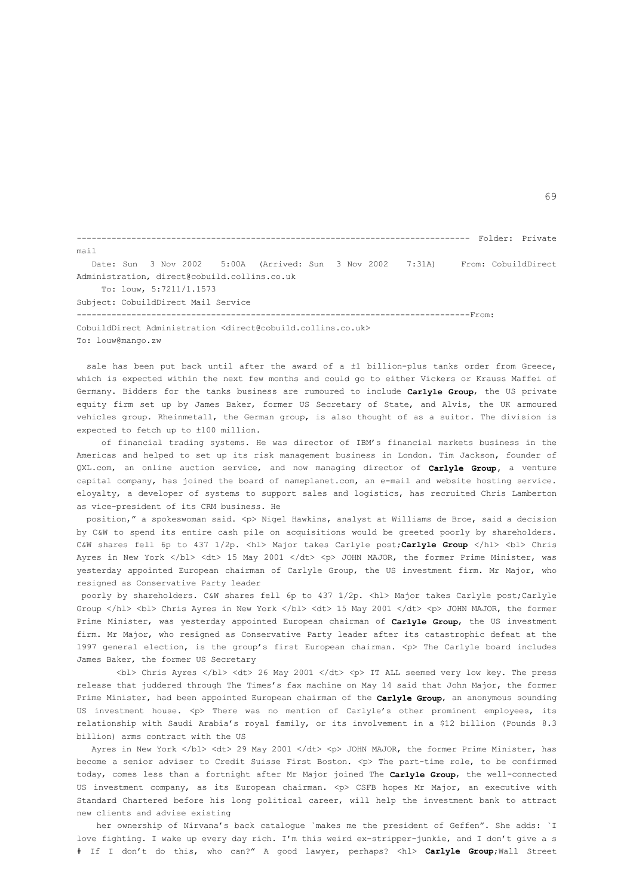------------------------------------------------------------------------------ Folder: Private mail

Date: Sun 3 Nov 2002 5:00A (Arrived: Sun 3 Nov 2002 7:31A) From: CobuildDirect Administration, direct@cobuild.collins.co.uk

To: louw, 5:7211/1.1573

Subject: CobuildDirect Mail Service

-----------------------------------------------------------------------------From: CobuildDirect Administration <direct@cobuild.collins.co.uk>

To: louw@mango.zw

sale has been put back until after the award of a ±1 billion-plus tanks order from Greece, which is expected within the next few months and could go to either Vickers or Krauss Maffei of Germany. Bidders for the tanks business are rumoured to include **Carlyle Group**, the US private equity firm set up by James Baker, former US Secretary of State, and Alvis, the UK armoured vehicles group. Rheinmetall, the German group, is also thought of as a suitor. The division is expected to fetch up to ±100 million.

of financial trading systems. He was director of IBM's financial markets business in the Americas and helped to set up its risk management business in London. Tim Jackson, founder of QXL.com, an online auction service, and now managing director of **Carlyle Group**, a venture capital company, has joined the board of nameplanet.com, an e-mail and website hosting service. eloyalty, a developer of systems to support sales and logistics, has recruited Chris Lamberton as vice-president of its CRM business. He

position," a spokeswoman said. <p> Nigel Hawkins, analyst at Williams de Broe, said a decision by C&W to spend its entire cash pile on acquisitions would be greeted poorly by shareholders. C&W shares fell 6p to 437 1/2p. <hl> Major takes Carlyle post;**Carlyle Group** </hl> <bl> Chris Ayres in New York </bl> <dt> 15 May 2001 </dt> <p> JOHN MAJOR, the former Prime Minister, was yesterday appointed European chairman of Carlyle Group, the US investment firm. Mr Major, who resigned as Conservative Party leader

poorly by shareholders. C&W shares fell 6p to 437 1/2p. <hl> Major takes Carlyle post;Carlyle Group </hl> <bl> Chris Ayres in New York </bl> <dt> 15 May 2001 </dt> <p> JOHN MAJOR, the former Prime Minister, was yesterday appointed European chairman of **Carlyle Group**, the US investment firm. Mr Major, who resigned as Conservative Party leader after its catastrophic defeat at the 1997 general election, is the group's first European chairman. <p> The Carlyle board includes James Baker, the former US Secretary

<bl> Chris Ayres </bl> <dt> 26 May 2001 </dt> <p> IT ALL seemed very low key. The press release that juddered through The Times's fax machine on May 14 said that John Major, the former Prime Minister, had been appointed European chairman of the **Carlyle Group**, an anonymous sounding US investment house. <p> There was no mention of Carlyle's other prominent employees, its relationship with Saudi Arabia's royal family, or its involvement in a $12 billion (Pounds 8.3 billion) arms contract with the US

Ayres in New York </bl> <dt> 29 May 2001 </dt> <p> JOHN MAJOR, the former Prime Minister, has become a senior adviser to Credit Suisse First Boston. <p> The part-time role, to be confirmed today, comes less than a fortnight after Mr Major joined The **Carlyle Group**, the well-connected US investment company, as its European chairman. <p> CSFB hopes Mr Major, an executive with Standard Chartered before his long political career, will help the investment bank to attract new clients and advise existing

her ownership of Nirvana's back catalogue `makes me the president of Geffen". She adds: `I love fighting. I wake up every day rich. I'm this weird ex-stripper-junkie, and I don't give a s # If I don't do this, who can?" A good lawyer, perhaps? <hl> **Carlyle Group**;Wall Street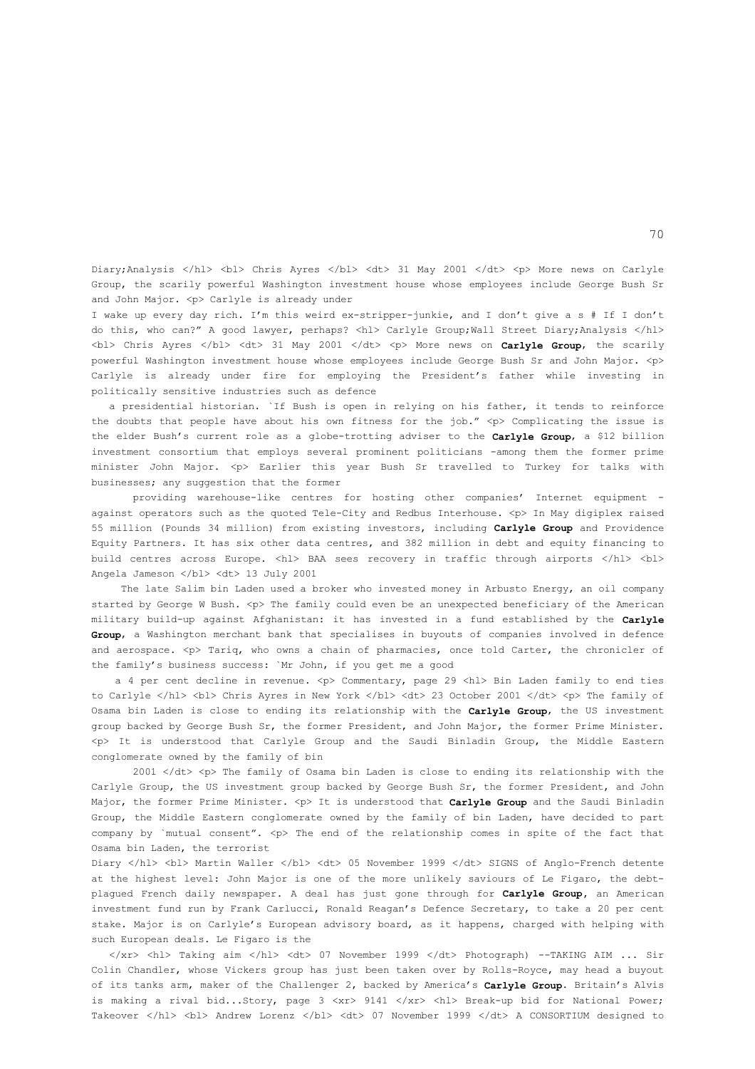Diary;Analysis </hl> <bl> Chris Ayres </bl> <dt> 31 May 2001 </dt> <p> More news on Carlyle Group, the scarily powerful Washington investment house whose employees include George Bush Sr and John Major. <p> Carlyle is already under

I wake up every day rich. I'm this weird ex-stripper-junkie, and I don't give a s # If I don't do this, who can?" A good lawyer, perhaps? <hl> Carlyle Group;Wall Street Diary;Analysis </hl> <bl> Chris Ayres </bl> <dt> 31 May 2001 </dt> <p> More news on **Carlyle Group**, the scarily powerful Washington investment house whose employees include George Bush Sr and John Major. <p> Carlyle is already under fire for employing the President's father while investing in politically sensitive industries such as defence

a presidential historian. `If Bush is open in relying on his father, it tends to reinforce the doubts that people have about his own fitness for the job." <p> Complicating the issue is the elder Bush's current role as a globe-trotting adviser to the **Carlyle Group**, a $12 billion investment consortium that employs several prominent politicians -among them the former prime minister John Major. <p> Earlier this year Bush Sr travelled to Turkey for talks with businesses; any suggestion that the former

providing warehouse-like centres for hosting other companies' Internet equipment - against operators such as the quoted Tele-City and Redbus Interhouse. <p> In May digiplex raised 55 million (Pounds 34 million) from existing investors, including **Carlyle Group** and Providence Equity Partners. It has six other data centres, and 382 million in debt and equity financing to build centres across Europe. <hl> BAA sees recovery in traffic through airports </hl> <bl> Angela Jameson </bl> <dt> 13 July 2001

The late Salim bin Laden used a broker who invested money in Arbusto Energy, an oil company started by George W Bush. <p> The family could even be an unexpected beneficiary of the American military build-up against Afghanistan: it has invested in a fund established by the **Carlyle Group**, a Washington merchant bank that specialises in buyouts of companies involved in defence and aerospace. <p> Tariq, who owns a chain of pharmacies, once told Carter, the chronicler of the family's business success: `Mr John, if you get me a good

a 4 per cent decline in revenue. <p> Commentary, page 29 <hl> Bin Laden family to end ties to Carlyle </hl> <bl> Chris Ayres in New York </bl> <dt> 23 October 2001 </dt> <p> The family of Osama bin Laden is close to ending its relationship with the **Carlyle Group**, the US investment group backed by George Bush Sr, the former President, and John Major, the former Prime Minister. <p> It is understood that Carlyle Group and the Saudi Binladin Group, the Middle Eastern conglomerate owned by the family of bin

2001 </dt> <p> The family of Osama bin Laden is close to ending its relationship with the Carlyle Group, the US investment group backed by George Bush Sr, the former President, and John Major, the former Prime Minister. <p> It is understood that **Carlyle Group** and the Saudi Binladin Group, the Middle Eastern conglomerate owned by the family of bin Laden, have decided to part company by `mutual consent". <p> The end of the relationship comes in spite of the fact that Osama bin Laden, the terrorist

Diary </hl> <bl> Martin Waller </bl> <dt> 05 November 1999 </dt> SIGNS of Anglo-French detente at the highest level: John Major is one of the more unlikely saviours of Le Figaro, the debt-plagued French daily newspaper. A deal has just gone through for **Carlyle Group**, an American investment fund run by Frank Carlucci, Ronald Reagan's Defence Secretary, to take a 20 per cent stake. Major is on Carlyle's European advisory board, as it happens, charged with helping with such European deals. Le Figaro is the

</xr> <hl> Taking aim </hl> <dt> 07 November 1999 </dt> Photograph) --TAKING AIM ... Sir Colin Chandler, whose Vickers group has just been taken over by Rolls-Royce, may head a buyout of its tanks arm, maker of the Challenger 2, backed by America's **Carlyle Group**. Britain's Alvis is making a rival bid...Story, page 3 <xr> 9141 </xr> <hl> Break-up bid for National Power; Takeover </hl> <bl> Andrew Lorenz </bl> <dt> 07 November 1999 </dt> A CONSORTIUM designed to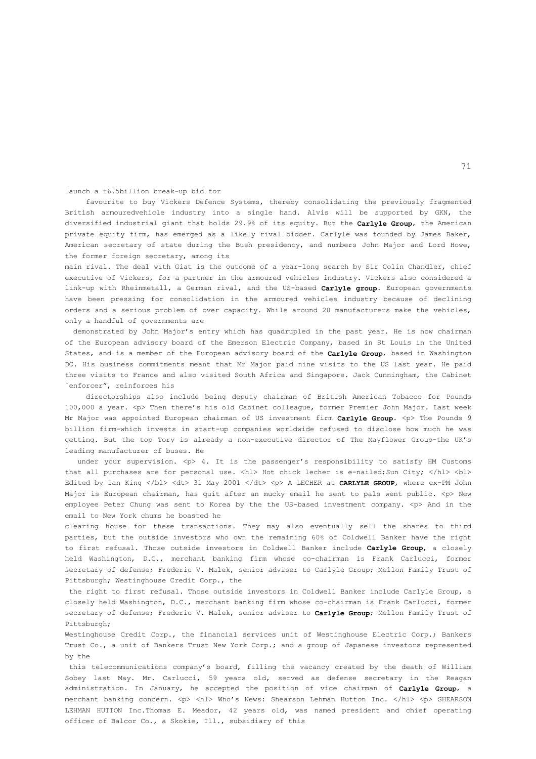launch a ±6.5billion break-up bid for

favourite to buy Vickers Defence Systems, thereby consolidating the previously fragmented British armouredvehicle industry into a single hand. Alvis will be supported by GKN, the diversified industrial giant that holds 29.9% of its equity. But the **Carlyle Group**, the American private equity firm, has emerged as a likely rival bidder. Carlyle was founded by James Baker, American secretary of state during the Bush presidency, and numbers John Major and Lord Howe, the former foreign secretary, among its

main rival. The deal with Giat is the outcome of a year-long search by Sir Colin Chandler, chief executive of Vickers, for a partner in the armoured vehicles industry. Vickers also considered a link-up with Rheinmetall, a German rival, and the US-based **Carlyle group**. European governments have been pressing for consolidation in the armoured vehicles industry because of declining orders and a serious problem of over capacity. While around 20 manufacturers make the vehicles, only a handful of governments are

demonstrated by John Major's entry which has quadrupled in the past year. He is now chairman of the European advisory board of the Emerson Electric Company, based in St Louis in the United States, and is a member of the European advisory board of the **Carlyle Group**, based in Washington DC. His business commitments meant that Mr Major paid nine visits to the US last year. He paid three visits to France and also visited South Africa and Singapore. Jack Cunningham, the Cabinet `enforcer", reinforces his

directorships also include being deputy chairman of British American Tobacco for Pounds 100,000 a year. <p> Then there's his old Cabinet colleague, former Premier John Major. Last week Mr Major was appointed European chairman of US investment firm **Carlyle Group**. <p> The Pounds 9 billion firm-which invests in start-up companies worldwide refused to disclose how much he was getting. But the top Tory is already a non-executive director of The Mayflower Group-the UK's leading manufacturer of buses. He

under your supervision. <p> 4. It is the passenger's responsibility to satisfy HM Customs that all purchases are for personal use. <hl> Hot chick lecher is e-nailed;Sun City; </hl> <bl> Edited by Ian King </bl> <dt> 31 May 2001 </dt> <p> A LECHER at **CARLYLE GROUP**, where ex-PM John Major is European chairman, has quit after an mucky email he sent to pals went public. <p> New employee Peter Chung was sent to Korea by the the US-based investment company. <p> And in the email to New York chums he boasted he

clearing house for these transactions. They may also eventually sell the shares to third parties, but the outside investors who own the remaining 60% of Coldwell Banker have the right to first refusal. Those outside investors in Coldwell Banker include **Carlyle Group**, a closely held Washington, D.C., merchant banking firm whose co-chairman is Frank Carlucci, former secretary of defense; Frederic V. Malek, senior adviser to Carlyle Group; Mellon Family Trust of Pittsburgh; Westinghouse Credit Corp., the

the right to first refusal. Those outside investors in Coldwell Banker include Carlyle Group, a closely held Washington, D.C., merchant banking firm whose co-chairman is Frank Carlucci, former secretary of defense; Frederic V. Malek, senior adviser to **Carlyle Group**; Mellon Family Trust of Pittsburgh;

Westinghouse Credit Corp., the financial services unit of Westinghouse Electric Corp.; Bankers Trust Co., a unit of Bankers Trust New York Corp.; and a group of Japanese investors represented by the

this telecommunications company's board, filling the vacancy created by the death of William Sobey last May. Mr. Carlucci, 59 years old, served as defense secretary in the Reagan administration. In January, he accepted the position of vice chairman of **Carlyle Group**, a merchant banking concern. <p> <hl> Who's News: Shearson Lehman Hutton Inc. </hl> <p> SHEARSON LEHMAN HUTTON Inc.Thomas E. Meador, 42 years old, was named president and chief operating officer of Balcor Co., a Skokie, Ill., subsidiary of this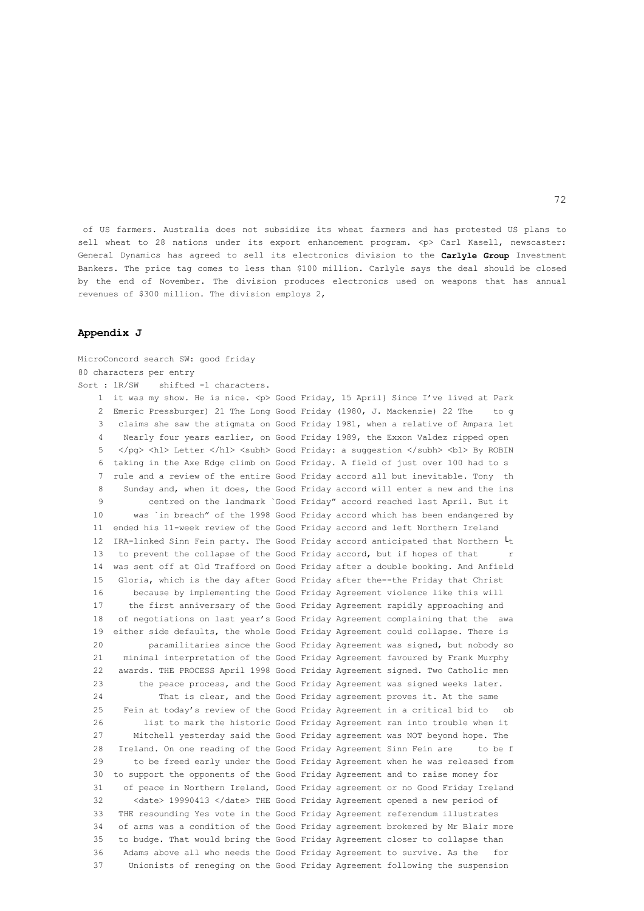of US farmers. Australia does not subsidize its wheat farmers and has protested US plans to sell wheat to 28 nations under its export enhancement program. <p> Carl Kasell, newscaster: General Dynamics has agreed to sell its electronics division to the **Carlyle Group** Investment Bankers. The price tag comes to less than $100 million. Carlyle says the deal should be closed by the end of November. The division produces electronics used on weapons that has annual revenues of $300 million. The division employs 2,

## Appendix J

```
MicroConcord search SW: good friday
80 characters per entry
Sort : 1R/SW    shifted -1 characters.
    1  it was my show. He is nice. <p> Good Friday, 15 April} Since I've lived at Park
    2  Emeric Pressburger) 21 The Long Good Friday (1980, J. Mackenzie) 22 The    to g
    3   claims she saw the stigmata on Good Friday 1981, when a relative of Ampara let
    4    Nearly four years earlier, on Good Friday 1989, the Exxon Valdez ripped open
    5   </pg> <hl> Letter </hl> <subh> Good Friday: a suggestion </subh> <bl> By ROBIN
    6  taking in the Axe Edge climb on Good Friday. A field of just over 100 had to s
    7  rule and a review of the entire Good Friday accord all but inevitable. Tony  th
    8    Sunday and, when it does, the Good Friday accord will enter a new and the ins
    9        centred on the landmark `Good Friday" accord reached last April. But it
   10      was `in breach" of the 1998 Good Friday accord which has been endangered by
   11  ended his 11-week review of the Good Friday accord and left Northern Ireland
   12  IRA-linked Sinn Fein party. The Good Friday accord anticipated that Northern └t
   13   to prevent the collapse of the Good Friday accord, but if hopes of that      r
   14  was sent off at Old Trafford on Good Friday after a double booking. And Anfield
   15   Gloria, which is the day after Good Friday after the--the Friday that Christ
   16      because by implementing the Good Friday Agreement violence like this will
   17     the first anniversary of the Good Friday Agreement rapidly approaching and
   18   of negotiations on last year's Good Friday Agreement complaining that the  awa
   19  either side defaults, the whole Good Friday Agreement could collapse. There is
   20        paramilitaries since the Good Friday Agreement was signed, but nobody so
   21    minimal interpretation of the Good Friday Agreement favoured by Frank Murphy
   22   awards. THE PROCESS April 1998 Good Friday Agreement signed. Two Catholic men
   23       the peace process, and the Good Friday Agreement was signed weeks later.
   24          That is clear, and the Good Friday agreement proves it. At the same
   25    Fein at today's review of the Good Friday Agreement in a critical bid to   ob
   26       list to mark the historic Good Friday Agreement ran into trouble when it
   27      Mitchell yesterday said the Good Friday agreement was NOT beyond hope. The
   28   Ireland. On one reading of the Good Friday Agreement Sinn Fein are     to be f
   29      to be freed early under the Good Friday Agreement when he was released from
   30  to support the opponents of the Good Friday Agreement and to raise money for
   31    of peace in Northern Ireland, Good Friday agreement or no Good Friday Ireland
   32      <date> 19990413 </date> THE Good Friday Agreement opened a new period of
   33   THE resounding Yes vote in the Good Friday Agreement referendum illustrates
   34   of arms was a condition of the Good Friday agreement brokered by Mr Blair more
   35   to budge. That would bring the Good Friday Agreement closer to collapse than
   36    Adams above all who needs the Good Friday Agreement to survive. As the   for
   37     Unionists of reneging on the Good Friday Agreement following the suspension
```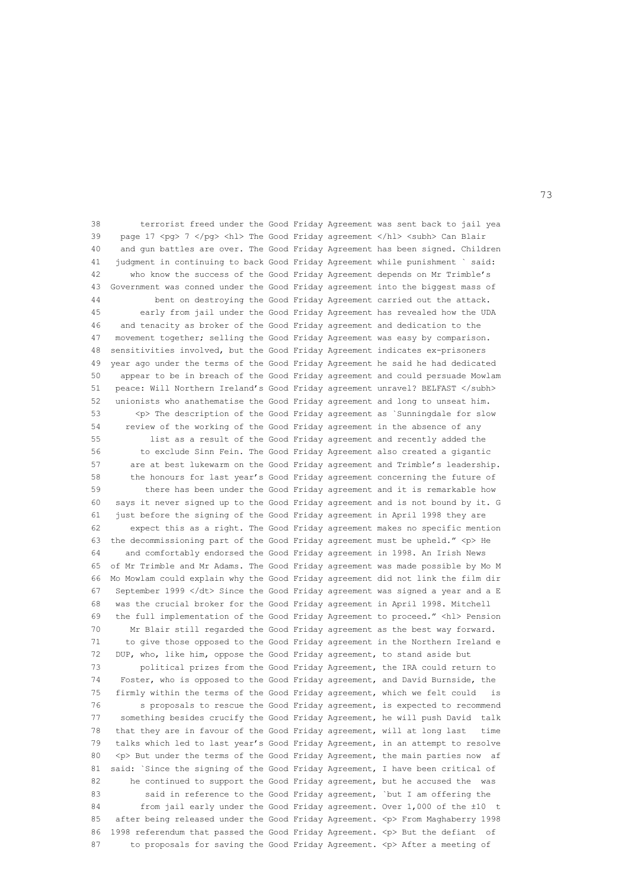```
38       terrorist freed under the Good Friday Agreement was sent back to jail yea
39   page 17 <pg> 7 </pg> <hl> The Good Friday agreement </hl> <subh> Can Blair
40    and gun battles are over. The Good Friday Agreement has been signed. Children
41   judgment in continuing to back Good Friday Agreement while punishment ` said:
42      who know the success of the Good Friday Agreement depends on Mr Trimble's
43  Government was conned under the Good Friday agreement into the biggest mass of
44          bent on destroying the Good Friday Agreement carried out the attack.
45       early from jail under the Good Friday Agreement has revealed how the UDA
46    and tenacity as broker of the Good Friday agreement and dedication to the
47   movement together; selling the Good Friday Agreement was easy by comparison.
48  sensitivities involved, but the Good Friday Agreement indicates ex-prisoners
49  year ago under the terms of the Good Friday Agreement he said he had dedicated
50    appear to be in breach of the Good Friday agreement and could persuade Mowlam
51   peace: Will Northern Ireland's Good Friday agreement unravel? BELFAST </subh>
52   unionists who anathematise the Good Friday agreement and long to unseat him.
53       <p> The description of the Good Friday agreement as `Sunningdale for slow
54     review of the working of the Good Friday agreement in the absence of any
55         list as a result of the Good Friday agreement and recently added the
56       to exclude Sinn Fein. The Good Friday Agreement also created a gigantic
57      are at best lukewarm on the Good Friday agreement and Trimble's leadership.
58      the honours for last year's Good Friday agreement concerning the future of
59        there has been under the Good Friday agreement and it is remarkable how
60   says it never signed up to the Good Friday agreement and is not bound by it. G
61   just before the signing of the Good Friday agreement in April 1998 they are
62      expect this as a right. The Good Friday agreement makes no specific mention
63  the decommissioning part of the Good Friday agreement must be upheld." <p> He
64     and comfortably endorsed the Good Friday agreement in 1998. An Irish News
65  of Mr Trimble and Mr Adams. The Good Friday agreement was made possible by Mo M
66  Mo Mowlam could explain why the Good Friday agreement did not link the film dir
67   September 1999 </dt> Since the Good Friday agreement was signed a year and a E
68   was the crucial broker for the Good Friday agreement in April 1998. Mitchell
69   the full implementation of the Good Friday Agreement to proceed." <hl> Pension
70      Mr Blair still regarded the Good Friday agreement as the best way forward.
71     to give those opposed to the Good Friday agreement in the Northern Ireland e
72   DUP, who, like him, oppose the Good Friday agreement, to stand aside but
73       political prizes from the Good Friday Agreement, the IRA could return to
74   Foster, who is opposed to the Good Friday agreement, and David Burnside, the
75   firmly within the terms of the Good Friday agreement, which we felt could   is
76       s proposals to rescue the Good Friday agreement, is expected to recommend
77   something besides crucify the Good Friday Agreement, he will push David  talk
78   that they are in favour of the Good Friday agreement, will at long last   time
79   talks which led to last year's Good Friday Agreement, in an attempt to resolve
80   <p> But under the terms of the Good Friday Agreement, the main parties now  af
81  said: `Since the signing of the Good Friday Agreement, I have been critical of
82      he continued to support the Good Friday agreement, but he accused the  was
83        said in reference to the Good Friday agreement, `but I am offering the
84       from jail early under the Good Friday agreement. Over 1,000 of the ±10  t
85   after being released under the Good Friday Agreement. <p> From Maghaberry 1998
86  1998 referendum that passed the Good Friday Agreement. <p> But the defiant  of
87     to proposals for saving the Good Friday Agreement. <p> After a meeting of
```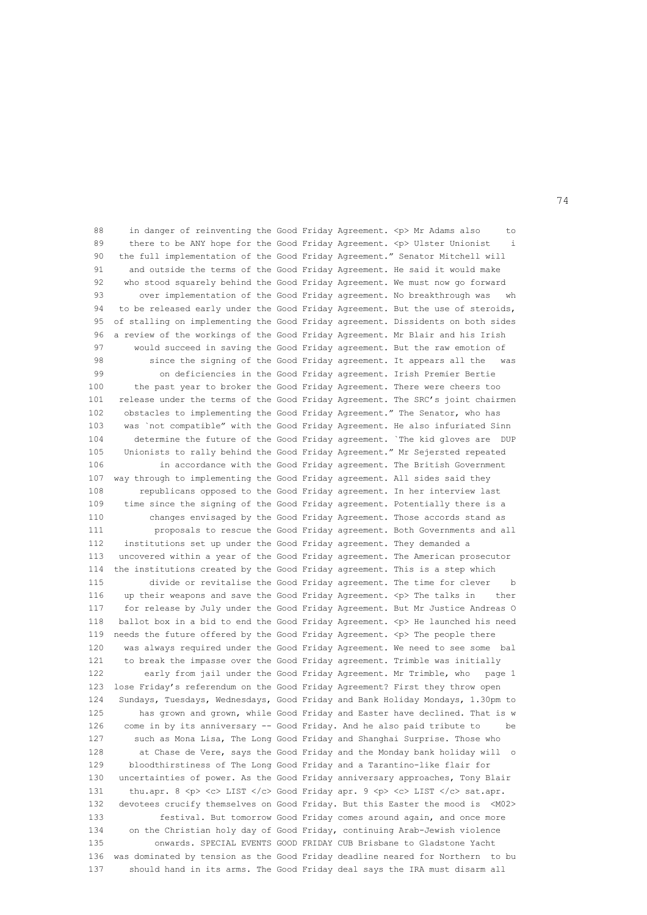```
 88    in danger of reinventing the Good Friday Agreement. <p> Mr Adams also     to
 89    there to be ANY hope for the Good Friday Agreement. <p> Ulster Unionist    i
 90   the full implementation of the Good Friday Agreement." Senator Mitchell will
 91    and outside the terms of the Good Friday Agreement. He said it would make
 92   who stood squarely behind the Good Friday Agreement. We must now go forward
 93      over implementation of the Good Friday agreement. No breakthrough was   wh
 94   to be released early under the Good Friday Agreement. But the use of steroids,
 95  of stalling on implementing the Good Friday agreement. Dissidents on both sides
 96  a review of the workings of the Good Friday Agreement. Mr Blair and his Irish
 97     would succeed in saving the Good Friday agreement. But the raw emotion of
 98        since the signing of the Good Friday agreement. It appears all the   was
 99          on deficiencies in the Good Friday agreement. Irish Premier Bertie
100     the past year to broker the Good Friday Agreement. There were cheers too
101   release under the terms of the Good Friday Agreement. The SRC's joint chairmen
102   obstacles to implementing the Good Friday Agreement." The Senator, who has
103   was `not compatible" with the Good Friday Agreement. He also infuriated Sinn
104     determine the future of the Good Friday agreement. `The kid gloves are  DUP
105   Unionists to rally behind the Good Friday Agreement." Mr Sejersted repeated
106          in accordance with the Good Friday agreement. The British Government
107  way through to implementing the Good Friday agreement. All sides said they
108      republicans opposed to the Good Friday agreement. In her interview last
109   time since the signing of the Good Friday agreement. Potentially there is a
110        changes envisaged by the Good Friday Agreement. Those accords stand as
111         proposals to rescue the Good Friday agreement. Both Governments and all
112   institutions set up under the Good Friday agreement. They demanded a
113  uncovered within a year of the Good Friday agreement. The American prosecutor
114  the institutions created by the Good Friday agreement. This is a step which
115        divide or revitalise the Good Friday agreement. The time for clever    b
116   up their weapons and save the Good Friday Agreement. <p> The talks in    ther
117   for release by July under the Good Friday Agreement. But Mr Justice Andreas O
118  ballot box in a bid to end the Good Friday Agreement. <p> He launched his need
119  needs the future offered by the Good Friday Agreement. <p> The people there
120   was always required under the Good Friday Agreement. We need to see some  bal
121   to break the impasse over the Good Friday agreement. Trimble was initially
122       early from jail under the Good Friday Agreement. Mr Trimble, who   page 1
123  lose Friday's referendum on the Good Friday Agreement? First they throw open
124  Sundays, Tuesdays, Wednesdays, Good Friday and Bank Holiday Mondays, 1.30pm to
125     has grown and grown, while Good Friday and Easter have declined. That is w
126   come in by its anniversary -- Good Friday. And he also paid tribute to     be
127     such as Mona Lisa, The Long Good Friday and Shanghai Surprise. Those who
128      at Chase de Vere, says the Good Friday and the Monday bank holiday will  o
129    bloodthirstiness of The Long Good Friday and a Tarantino-like flair for
130  uncertainties of power. As the Good Friday anniversary approaches, Tony Blair
131    thu.apr. 8 <p> <c> LIST </c> Good Friday apr. 9 <p> <c> LIST </c> sat.apr.
132  devotees crucify themselves on Good Friday. But this Easter the mood is  <M02>
133          festival. But tomorrow Good Friday comes around again, and once more
134    on the Christian holy day of Good Friday, continuing Arab-Jewish violence
135         onwards. SPECIAL EVENTS GOOD FRIDAY CUB Brisbane to Gladstone Yacht
136  was dominated by tension as the Good Friday deadline neared for Northern  to bu
137    should hand in its arms. The Good Friday deal says the IRA must disarm all
```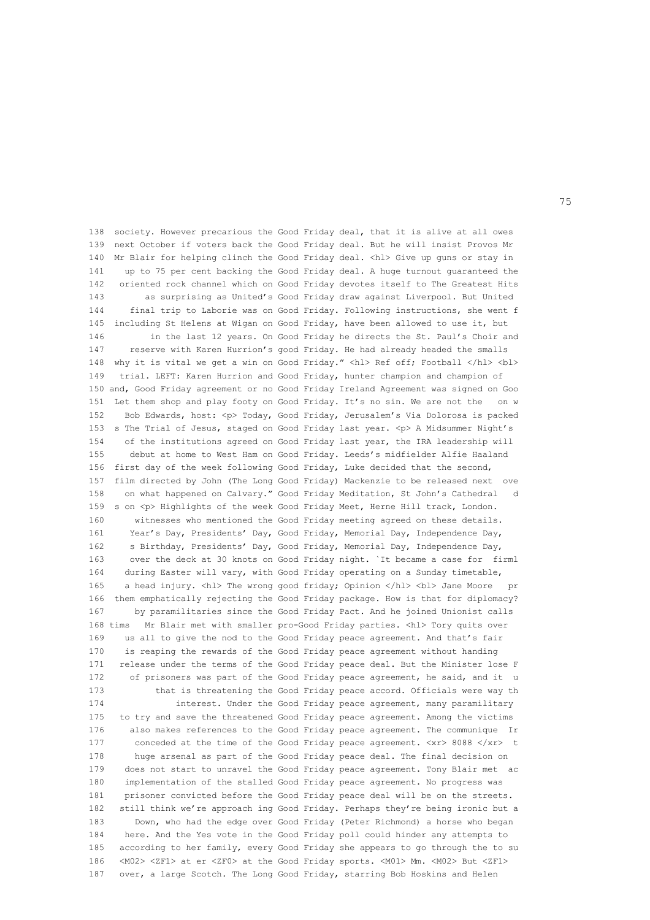```
138  society. However precarious the Good Friday deal, that it is alive at all owes
139  next October if voters back the Good Friday deal. But he will insist Provos Mr
140  Mr Blair for helping clinch the Good Friday deal. <hl> Give up guns or stay in
141    up to 75 per cent backing the Good Friday deal. A huge turnout guaranteed the
142   oriented rock channel which on Good Friday devotes itself to The Greatest Hits
143        as surprising as United's Good Friday draw against Liverpool. But United
144     final trip to Laborie was on Good Friday. Following instructions, she went f
145  including St Helens at Wigan on Good Friday, have been allowed to use it, but
146         in the last 12 years. On Good Friday he directs the St. Paul's Choir and
147    reserve with Karen Hurrion's good Friday. He had already headed the smalls
148  why it is vital we get a win on Good Friday." <hl> Ref off; Football </hl> <bl>
149   trial. LEFT: Karen Hurrion and Good Friday, hunter champion and champion of
150 and, Good Friday agreement or no Good Friday Ireland Agreement was signed on Goo
151  Let them shop and play footy on Good Friday. It's no sin. We are not the   on w
152    Bob Edwards, host: <p> Today, Good Friday, Jerusalem's Via Dolorosa is packed
153  s The Trial of Jesus, staged on Good Friday last year. <p> A Midsummer Night's
154    of the institutions agreed on Good Friday last year, the IRA leadership will
155     debut at home to West Ham on Good Friday. Leeds's midfielder Alfie Haaland
156  first day of the week following Good Friday, Luke decided that the second,
157  film directed by John (The Long Good Friday) Mackenzie to be released next  ove
158    on what happened on Calvary." Good Friday Meditation, St John's Cathedral   d
159  s on <p> Highlights of the week Good Friday Meet, Herne Hill track, London.
160      witnesses who mentioned the Good Friday meeting agreed on these details.
161     Year's Day, Presidents' Day, Good Friday, Memorial Day, Independence Day,
162     s Birthday, Presidents' Day, Good Friday, Memorial Day, Independence Day,
163     over the deck at 30 knots on Good Friday night. `It became a case for  firml
164    during Easter will vary, with Good Friday operating on a Sunday timetable,
165    a head injury. <hl> The wrong good friday; Opinion </hl> <bl> Jane Moore   pr
166  them emphatically rejecting the Good Friday package. How is that for diplomacy?
167      by paramilitaries since the Good Friday Pact. And he joined Unionist calls
168 tims   Mr Blair met with smaller pro-Good Friday parties. <hl> Tory quits over
169    us all to give the nod to the Good Friday peace agreement. And that's fair
170    is reaping the rewards of the Good Friday peace agreement without handing
171   release under the terms of the Good Friday peace deal. But the Minister lose F
172     of prisoners was part of the Good Friday peace agreement, he said, and it  u
173          that is threatening the Good Friday peace accord. Officials were way th
174              interest. Under the Good Friday peace agreement, many paramilitary
175   to try and save the threatened Good Friday peace agreement. Among the victims
176     also makes references to the Good Friday peace agreement. The communique  Ir
177      conceded at the time of the Good Friday peace agreement. <xr> 8088 </xr>  t
178     huge arsenal as part of the Good Friday peace deal. The final decision on
179    does not start to unravel the Good Friday peace agreement. Tony Blair met  ac
180    implementation of the stalled Good Friday peace agreement. No progress was
181    prisoner convicted before the Good Friday peace deal will be on the streets.
182   still think we're approach ing Good Friday. Perhaps they're being ironic but a
183      Down, who had the edge over Good Friday (Peter Richmond) a horse who began
184   here. And the Yes vote in the Good Friday poll could hinder any attempts to
185   according to her family, every Good Friday she appears to go through the to su
186   <M02> <ZF1> at er <ZF0> at the Good Friday sports. <M01> Mm. <M02> But <ZF1>
187   over, a large Scotch. The Long Good Friday, starring Bob Hoskins and Helen
```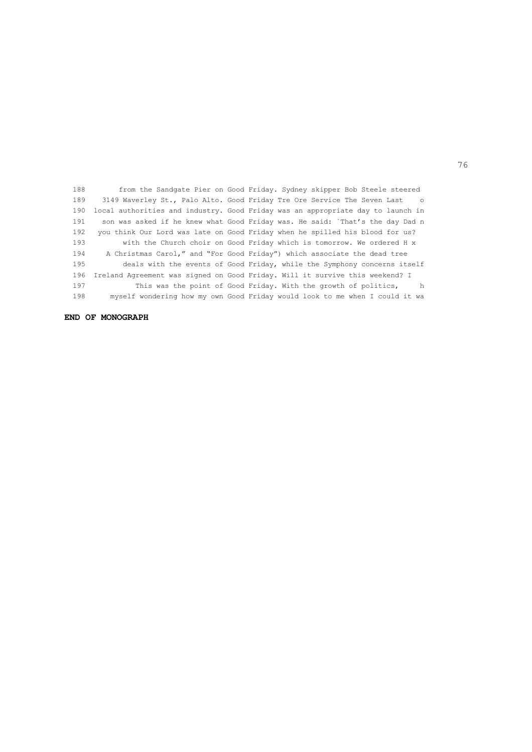```
188        from the Sandgate Pier on Good Friday. Sydney skipper Bob Steele steered
189    3149 Waverley St., Palo Alto. Good Friday Tre Ore Service The Seven Last    o
190  local authorities and industry. Good Friday was an appropriate day to launch in
191    son was asked if he knew what Good Friday was. He said: `That's the day Dad n
192   you think Our Lord was late on Good Friday when he spilled his blood for us?
193         with the Church choir on Good Friday which is tomorrow. We ordered H x
194     A Christmas Carol," and "For Good Friday") which associate the dead tree
195         deals with the events of Good Friday, while the Symphony concerns itself
196  Ireland Agreement was signed on Good Friday. Will it survive this weekend? I
197            This was the point of Good Friday. With the growth of politics,     h
198      myself wondering how my own Good Friday would look to me when I could it wa
```

**END OF MONOGRAPH**